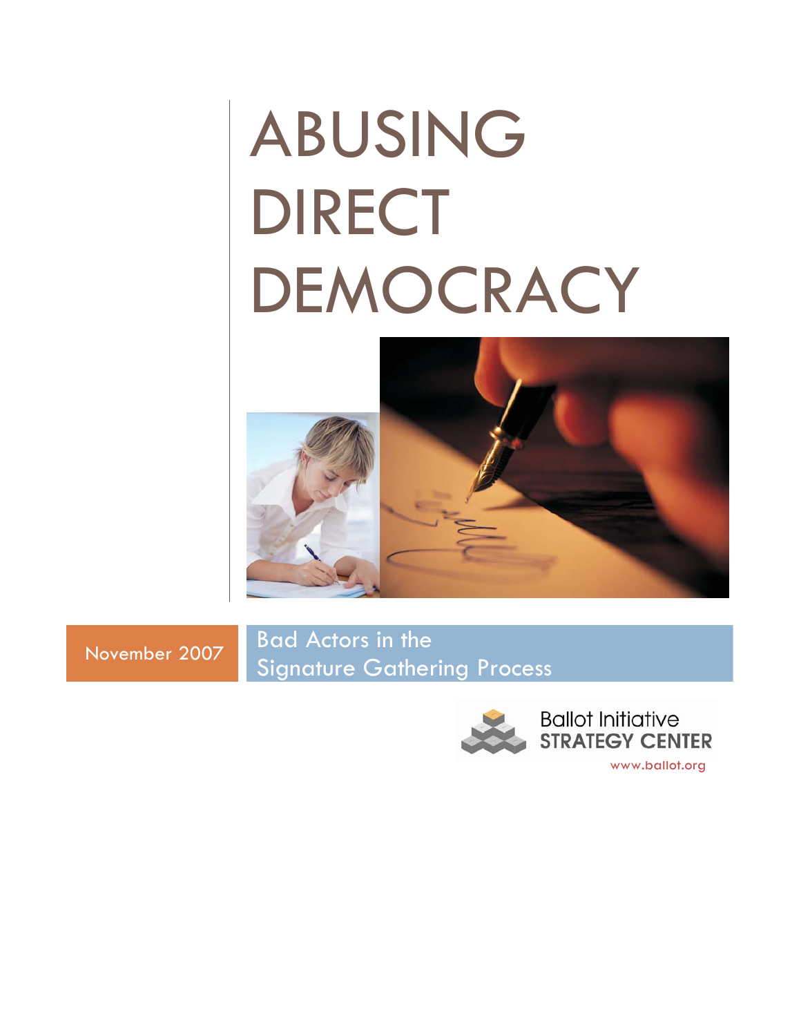# ABUSING DIRECT DEMOCRACY

November 2007

Bad Actors in the Signature Gathering Process

Ballot Initiative STRATEGY CENTER

www.ballot.org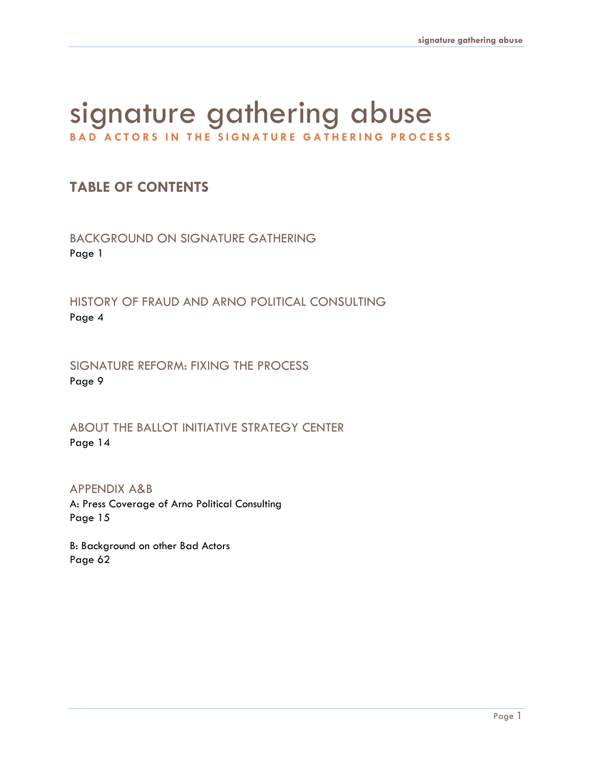# signature gathering abuse

**BAD ACTORS IN THE SIGNATURE GATHERING PROCESS**

## TABLE OF CONTENTS

BACKGROUND ON SIGNATURE GATHERING
Page 1

HISTORY OF FRAUD AND ARNO POLITICAL CONSULTING
Page 4

SIGNATURE REFORM: FIXING THE PROCESS
Page 9

ABOUT THE BALLOT INITIATIVE STRATEGY CENTER
Page 14

APPENDIX A&B
A: Press Coverage of Arno Political Consulting
Page 15

B: Background on other Bad Actors
Page 62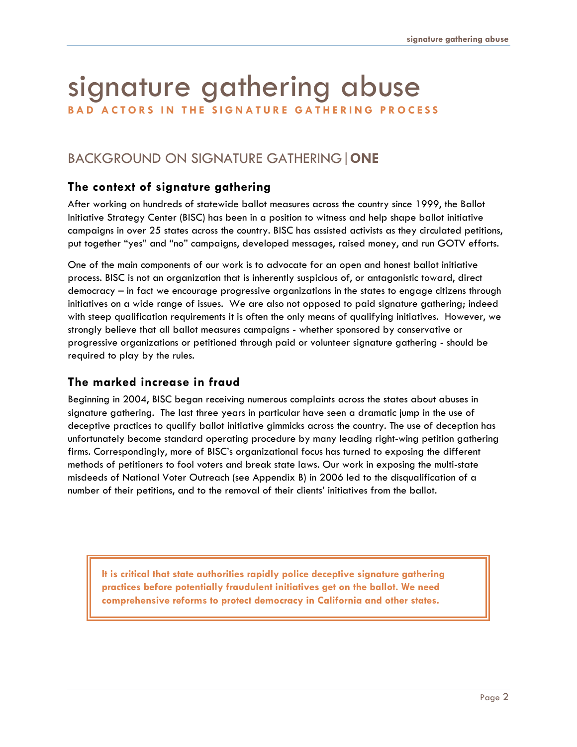# signature gathering abuse

**BAD ACTORS IN THE SIGNATURE GATHERING PROCESS**

## BACKGROUND ON SIGNATURE GATHERING | ONE

### The context of signature gathering

After working on hundreds of statewide ballot measures across the country since 1999, the Ballot Initiative Strategy Center (BISC) has been in a position to witness and help shape ballot initiative campaigns in over 25 states across the country. BISC has assisted activists as they circulated petitions, put together "yes" and "no" campaigns, developed messages, raised money, and run GOTV efforts.

One of the main components of our work is to advocate for an open and honest ballot initiative process. BISC is not an organization that is inherently suspicious of, or antagonistic toward, direct democracy – in fact we encourage progressive organizations in the states to engage citizens through initiatives on a wide range of issues. We are also not opposed to paid signature gathering; indeed with steep qualification requirements it is often the only means of qualifying initiatives. However, we strongly believe that all ballot measures campaigns - whether sponsored by conservative or progressive organizations or petitioned through paid or volunteer signature gathering - should be required to play by the rules.

### The marked increase in fraud

Beginning in 2004, BISC began receiving numerous complaints across the states about abuses in signature gathering. The last three years in particular have seen a dramatic jump in the use of deceptive practices to qualify ballot initiative gimmicks across the country. The use of deception has unfortunately become standard operating procedure by many leading right-wing petition gathering firms. Correspondingly, more of BISC's organizational focus has turned to exposing the different methods of petitioners to fool voters and break state laws. Our work in exposing the multi-state misdeeds of National Voter Outreach (see Appendix B) in 2006 led to the disqualification of a number of their petitions, and to the removal of their clients' initiatives from the ballot.

> **It is critical that state authorities rapidly police deceptive signature gathering practices before potentially fraudulent initiatives get on the ballot. We need comprehensive reforms to protect democracy in California and other states.**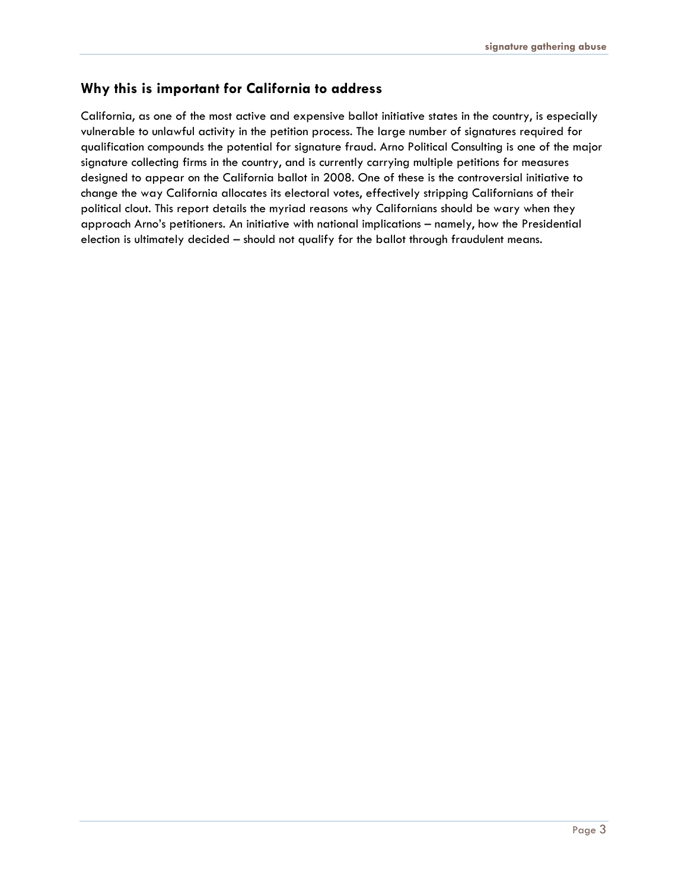## Why this is important for California to address

California, as one of the most active and expensive ballot initiative states in the country, is especially vulnerable to unlawful activity in the petition process. The large number of signatures required for qualification compounds the potential for signature fraud. Arno Political Consulting is one of the major signature collecting firms in the country, and is currently carrying multiple petitions for measures designed to appear on the California ballot in 2008. One of these is the controversial initiative to change the way California allocates its electoral votes, effectively stripping Californians of their political clout. This report details the myriad reasons why Californians should be wary when they approach Arno's petitioners. An initiative with national implications – namely, how the Presidential election is ultimately decided – should not qualify for the ballot through fraudulent means.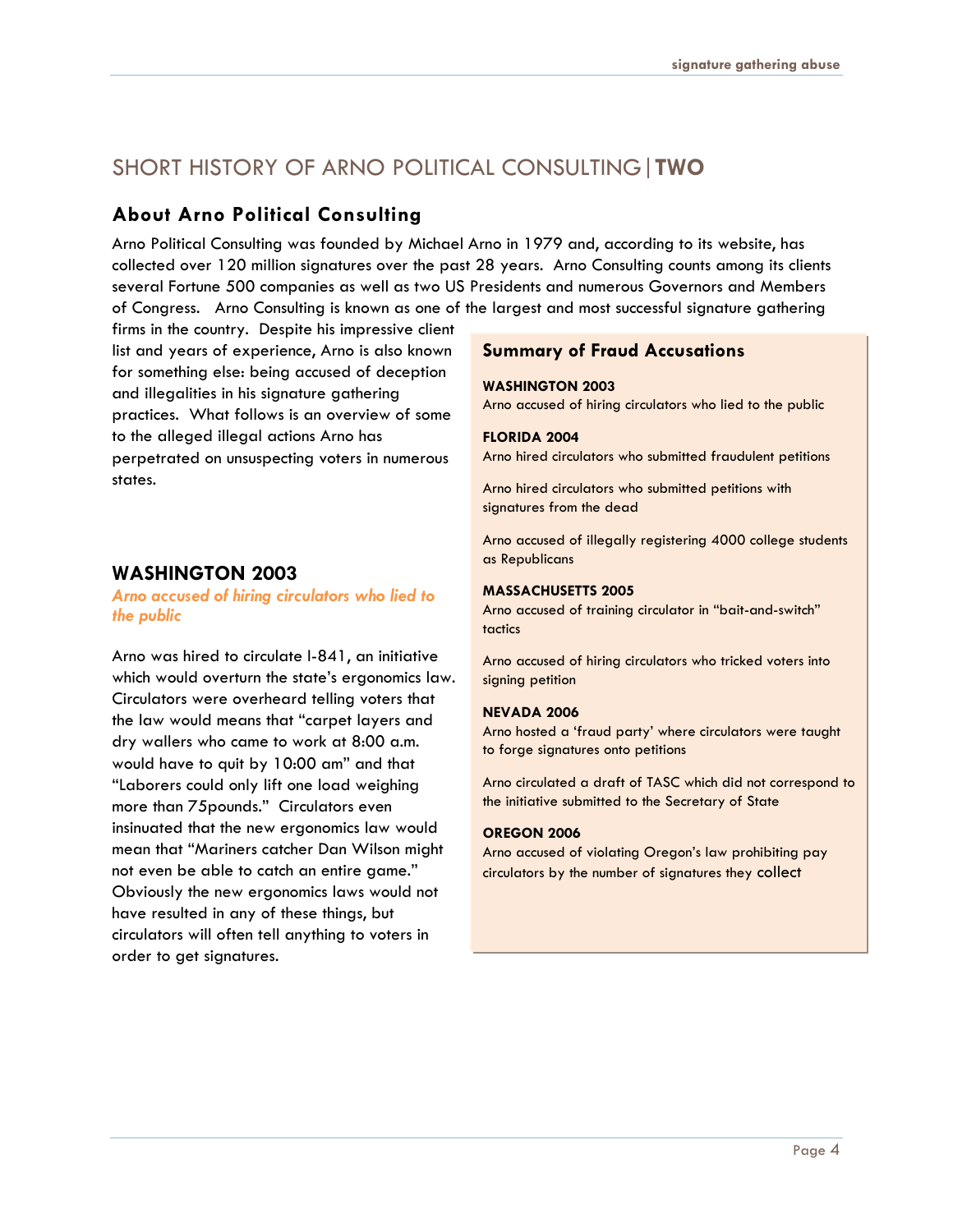## SHORT HISTORY OF ARNO POLITICAL CONSULTING | **TWO**

### About Arno Political Consulting

Arno Political Consulting was founded by Michael Arno in 1979 and, according to its website, has collected over 120 million signatures over the past 28 years. Arno Consulting counts among its clients several Fortune 500 companies as well as two US Presidents and numerous Governors and Members of Congress. Arno Consulting is known as one of the largest and most successful signature gathering firms in the country. Despite his impressive client list and years of experience, Arno is also known for something else: being accused of deception and illegalities in his signature gathering practices. What follows is an overview of some to the alleged illegal actions Arno has perpetrated on unsuspecting voters in numerous states.

> **Summary of Fraud Accusations**
>
> **WASHINGTON 2003**
> Arno accused of hiring circulators who lied to the public
>
> **FLORIDA 2004**
> Arno hired circulators who submitted fraudulent petitions
>
> Arno hired circulators who submitted petitions with signatures from the dead
>
> Arno accused of illegally registering 4000 college students as Republicans
>
> **MASSACHUSETTS 2005**
> Arno accused of training circulator in "bait-and-switch" tactics
>
> Arno accused of hiring circulators who tricked voters into signing petition
>
> **NEVADA 2006**
> Arno hosted a 'fraud party' where circulators were taught to forge signatures onto petitions
>
> Arno circulated a draft of TASC which did not correspond to the initiative submitted to the Secretary of State
>
> **OREGON 2006**
> Arno accused of violating Oregon's law prohibiting pay circulators by the number of signatures they collect

### WASHINGTON 2003

*Arno accused of hiring circulators who lied to the public*

Arno was hired to circulate I-841, an initiative which would overturn the state's ergonomics law. Circulators were overheard telling voters that the law would means that "carpet layers and dry wallers who came to work at 8:00 a.m. would have to quit by 10:00 am" and that "Laborers could only lift one load weighing more than 75pounds." Circulators even insinuated that the new ergonomics law would mean that "Mariners catcher Dan Wilson might not even be able to catch an entire game." Obviously the new ergonomics laws would not have resulted in any of these things, but circulators will often tell anything to voters in order to get signatures.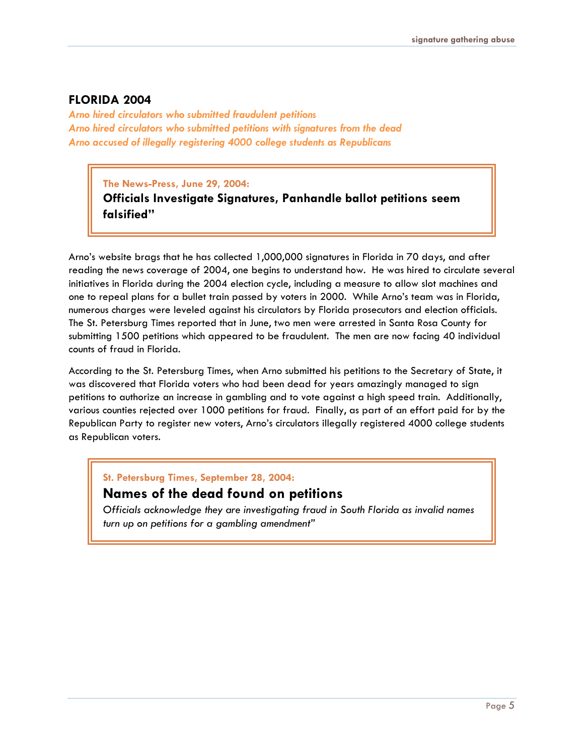## FLORIDA 2004

*Arno hired circulators who submitted fraudulent petitions*
*Arno hired circulators who submitted petitions with signatures from the dead*
*Arno accused of illegally registering 4000 college students as Republicans*

> **The News-Press, June 29, 2004:**
>
> **Officials Investigate Signatures, Panhandle ballot petitions seem falsified"**

Arno's website brags that he has collected 1,000,000 signatures in Florida in 70 days, and after reading the news coverage of 2004, one begins to understand how. He was hired to circulate several initiatives in Florida during the 2004 election cycle, including a measure to allow slot machines and one to repeal plans for a bullet train passed by voters in 2000. While Arno's team was in Florida, numerous charges were leveled against his circulators by Florida prosecutors and election officials. The St. Petersburg Times reported that in June, two men were arrested in Santa Rosa County for submitting 1500 petitions which appeared to be fraudulent. The men are now facing 40 individual counts of fraud in Florida.

According to the St. Petersburg Times, when Arno submitted his petitions to the Secretary of State, it was discovered that Florida voters who had been dead for years amazingly managed to sign petitions to authorize an increase in gambling and to vote against a high speed train. Additionally, various counties rejected over 1000 petitions for fraud. Finally, as part of an effort paid for by the Republican Party to register new voters, Arno's circulators illegally registered 4000 college students as Republican voters.

> **St. Petersburg Times, September 28, 2004:**
>
> **Names of the dead found on petitions**
>
> *Officials acknowledge they are investigating fraud in South Florida as invalid names turn up on petitions for a gambling amendment"*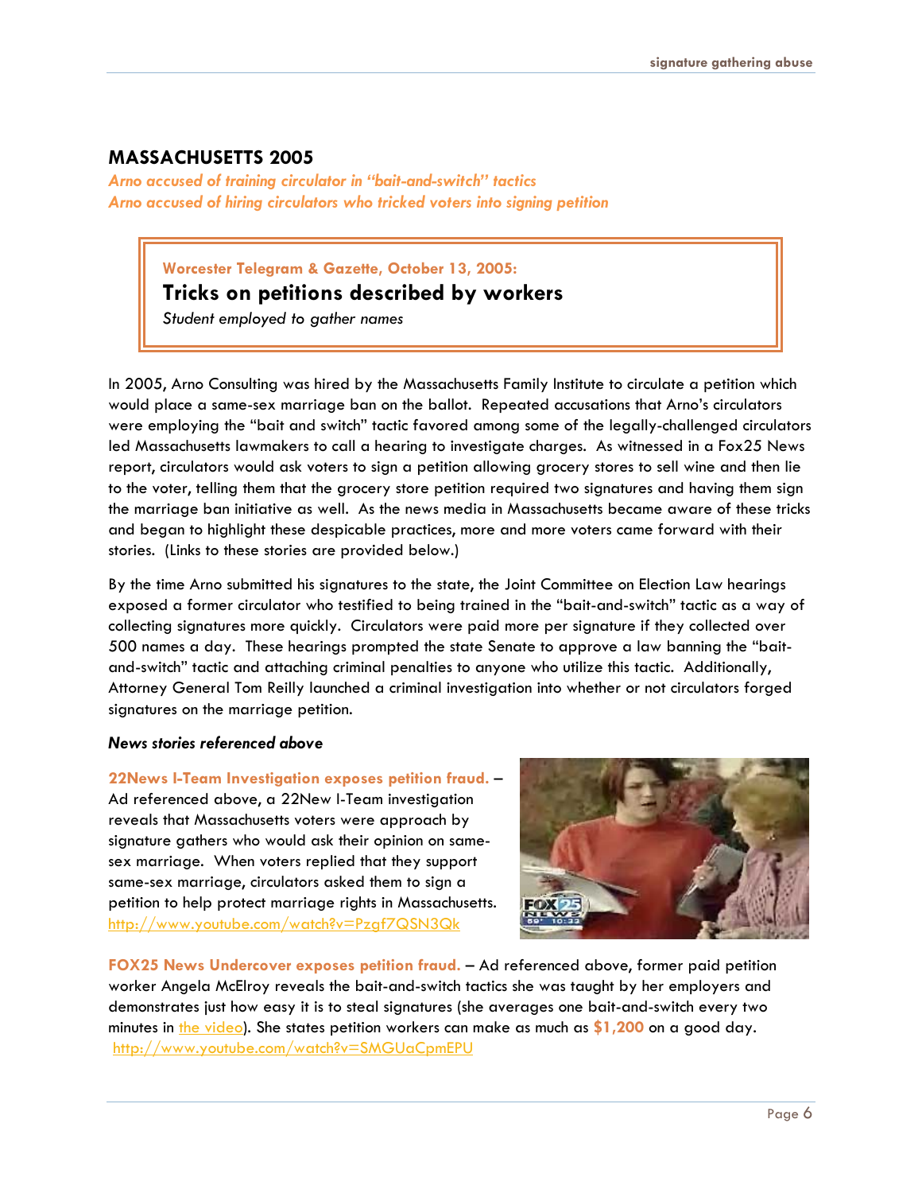## MASSACHUSETTS 2005

*Arno accused of training circulator in "bait-and-switch" tactics*
*Arno accused of hiring circulators who tricked voters into signing petition*

> **Worcester Telegram & Gazette, October 13, 2005:**
> **Tricks on petitions described by workers**
> *Student employed to gather names*

In 2005, Arno Consulting was hired by the Massachusetts Family Institute to circulate a petition which would place a same-sex marriage ban on the ballot. Repeated accusations that Arno's circulators were employing the "bait and switch" tactic favored among some of the legally-challenged circulators led Massachusetts lawmakers to call a hearing to investigate charges. As witnessed in a Fox25 News report, circulators would ask voters to sign a petition allowing grocery stores to sell wine and then lie to the voter, telling them that the grocery store petition required two signatures and having them sign the marriage ban initiative as well. As the news media in Massachusetts became aware of these tricks and began to highlight these despicable practices, more and more voters came forward with their stories. (Links to these stories are provided below.)

By the time Arno submitted his signatures to the state, the Joint Committee on Election Law hearings exposed a former circulator who testified to being trained in the "bait-and-switch" tactic as a way of collecting signatures more quickly. Circulators were paid more per signature if they collected over 500 names a day. These hearings prompted the state Senate to approve a law banning the "bait-and-switch" tactic and attaching criminal penalties to anyone who utilize this tactic. Additionally, Attorney General Tom Reilly launched a criminal investigation into whether or not circulators forged signatures on the marriage petition.

***News stories referenced above***

**22News I-Team Investigation exposes petition fraud.** – Ad referenced above, a 22New I-Team investigation reveals that Massachusetts voters were approach by signature gathers who would ask their opinion on same-sex marriage. When voters replied that they support same-sex marriage, circulators asked them to sign a petition to help protect marriage rights in Massachusetts. http://www.youtube.com/watch?v=Pzgf7QSN3Qk

**FOX25 News Undercover exposes petition fraud.** – Ad referenced above, former paid petition worker Angela McElroy reveals the bait-and-switch tactics she was taught by her employers and demonstrates just how easy it is to steal signatures (she averages one bait-and-switch every two minutes in the video). She states petition workers can make as much as **$1,200** on a good day. http://www.youtube.com/watch?v=SMGUaCpmEPU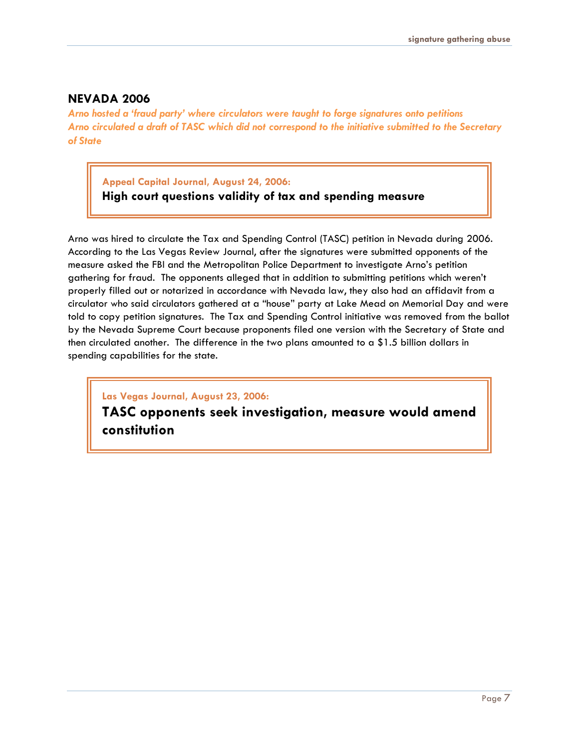## NEVADA 2006

*Arno hosted a 'fraud party' where circulators were taught to forge signatures onto petitions*
*Arno circulated a draft of TASC which did not correspond to the initiative submitted to the Secretary of State*

> **Appeal Capital Journal, August 24, 2006:**
> **High court questions validity of tax and spending measure**

Arno was hired to circulate the Tax and Spending Control (TASC) petition in Nevada during 2006. According to the Las Vegas Review Journal, after the signatures were submitted opponents of the measure asked the FBI and the Metropolitan Police Department to investigate Arno's petition gathering for fraud. The opponents alleged that in addition to submitting petitions which weren't properly filled out or notarized in accordance with Nevada law, they also had an affidavit from a circulator who said circulators gathered at a "house" party at Lake Mead on Memorial Day and were told to copy petition signatures. The Tax and Spending Control initiative was removed from the ballot by the Nevada Supreme Court because proponents filed one version with the Secretary of State and then circulated another. The difference in the two plans amounted to a $1.5 billion dollars in spending capabilities for the state.

> **Las Vegas Journal, August 23, 2006:**
> **TASC opponents seek investigation, measure would amend constitution**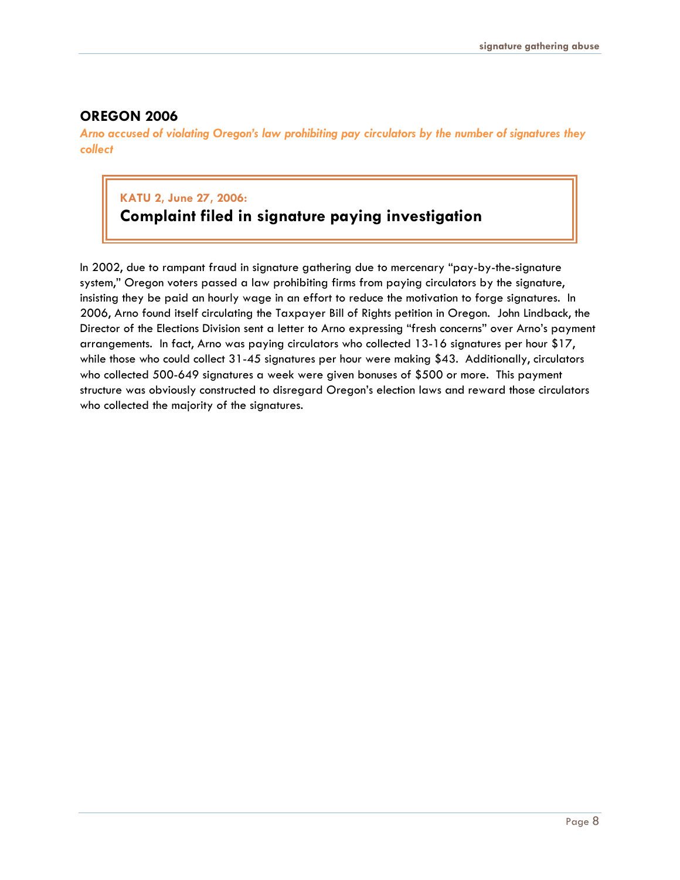## OREGON 2006

*Arno accused of violating Oregon's law prohibiting pay circulators by the number of signatures they collect*

> **KATU 2, June 27, 2006:**
> ### Complaint filed in signature paying investigation

In 2002, due to rampant fraud in signature gathering due to mercenary "pay-by-the-signature system," Oregon voters passed a law prohibiting firms from paying circulators by the signature, insisting they be paid an hourly wage in an effort to reduce the motivation to forge signatures. In 2006, Arno found itself circulating the Taxpayer Bill of Rights petition in Oregon. John Lindback, the Director of the Elections Division sent a letter to Arno expressing "fresh concerns" over Arno's payment arrangements. In fact, Arno was paying circulators who collected 13-16 signatures per hour $17, while those who could collect 31-45 signatures per hour were making $43. Additionally, circulators who collected 500-649 signatures a week were given bonuses of $500 or more. This payment structure was obviously constructed to disregard Oregon's election laws and reward those circulators who collected the majority of the signatures.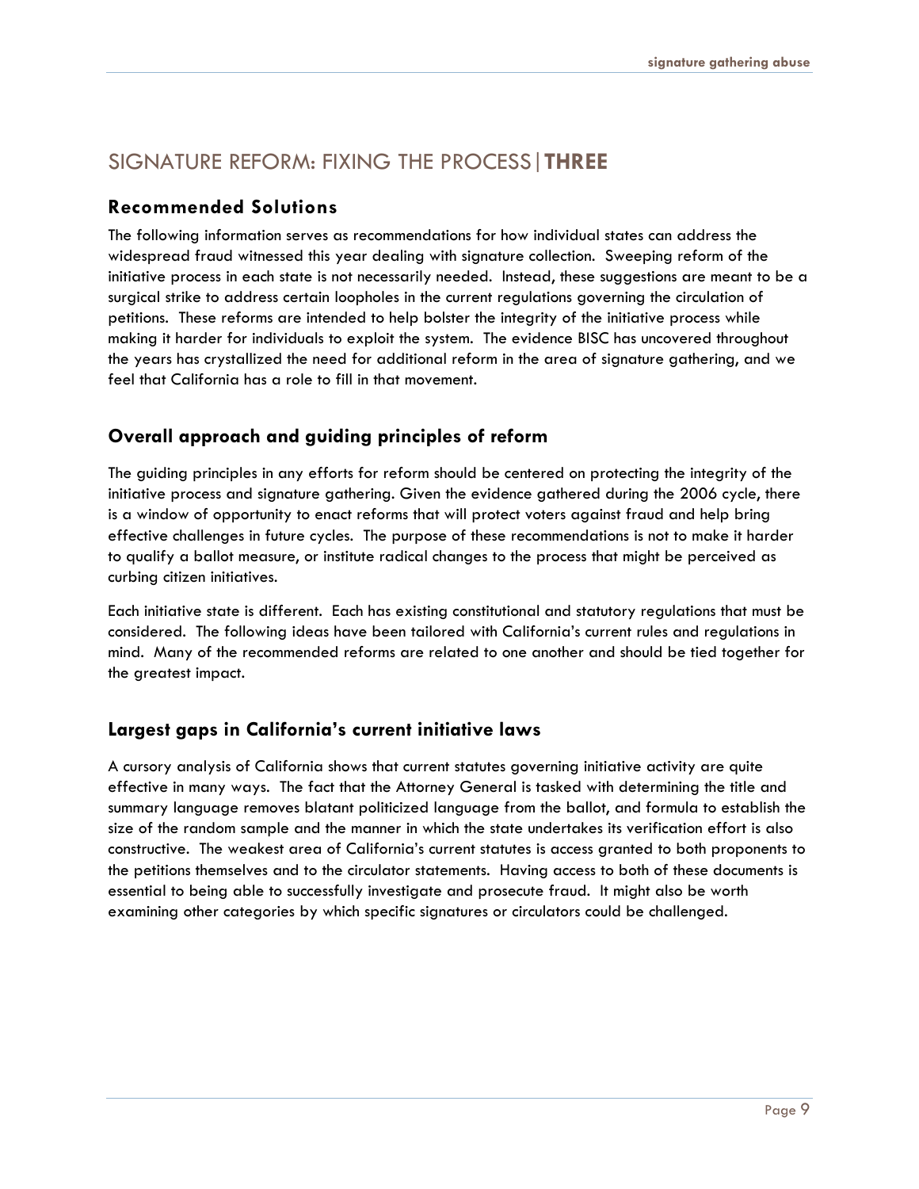# SIGNATURE REFORM: FIXING THE PROCESS | THREE

## Recommended Solutions

The following information serves as recommendations for how individual states can address the widespread fraud witnessed this year dealing with signature collection. Sweeping reform of the initiative process in each state is not necessarily needed. Instead, these suggestions are meant to be a surgical strike to address certain loopholes in the current regulations governing the circulation of petitions. These reforms are intended to help bolster the integrity of the initiative process while making it harder for individuals to exploit the system. The evidence BISC has uncovered throughout the years has crystallized the need for additional reform in the area of signature gathering, and we feel that California has a role to fill in that movement.

## Overall approach and guiding principles of reform

The guiding principles in any efforts for reform should be centered on protecting the integrity of the initiative process and signature gathering. Given the evidence gathered during the 2006 cycle, there is a window of opportunity to enact reforms that will protect voters against fraud and help bring effective challenges in future cycles. The purpose of these recommendations is not to make it harder to qualify a ballot measure, or institute radical changes to the process that might be perceived as curbing citizen initiatives.

Each initiative state is different. Each has existing constitutional and statutory regulations that must be considered. The following ideas have been tailored with California's current rules and regulations in mind. Many of the recommended reforms are related to one another and should be tied together for the greatest impact.

## Largest gaps in California's current initiative laws

A cursory analysis of California shows that current statutes governing initiative activity are quite effective in many ways. The fact that the Attorney General is tasked with determining the title and summary language removes blatant politicized language from the ballot, and formula to establish the size of the random sample and the manner in which the state undertakes its verification effort is also constructive. The weakest area of California's current statutes is access granted to both proponents to the petitions themselves and to the circulator statements. Having access to both of these documents is essential to being able to successfully investigate and prosecute fraud. It might also be worth examining other categories by which specific signatures or circulators could be challenged.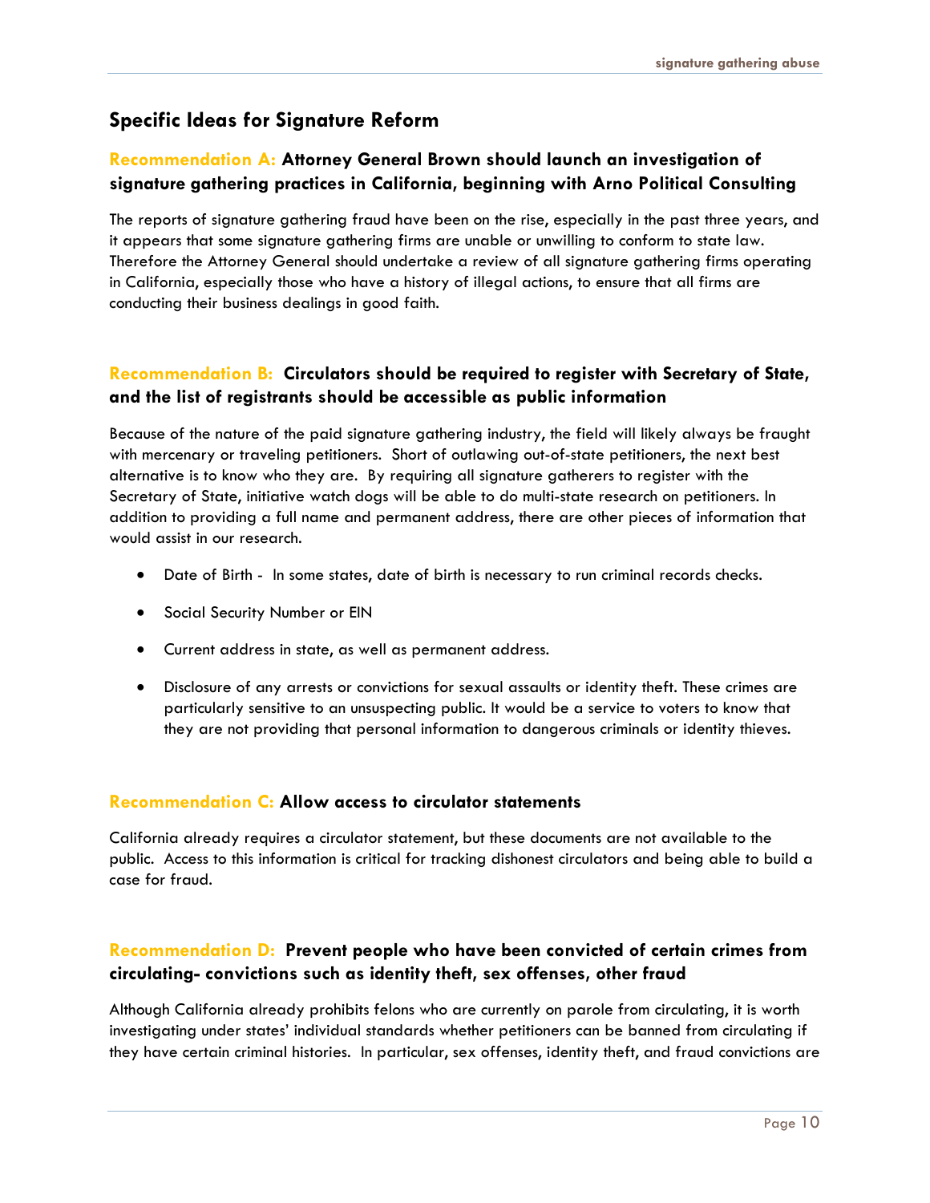## Specific Ideas for Signature Reform

### Recommendation A: Attorney General Brown should launch an investigation of signature gathering practices in California, beginning with Arno Political Consulting

The reports of signature gathering fraud have been on the rise, especially in the past three years, and it appears that some signature gathering firms are unable or unwilling to conform to state law. Therefore the Attorney General should undertake a review of all signature gathering firms operating in California, especially those who have a history of illegal actions, to ensure that all firms are conducting their business dealings in good faith.

### Recommendation B: Circulators should be required to register with Secretary of State, and the list of registrants should be accessible as public information

Because of the nature of the paid signature gathering industry, the field will likely always be fraught with mercenary or traveling petitioners. Short of outlawing out-of-state petitioners, the next best alternative is to know who they are. By requiring all signature gatherers to register with the Secretary of State, initiative watch dogs will be able to do multi-state research on petitioners. In addition to providing a full name and permanent address, there are other pieces of information that would assist in our research.

- Date of Birth - In some states, date of birth is necessary to run criminal records checks.
- Social Security Number or EIN
- Current address in state, as well as permanent address.
- Disclosure of any arrests or convictions for sexual assaults or identity theft. These crimes are particularly sensitive to an unsuspecting public. It would be a service to voters to know that they are not providing that personal information to dangerous criminals or identity thieves.

### Recommendation C: Allow access to circulator statements

California already requires a circulator statement, but these documents are not available to the public. Access to this information is critical for tracking dishonest circulators and being able to build a case for fraud.

### Recommendation D: Prevent people who have been convicted of certain crimes from circulating- convictions such as identity theft, sex offenses, other fraud

Although California already prohibits felons who are currently on parole from circulating, it is worth investigating under states' individual standards whether petitioners can be banned from circulating if they have certain criminal histories. In particular, sex offenses, identity theft, and fraud convictions are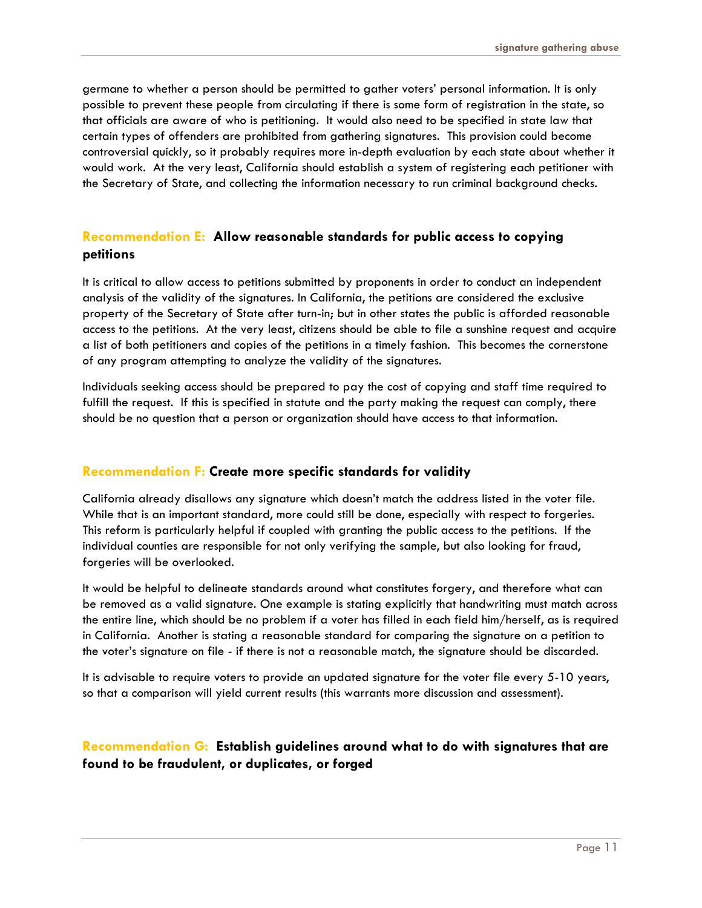germane to whether a person should be permitted to gather voters' personal information. It is only possible to prevent these people from circulating if there is some form of registration in the state, so that officials are aware of who is petitioning. It would also need to be specified in state law that certain types of offenders are prohibited from gathering signatures. This provision could become controversial quickly, so it probably requires more in-depth evaluation by each state about whether it would work. At the very least, California should establish a system of registering each petitioner with the Secretary of State, and collecting the information necessary to run criminal background checks.

### Recommendation E: Allow reasonable standards for public access to copying petitions

It is critical to allow access to petitions submitted by proponents in order to conduct an independent analysis of the validity of the signatures. In California, the petitions are considered the exclusive property of the Secretary of State after turn-in; but in other states the public is afforded reasonable access to the petitions. At the very least, citizens should be able to file a sunshine request and acquire a list of both petitioners and copies of the petitions in a timely fashion. This becomes the cornerstone of any program attempting to analyze the validity of the signatures.

Individuals seeking access should be prepared to pay the cost of copying and staff time required to fulfill the request. If this is specified in statute and the party making the request can comply, there should be no question that a person or organization should have access to that information.

### Recommendation F: Create more specific standards for validity

California already disallows any signature which doesn't match the address listed in the voter file. While that is an important standard, more could still be done, especially with respect to forgeries. This reform is particularly helpful if coupled with granting the public access to the petitions. If the individual counties are responsible for not only verifying the sample, but also looking for fraud, forgeries will be overlooked.

It would be helpful to delineate standards around what constitutes forgery, and therefore what can be removed as a valid signature. One example is stating explicitly that handwriting must match across the entire line, which should be no problem if a voter has filled in each field him/herself, as is required in California. Another is stating a reasonable standard for comparing the signature on a petition to the voter's signature on file - if there is not a reasonable match, the signature should be discarded.

It is advisable to require voters to provide an updated signature for the voter file every 5-10 years, so that a comparison will yield current results (this warrants more discussion and assessment).

### Recommendation G: Establish guidelines around what to do with signatures that are found to be fraudulent, or duplicates, or forged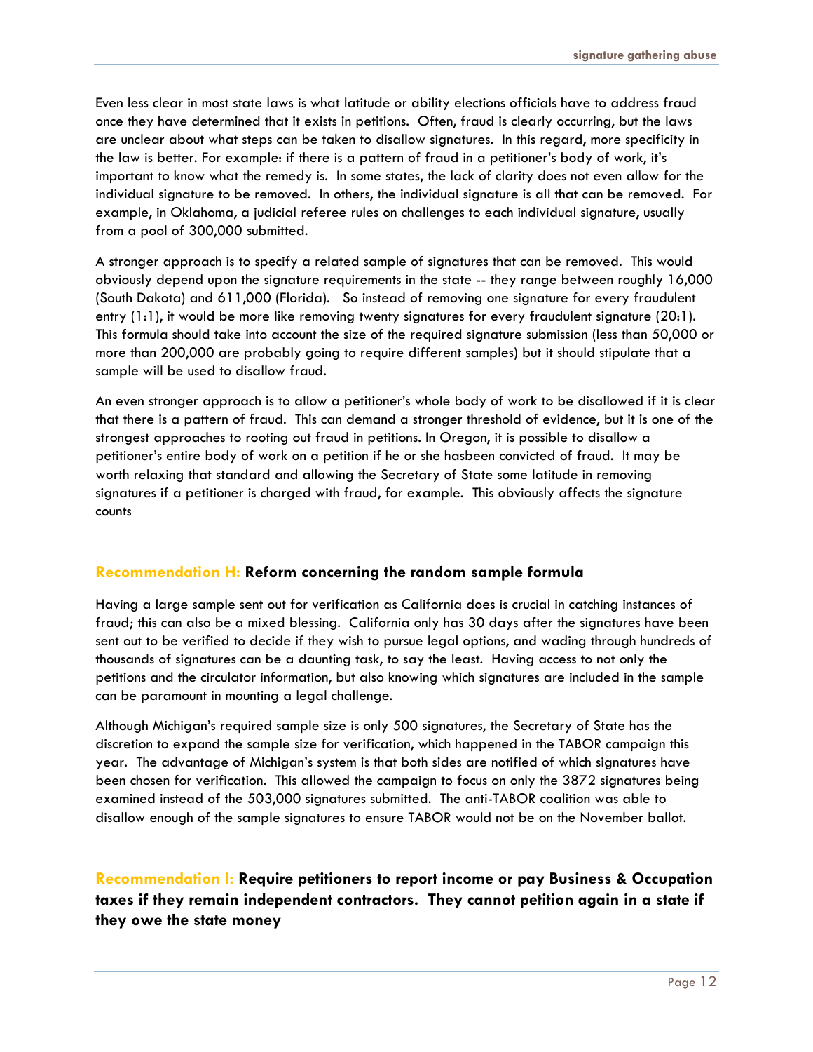Even less clear in most state laws is what latitude or ability elections officials have to address fraud once they have determined that it exists in petitions. Often, fraud is clearly occurring, but the laws are unclear about what steps can be taken to disallow signatures. In this regard, more specificity in the law is better. For example: if there is a pattern of fraud in a petitioner's body of work, it's important to know what the remedy is. In some states, the lack of clarity does not even allow for the individual signature to be removed. In others, the individual signature is all that can be removed. For example, in Oklahoma, a judicial referee rules on challenges to each individual signature, usually from a pool of 300,000 submitted.

A stronger approach is to specify a related sample of signatures that can be removed. This would obviously depend upon the signature requirements in the state -- they range between roughly 16,000 (South Dakota) and 611,000 (Florida). So instead of removing one signature for every fraudulent entry (1:1), it would be more like removing twenty signatures for every fraudulent signature (20:1). This formula should take into account the size of the required signature submission (less than 50,000 or more than 200,000 are probably going to require different samples) but it should stipulate that a sample will be used to disallow fraud.

An even stronger approach is to allow a petitioner's whole body of work to be disallowed if it is clear that there is a pattern of fraud. This can demand a stronger threshold of evidence, but it is one of the strongest approaches to rooting out fraud in petitions. In Oregon, it is possible to disallow a petitioner's entire body of work on a petition if he or she hasbeen convicted of fraud. It may be worth relaxing that standard and allowing the Secretary of State some latitude in removing signatures if a petitioner is charged with fraud, for example. This obviously affects the signature counts

### Recommendation H: Reform concerning the random sample formula

Having a large sample sent out for verification as California does is crucial in catching instances of fraud; this can also be a mixed blessing. California only has 30 days after the signatures have been sent out to be verified to decide if they wish to pursue legal options, and wading through hundreds of thousands of signatures can be a daunting task, to say the least. Having access to not only the petitions and the circulator information, but also knowing which signatures are included in the sample can be paramount in mounting a legal challenge.

Although Michigan's required sample size is only 500 signatures, the Secretary of State has the discretion to expand the sample size for verification, which happened in the TABOR campaign this year. The advantage of Michigan's system is that both sides are notified of which signatures have been chosen for verification. This allowed the campaign to focus on only the 3872 signatures being examined instead of the 503,000 signatures submitted. The anti-TABOR coalition was able to disallow enough of the sample signatures to ensure TABOR would not be on the November ballot.

### Recommendation I: Require petitioners to report income or pay Business & Occupation taxes if they remain independent contractors. They cannot petition again in a state if they owe the state money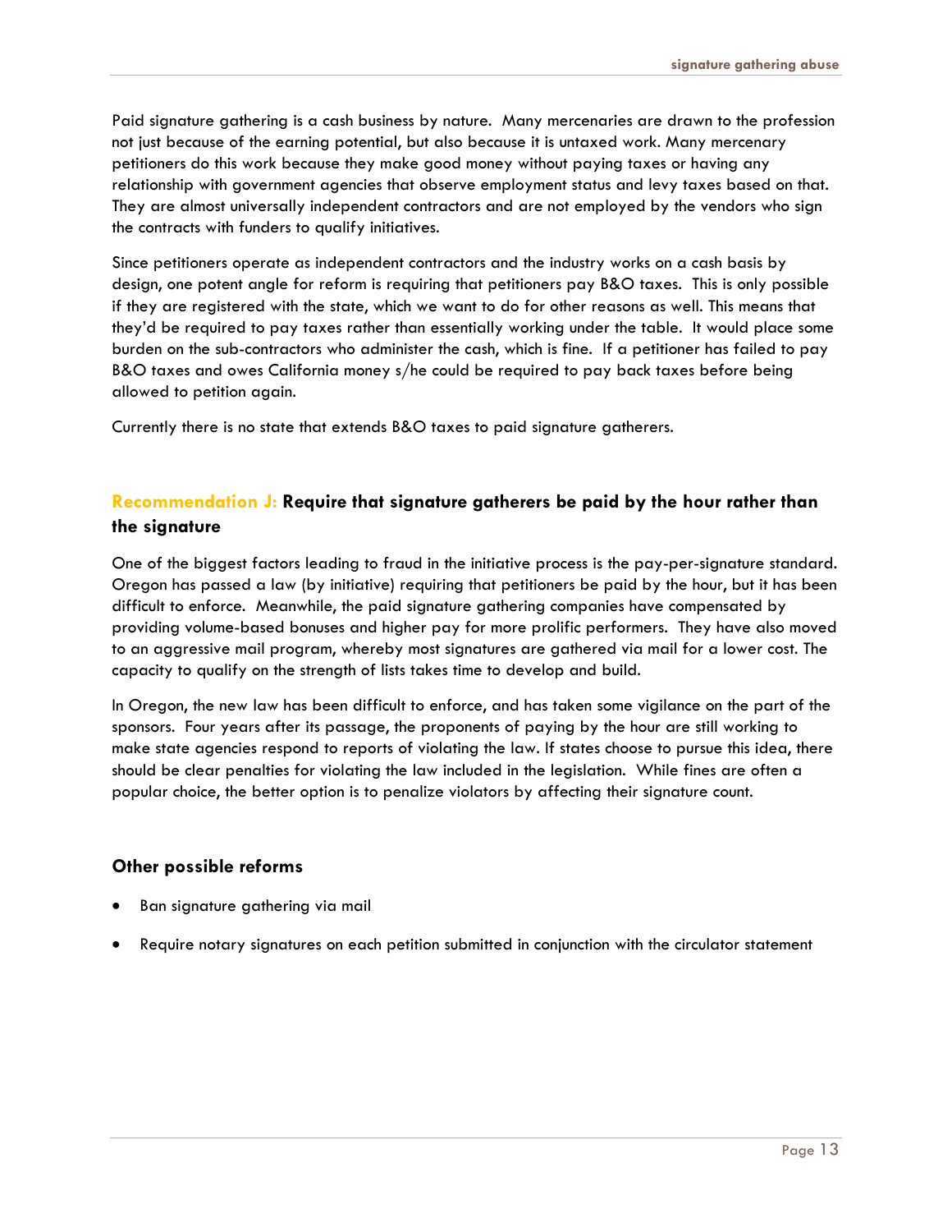Paid signature gathering is a cash business by nature. Many mercenaries are drawn to the profession not just because of the earning potential, but also because it is untaxed work. Many mercenary petitioners do this work because they make good money without paying taxes or having any relationship with government agencies that observe employment status and levy taxes based on that. They are almost universally independent contractors and are not employed by the vendors who sign the contracts with funders to qualify initiatives.

Since petitioners operate as independent contractors and the industry works on a cash basis by design, one potent angle for reform is requiring that petitioners pay B&O taxes. This is only possible if they are registered with the state, which we want to do for other reasons as well. This means that they'd be required to pay taxes rather than essentially working under the table. It would place some burden on the sub-contractors who administer the cash, which is fine. If a petitioner has failed to pay B&O taxes and owes California money s/he could be required to pay back taxes before being allowed to petition again.

Currently there is no state that extends B&O taxes to paid signature gatherers.

### Recommendation J: Require that signature gatherers be paid by the hour rather than the signature

One of the biggest factors leading to fraud in the initiative process is the pay-per-signature standard. Oregon has passed a law (by initiative) requiring that petitioners be paid by the hour, but it has been difficult to enforce. Meanwhile, the paid signature gathering companies have compensated by providing volume-based bonuses and higher pay for more prolific performers. They have also moved to an aggressive mail program, whereby most signatures are gathered via mail for a lower cost. The capacity to qualify on the strength of lists takes time to develop and build.

In Oregon, the new law has been difficult to enforce, and has taken some vigilance on the part of the sponsors. Four years after its passage, the proponents of paying by the hour are still working to make state agencies respond to reports of violating the law. If states choose to pursue this idea, there should be clear penalties for violating the law included in the legislation. While fines are often a popular choice, the better option is to penalize violators by affecting their signature count.

### Other possible reforms

- Ban signature gathering via mail
- Require notary signatures on each petition submitted in conjunction with the circulator statement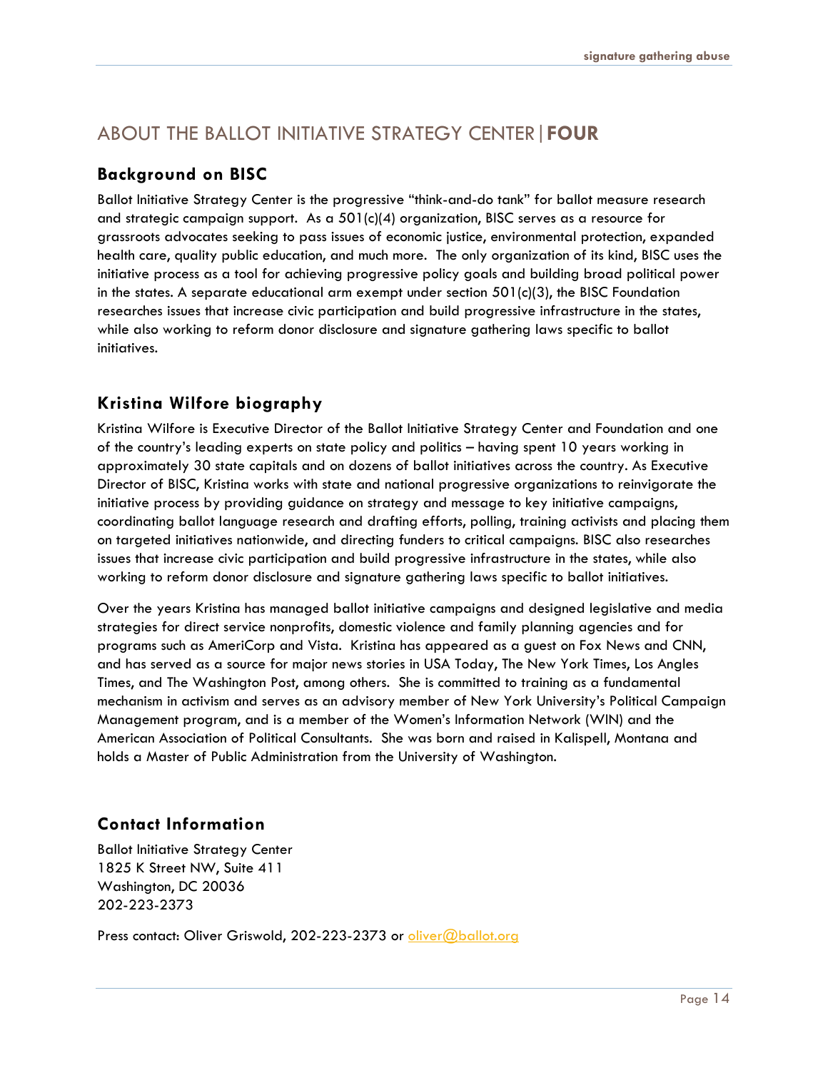# ABOUT THE BALLOT INITIATIVE STRATEGY CENTER | FOUR

## Background on BISC

Ballot Initiative Strategy Center is the progressive "think-and-do tank" for ballot measure research and strategic campaign support. As a 501(c)(4) organization, BISC serves as a resource for grassroots advocates seeking to pass issues of economic justice, environmental protection, expanded health care, quality public education, and much more. The only organization of its kind, BISC uses the initiative process as a tool for achieving progressive policy goals and building broad political power in the states. A separate educational arm exempt under section 501(c)(3), the BISC Foundation researches issues that increase civic participation and build progressive infrastructure in the states, while also working to reform donor disclosure and signature gathering laws specific to ballot initiatives.

## Kristina Wilfore biography

Kristina Wilfore is Executive Director of the Ballot Initiative Strategy Center and Foundation and one of the country's leading experts on state policy and politics – having spent 10 years working in approximately 30 state capitals and on dozens of ballot initiatives across the country. As Executive Director of BISC, Kristina works with state and national progressive organizations to reinvigorate the initiative process by providing guidance on strategy and message to key initiative campaigns, coordinating ballot language research and drafting efforts, polling, training activists and placing them on targeted initiatives nationwide, and directing funders to critical campaigns. BISC also researches issues that increase civic participation and build progressive infrastructure in the states, while also working to reform donor disclosure and signature gathering laws specific to ballot initiatives.

Over the years Kristina has managed ballot initiative campaigns and designed legislative and media strategies for direct service nonprofits, domestic violence and family planning agencies and for programs such as AmeriCorp and Vista. Kristina has appeared as a guest on Fox News and CNN, and has served as a source for major news stories in USA Today, The New York Times, Los Angles Times, and The Washington Post, among others. She is committed to training as a fundamental mechanism in activism and serves as an advisory member of New York University's Political Campaign Management program, and is a member of the Women's Information Network (WIN) and the American Association of Political Consultants. She was born and raised in Kalispell, Montana and holds a Master of Public Administration from the University of Washington.

## Contact Information

Ballot Initiative Strategy Center
1825 K Street NW, Suite 411
Washington, DC 20036
202-223-2373

Press contact: Oliver Griswold, 202-223-2373 or oliver@ballot.org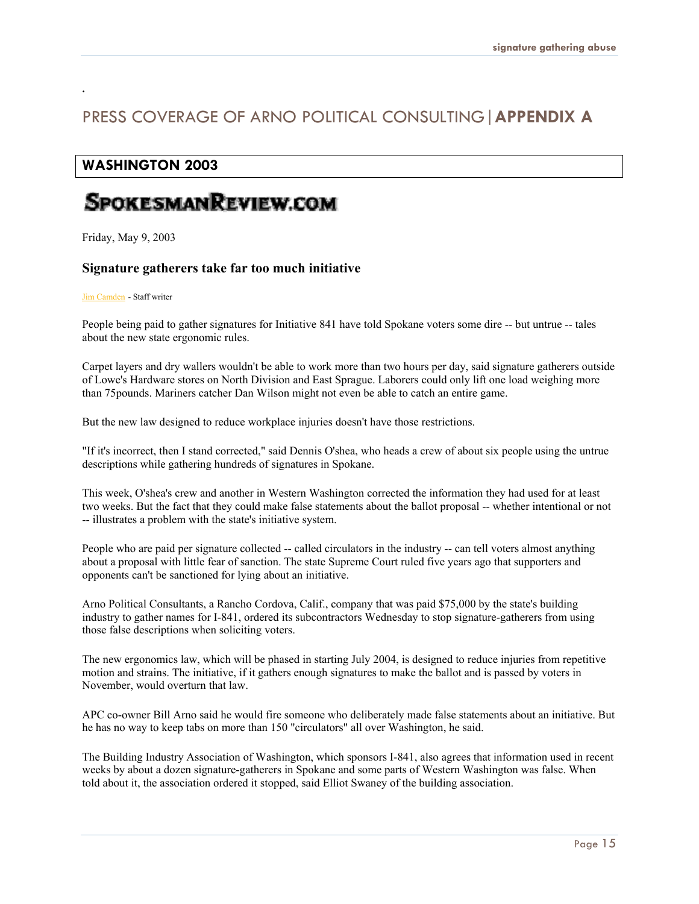# PRESS COVERAGE OF ARNO POLITICAL CONSULTING | **APPENDIX A**

## WASHINGTON 2003

**SPOKESMANREVIEW.COM**

Friday, May 9, 2003

### Signature gatherers take far too much initiative

Jim Camden - Staff writer

People being paid to gather signatures for Initiative 841 have told Spokane voters some dire -- but untrue -- tales about the new state ergonomic rules.

Carpet layers and dry wallers wouldn't be able to work more than two hours per day, said signature gatherers outside of Lowe's Hardware stores on North Division and East Sprague. Laborers could only lift one load weighing more than 75pounds. Mariners catcher Dan Wilson might not even be able to catch an entire game.

But the new law designed to reduce workplace injuries doesn't have those restrictions.

"If it's incorrect, then I stand corrected," said Dennis O'shea, who heads a crew of about six people using the untrue descriptions while gathering hundreds of signatures in Spokane.

This week, O'shea's crew and another in Western Washington corrected the information they had used for at least two weeks. But the fact that they could make false statements about the ballot proposal -- whether intentional or not -- illustrates a problem with the state's initiative system.

People who are paid per signature collected -- called circulators in the industry -- can tell voters almost anything about a proposal with little fear of sanction. The state Supreme Court ruled five years ago that supporters and opponents can't be sanctioned for lying about an initiative.

Arno Political Consultants, a Rancho Cordova, Calif., company that was paid $75,000 by the state's building industry to gather names for I-841, ordered its subcontractors Wednesday to stop signature-gatherers from using those false descriptions when soliciting voters.

The new ergonomics law, which will be phased in starting July 2004, is designed to reduce injuries from repetitive motion and strains. The initiative, if it gathers enough signatures to make the ballot and is passed by voters in November, would overturn that law.

APC co-owner Bill Arno said he would fire someone who deliberately made false statements about an initiative. But he has no way to keep tabs on more than 150 "circulators" all over Washington, he said.

The Building Industry Association of Washington, which sponsors I-841, also agrees that information used in recent weeks by about a dozen signature-gatherers in Spokane and some parts of Western Washington was false. When told about it, the association ordered it stopped, said Elliot Swaney of the building association.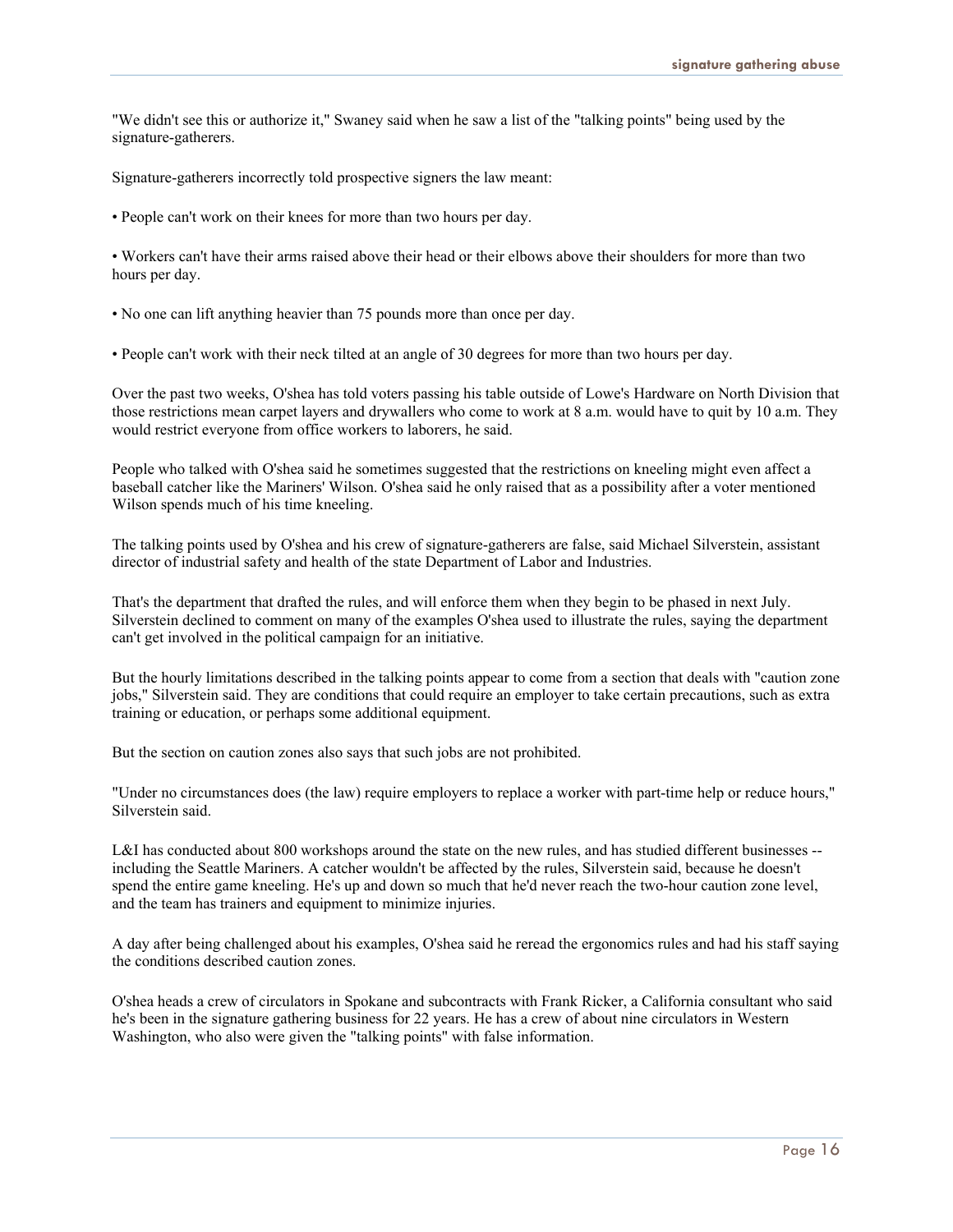"We didn't see this or authorize it," Swaney said when he saw a list of the "talking points" being used by the signature-gatherers.

Signature-gatherers incorrectly told prospective signers the law meant:

- People can't work on their knees for more than two hours per day.

- Workers can't have their arms raised above their head or their elbows above their shoulders for more than two hours per day.

- No one can lift anything heavier than 75 pounds more than once per day.

- People can't work with their neck tilted at an angle of 30 degrees for more than two hours per day.

Over the past two weeks, O'shea has told voters passing his table outside of Lowe's Hardware on North Division that those restrictions mean carpet layers and drywallers who come to work at 8 a.m. would have to quit by 10 a.m. They would restrict everyone from office workers to laborers, he said.

People who talked with O'shea said he sometimes suggested that the restrictions on kneeling might even affect a baseball catcher like the Mariners' Wilson. O'shea said he only raised that as a possibility after a voter mentioned Wilson spends much of his time kneeling.

The talking points used by O'shea and his crew of signature-gatherers are false, said Michael Silverstein, assistant director of industrial safety and health of the state Department of Labor and Industries.

That's the department that drafted the rules, and will enforce them when they begin to be phased in next July. Silverstein declined to comment on many of the examples O'shea used to illustrate the rules, saying the department can't get involved in the political campaign for an initiative.

But the hourly limitations described in the talking points appear to come from a section that deals with "caution zone jobs," Silverstein said. They are conditions that could require an employer to take certain precautions, such as extra training or education, or perhaps some additional equipment.

But the section on caution zones also says that such jobs are not prohibited.

"Under no circumstances does (the law) require employers to replace a worker with part-time help or reduce hours," Silverstein said.

L&I has conducted about 800 workshops around the state on the new rules, and has studied different businesses -- including the Seattle Mariners. A catcher wouldn't be affected by the rules, Silverstein said, because he doesn't spend the entire game kneeling. He's up and down so much that he'd never reach the two-hour caution zone level, and the team has trainers and equipment to minimize injuries.

A day after being challenged about his examples, O'shea said he reread the ergonomics rules and had his staff saying the conditions described caution zones.

O'shea heads a crew of circulators in Spokane and subcontracts with Frank Ricker, a California consultant who said he's been in the signature gathering business for 22 years. He has a crew of about nine circulators in Western Washington, who also were given the "talking points" with false information.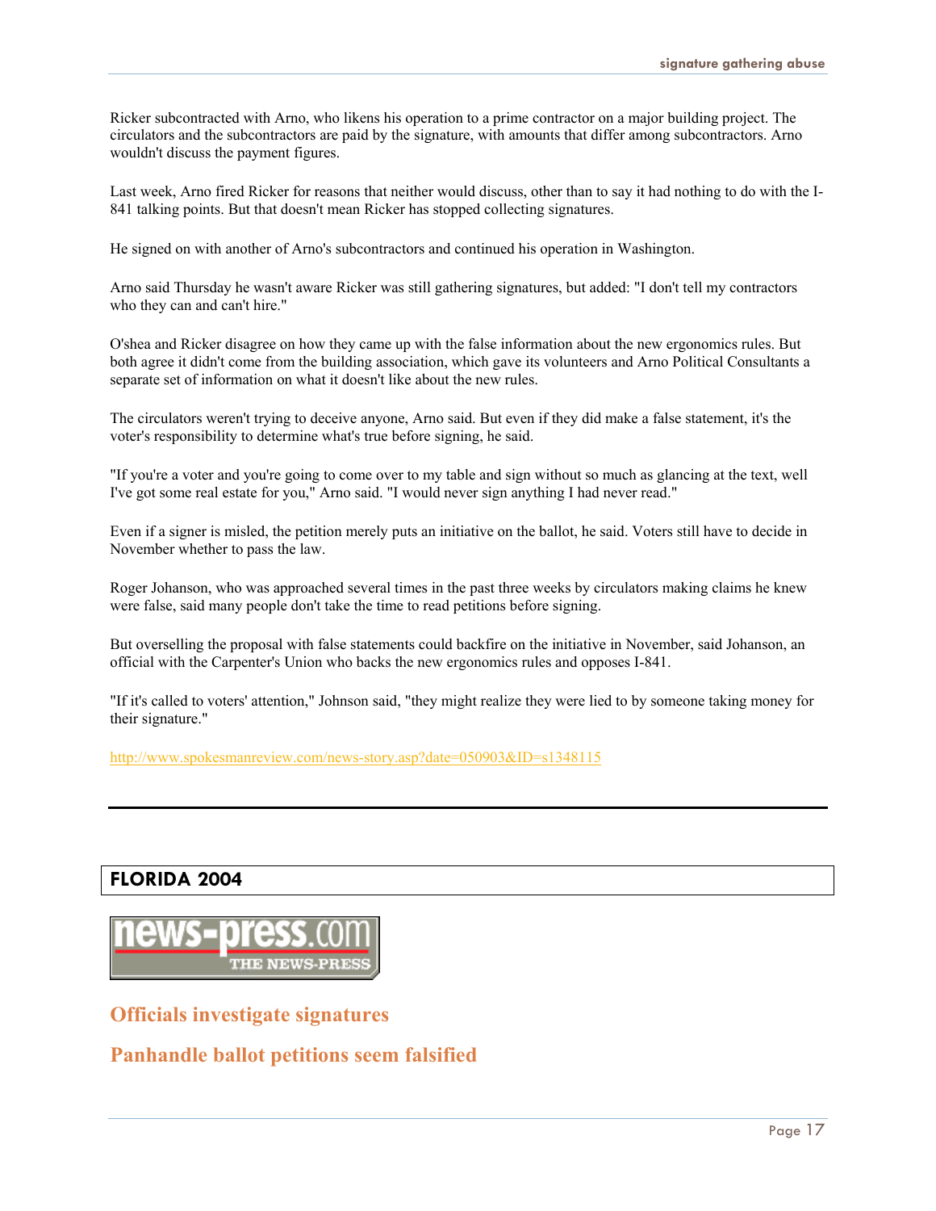Ricker subcontracted with Arno, who likens his operation to a prime contractor on a major building project. The circulators and the subcontractors are paid by the signature, with amounts that differ among subcontractors. Arno wouldn't discuss the payment figures.

Last week, Arno fired Ricker for reasons that neither would discuss, other than to say it had nothing to do with the I-841 talking points. But that doesn't mean Ricker has stopped collecting signatures.

He signed on with another of Arno's subcontractors and continued his operation in Washington.

Arno said Thursday he wasn't aware Ricker was still gathering signatures, but added: "I don't tell my contractors who they can and can't hire."

O'shea and Ricker disagree on how they came up with the false information about the new ergonomics rules. But both agree it didn't come from the building association, which gave its volunteers and Arno Political Consultants a separate set of information on what it doesn't like about the new rules.

The circulators weren't trying to deceive anyone, Arno said. But even if they did make a false statement, it's the voter's responsibility to determine what's true before signing, he said.

"If you're a voter and you're going to come over to my table and sign without so much as glancing at the text, well I've got some real estate for you," Arno said. "I would never sign anything I had never read."

Even if a signer is misled, the petition merely puts an initiative on the ballot, he said. Voters still have to decide in November whether to pass the law.

Roger Johanson, who was approached several times in the past three weeks by circulators making claims he knew were false, said many people don't take the time to read petitions before signing.

But overselling the proposal with false statements could backfire on the initiative in November, said Johanson, an official with the Carpenter's Union who backs the new ergonomics rules and opposes I-841.

"If it's called to voters' attention," Johnson said, "they might realize they were lied to by someone taking money for their signature."

http://www.spokesmanreview.com/news-story.asp?date=050903&ID=s1348115

---

## FLORIDA 2004

news-press.com THE NEWS-PRESS

### Officials investigate signatures

### Panhandle ballot petitions seem falsified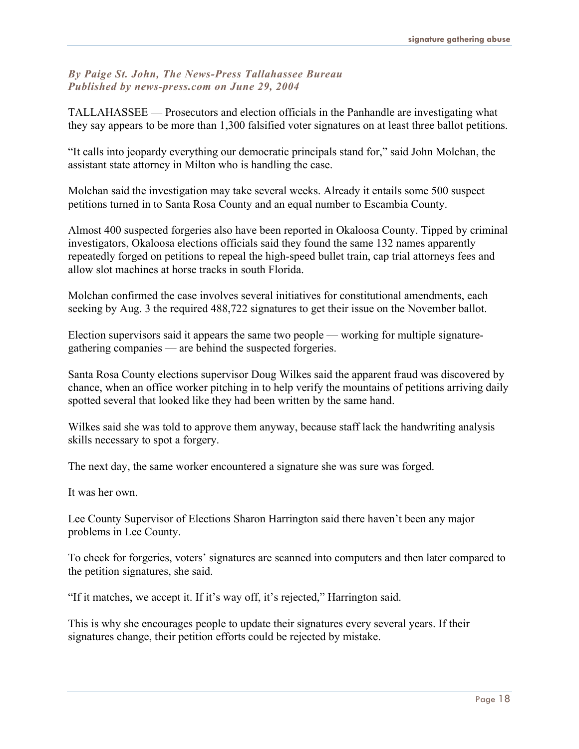*By Paige St. John, The News-Press Tallahassee Bureau*
*Published by news-press.com on June 29, 2004*

TALLAHASSEE — Prosecutors and election officials in the Panhandle are investigating what they say appears to be more than 1,300 falsified voter signatures on at least three ballot petitions.

"It calls into jeopardy everything our democratic principals stand for," said John Molchan, the assistant state attorney in Milton who is handling the case.

Molchan said the investigation may take several weeks. Already it entails some 500 suspect petitions turned in to Santa Rosa County and an equal number to Escambia County.

Almost 400 suspected forgeries also have been reported in Okaloosa County. Tipped by criminal investigators, Okaloosa elections officials said they found the same 132 names apparently repeatedly forged on petitions to repeal the high-speed bullet train, cap trial attorneys fees and allow slot machines at horse tracks in south Florida.

Molchan confirmed the case involves several initiatives for constitutional amendments, each seeking by Aug. 3 the required 488,722 signatures to get their issue on the November ballot.

Election supervisors said it appears the same two people — working for multiple signature-gathering companies — are behind the suspected forgeries.

Santa Rosa County elections supervisor Doug Wilkes said the apparent fraud was discovered by chance, when an office worker pitching in to help verify the mountains of petitions arriving daily spotted several that looked like they had been written by the same hand.

Wilkes said she was told to approve them anyway, because staff lack the handwriting analysis skills necessary to spot a forgery.

The next day, the same worker encountered a signature she was sure was forged.

It was her own.

Lee County Supervisor of Elections Sharon Harrington said there haven't been any major problems in Lee County.

To check for forgeries, voters' signatures are scanned into computers and then later compared to the petition signatures, she said.

"If it matches, we accept it. If it's way off, it's rejected," Harrington said.

This is why she encourages people to update their signatures every several years. If their signatures change, their petition efforts could be rejected by mistake.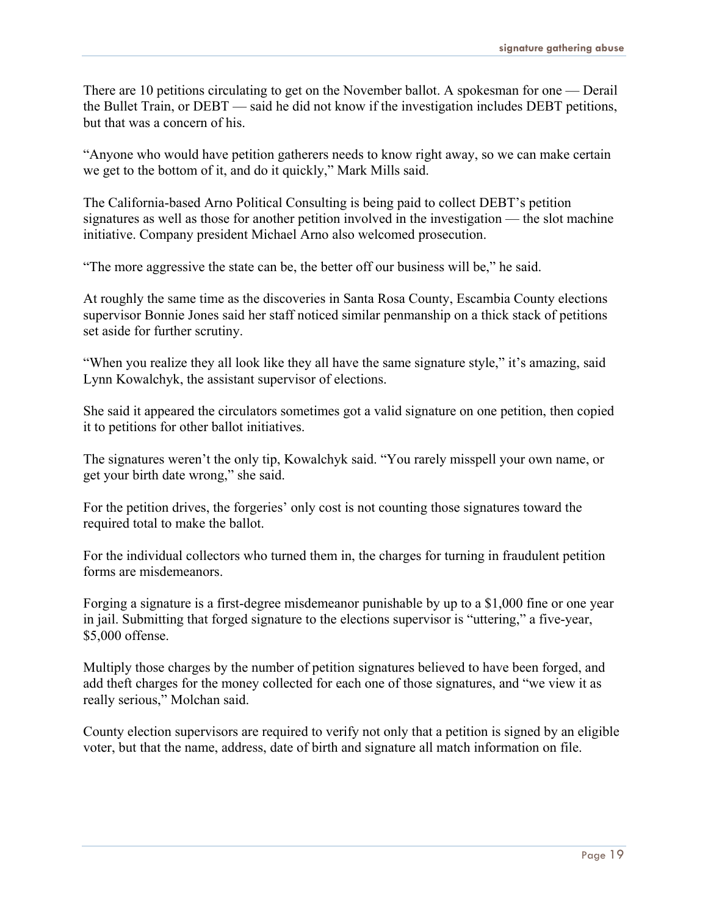There are 10 petitions circulating to get on the November ballot. A spokesman for one — Derail the Bullet Train, or DEBT — said he did not know if the investigation includes DEBT petitions, but that was a concern of his.

"Anyone who would have petition gatherers needs to know right away, so we can make certain we get to the bottom of it, and do it quickly," Mark Mills said.

The California-based Arno Political Consulting is being paid to collect DEBT's petition signatures as well as those for another petition involved in the investigation — the slot machine initiative. Company president Michael Arno also welcomed prosecution.

"The more aggressive the state can be, the better off our business will be," he said.

At roughly the same time as the discoveries in Santa Rosa County, Escambia County elections supervisor Bonnie Jones said her staff noticed similar penmanship on a thick stack of petitions set aside for further scrutiny.

"When you realize they all look like they all have the same signature style," it's amazing, said Lynn Kowalchyk, the assistant supervisor of elections.

She said it appeared the circulators sometimes got a valid signature on one petition, then copied it to petitions for other ballot initiatives.

The signatures weren't the only tip, Kowalchyk said. "You rarely misspell your own name, or get your birth date wrong," she said.

For the petition drives, the forgeries' only cost is not counting those signatures toward the required total to make the ballot.

For the individual collectors who turned them in, the charges for turning in fraudulent petition forms are misdemeanors.

Forging a signature is a first-degree misdemeanor punishable by up to a $1,000 fine or one year in jail. Submitting that forged signature to the elections supervisor is "uttering," a five-year, $5,000 offense.

Multiply those charges by the number of petition signatures believed to have been forged, and add theft charges for the money collected for each one of those signatures, and "we view it as really serious," Molchan said.

County election supervisors are required to verify not only that a petition is signed by an eligible voter, but that the name, address, date of birth and signature all match information on file.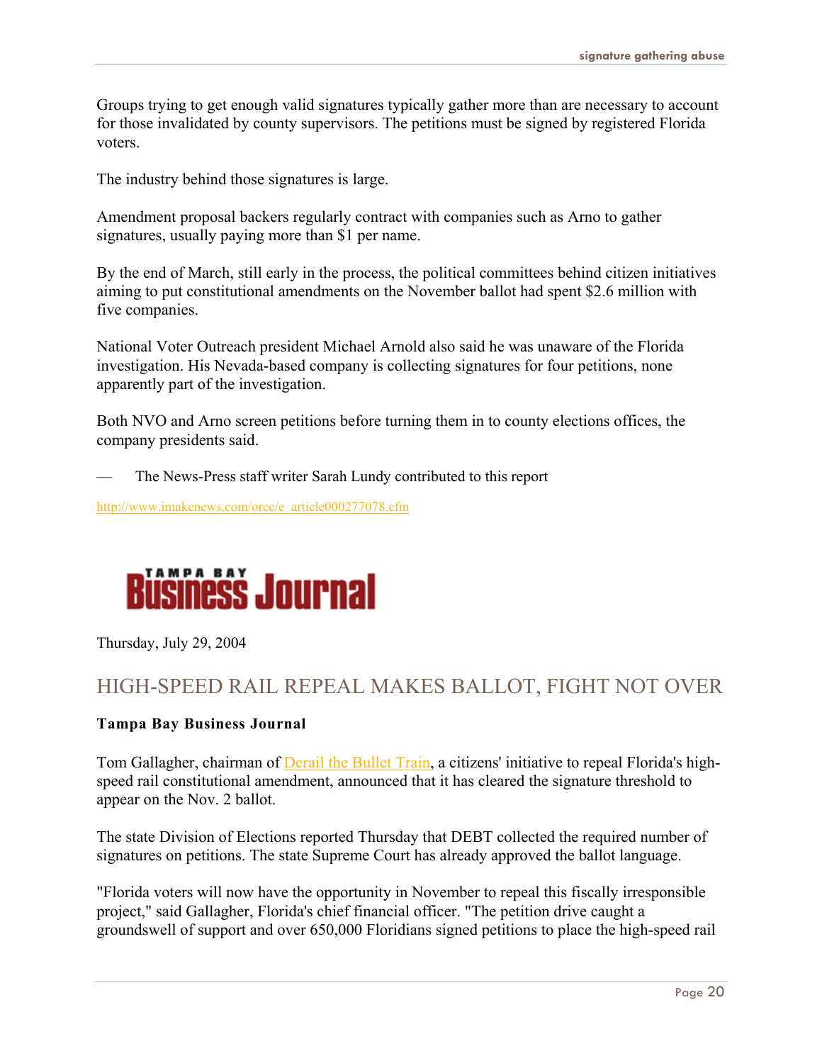Groups trying to get enough valid signatures typically gather more than are necessary to account for those invalidated by county supervisors. The petitions must be signed by registered Florida voters.

The industry behind those signatures is large.

Amendment proposal backers regularly contract with companies such as Arno to gather signatures, usually paying more than $1 per name.

By the end of March, still early in the process, the political committees behind citizen initiatives aiming to put constitutional amendments on the November ballot had spent $2.6 million with five companies.

National Voter Outreach president Michael Arnold also said he was unaware of the Florida investigation. His Nevada-based company is collecting signatures for four petitions, none apparently part of the investigation.

Both NVO and Arno screen petitions before turning them in to county elections offices, the company presidents said.

— The News-Press staff writer Sarah Lundy contributed to this report

http://www.imakenews.com/orcc/e_article000277078.cfm

**TAMPA BAY Business Journal**

Thursday, July 29, 2004

## HIGH-SPEED RAIL REPEAL MAKES BALLOT, FIGHT NOT OVER

**Tampa Bay Business Journal**

Tom Gallagher, chairman of Derail the Bullet Train, a citizens' initiative to repeal Florida's high-speed rail constitutional amendment, announced that it has cleared the signature threshold to appear on the Nov. 2 ballot.

The state Division of Elections reported Thursday that DEBT collected the required number of signatures on petitions. The state Supreme Court has already approved the ballot language.

"Florida voters will now have the opportunity in November to repeal this fiscally irresponsible project," said Gallagher, Florida's chief financial officer. "The petition drive caught a groundswell of support and over 650,000 Floridians signed petitions to place the high-speed rail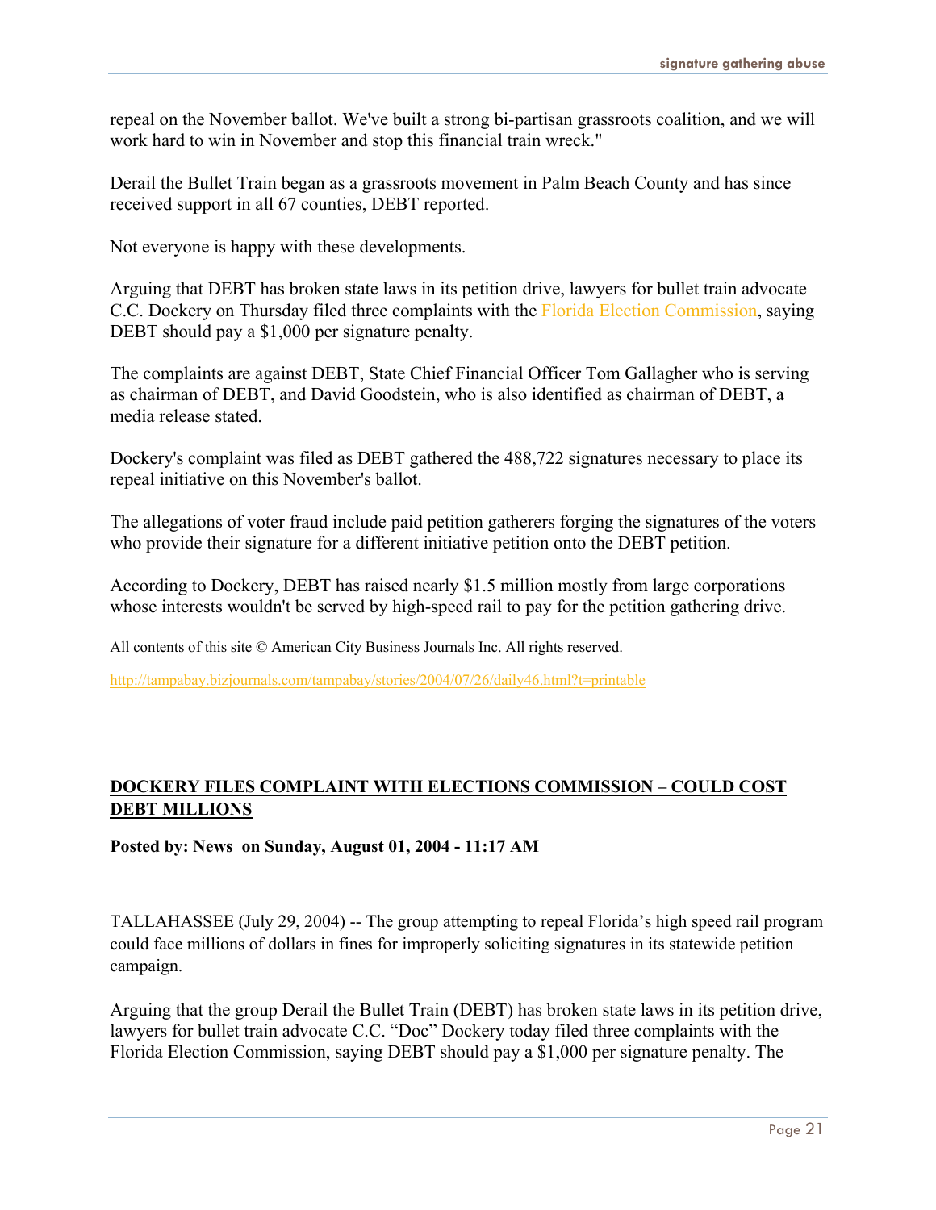repeal on the November ballot. We've built a strong bi-partisan grassroots coalition, and we will work hard to win in November and stop this financial train wreck."

Derail the Bullet Train began as a grassroots movement in Palm Beach County and has since received support in all 67 counties, DEBT reported.

Not everyone is happy with these developments.

Arguing that DEBT has broken state laws in its petition drive, lawyers for bullet train advocate C.C. Dockery on Thursday filed three complaints with the Florida Election Commission, saying DEBT should pay a $1,000 per signature penalty.

The complaints are against DEBT, State Chief Financial Officer Tom Gallagher who is serving as chairman of DEBT, and David Goodstein, who is also identified as chairman of DEBT, a media release stated.

Dockery's complaint was filed as DEBT gathered the 488,722 signatures necessary to place its repeal initiative on this November's ballot.

The allegations of voter fraud include paid petition gatherers forging the signatures of the voters who provide their signature for a different initiative petition onto the DEBT petition.

According to Dockery, DEBT has raised nearly $1.5 million mostly from large corporations whose interests wouldn't be served by high-speed rail to pay for the petition gathering drive.

All contents of this site © American City Business Journals Inc. All rights reserved.

http://tampabay.bizjournals.com/tampabay/stories/2004/07/26/daily46.html?t=printable

## DOCKERY FILES COMPLAINT WITH ELECTIONS COMMISSION – COULD COST DEBT MILLIONS

**Posted by: News on Sunday, August 01, 2004 - 11:17 AM**

TALLAHASSEE (July 29, 2004) -- The group attempting to repeal Florida's high speed rail program could face millions of dollars in fines for improperly soliciting signatures in its statewide petition campaign.

Arguing that the group Derail the Bullet Train (DEBT) has broken state laws in its petition drive, lawyers for bullet train advocate C.C. "Doc" Dockery today filed three complaints with the Florida Election Commission, saying DEBT should pay a $1,000 per signature penalty. The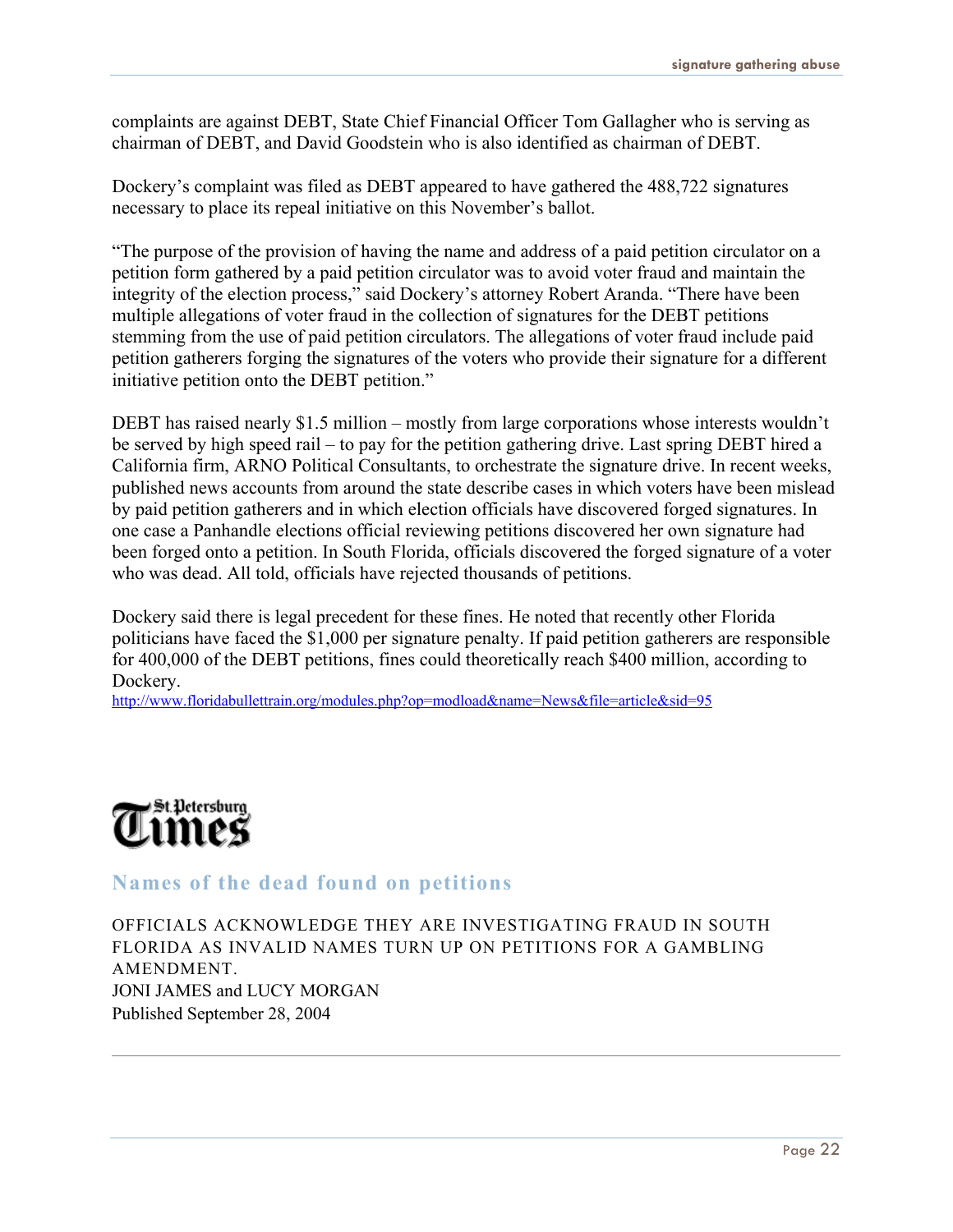complaints are against DEBT, State Chief Financial Officer Tom Gallagher who is serving as chairman of DEBT, and David Goodstein who is also identified as chairman of DEBT.

Dockery's complaint was filed as DEBT appeared to have gathered the 488,722 signatures necessary to place its repeal initiative on this November's ballot.

"The purpose of the provision of having the name and address of a paid petition circulator on a petition form gathered by a paid petition circulator was to avoid voter fraud and maintain the integrity of the election process," said Dockery's attorney Robert Aranda. "There have been multiple allegations of voter fraud in the collection of signatures for the DEBT petitions stemming from the use of paid petition circulators. The allegations of voter fraud include paid petition gatherers forging the signatures of the voters who provide their signature for a different initiative petition onto the DEBT petition."

DEBT has raised nearly $1.5 million – mostly from large corporations whose interests wouldn't be served by high speed rail – to pay for the petition gathering drive. Last spring DEBT hired a California firm, ARNO Political Consultants, to orchestrate the signature drive. In recent weeks, published news accounts from around the state describe cases in which voters have been mislead by paid petition gatherers and in which election officials have discovered forged signatures. In one case a Panhandle elections official reviewing petitions discovered her own signature had been forged onto a petition. In South Florida, officials discovered the forged signature of a voter who was dead. All told, officials have rejected thousands of petitions.

Dockery said there is legal precedent for these fines. He noted that recently other Florida politicians have faced the $1,000 per signature penalty. If paid petition gatherers are responsible for 400,000 of the DEBT petitions, fines could theoretically reach $400 million, according to Dockery.

http://www.floridabullettrain.org/modules.php?op=modload&name=News&file=article&sid=95

**St. Petersburg Times**

## Names of the dead found on petitions

OFFICIALS ACKNOWLEDGE THEY ARE INVESTIGATING FRAUD IN SOUTH FLORIDA AS INVALID NAMES TURN UP ON PETITIONS FOR A GAMBLING AMENDMENT.

JONI JAMES and LUCY MORGAN

Published September 28, 2004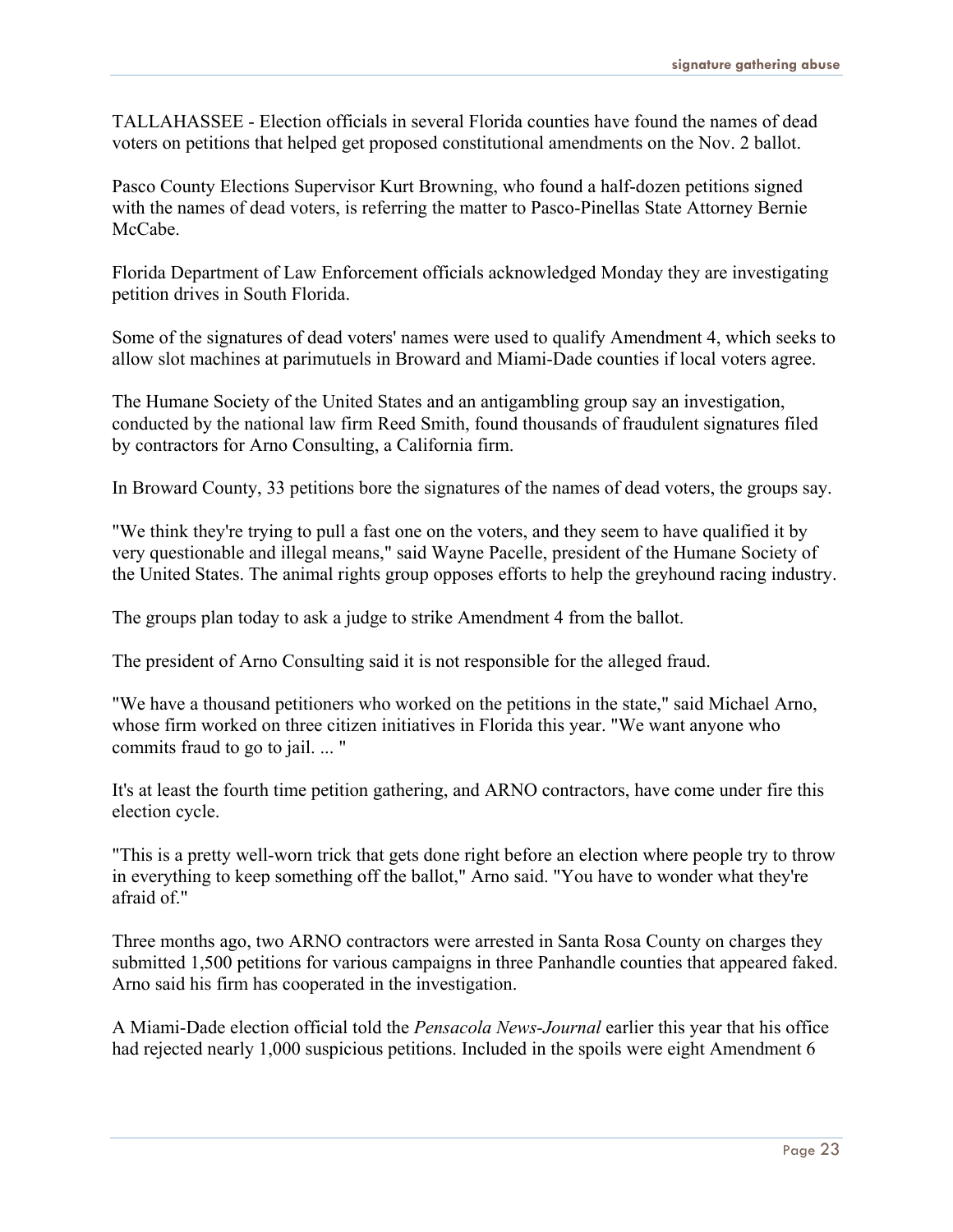TALLAHASSEE - Election officials in several Florida counties have found the names of dead voters on petitions that helped get proposed constitutional amendments on the Nov. 2 ballot.

Pasco County Elections Supervisor Kurt Browning, who found a half-dozen petitions signed with the names of dead voters, is referring the matter to Pasco-Pinellas State Attorney Bernie McCabe.

Florida Department of Law Enforcement officials acknowledged Monday they are investigating petition drives in South Florida.

Some of the signatures of dead voters' names were used to qualify Amendment 4, which seeks to allow slot machines at parimutuels in Broward and Miami-Dade counties if local voters agree.

The Humane Society of the United States and an antigambling group say an investigation, conducted by the national law firm Reed Smith, found thousands of fraudulent signatures filed by contractors for Arno Consulting, a California firm.

In Broward County, 33 petitions bore the signatures of the names of dead voters, the groups say.

"We think they're trying to pull a fast one on the voters, and they seem to have qualified it by very questionable and illegal means," said Wayne Pacelle, president of the Humane Society of the United States. The animal rights group opposes efforts to help the greyhound racing industry.

The groups plan today to ask a judge to strike Amendment 4 from the ballot.

The president of Arno Consulting said it is not responsible for the alleged fraud.

"We have a thousand petitioners who worked on the petitions in the state," said Michael Arno, whose firm worked on three citizen initiatives in Florida this year. "We want anyone who commits fraud to go to jail. ... "

It's at least the fourth time petition gathering, and ARNO contractors, have come under fire this election cycle.

"This is a pretty well-worn trick that gets done right before an election where people try to throw in everything to keep something off the ballot," Arno said. "You have to wonder what they're afraid of."

Three months ago, two ARNO contractors were arrested in Santa Rosa County on charges they submitted 1,500 petitions for various campaigns in three Panhandle counties that appeared faked. Arno said his firm has cooperated in the investigation.

A Miami-Dade election official told the *Pensacola News-Journal* earlier this year that his office had rejected nearly 1,000 suspicious petitions. Included in the spoils were eight Amendment 6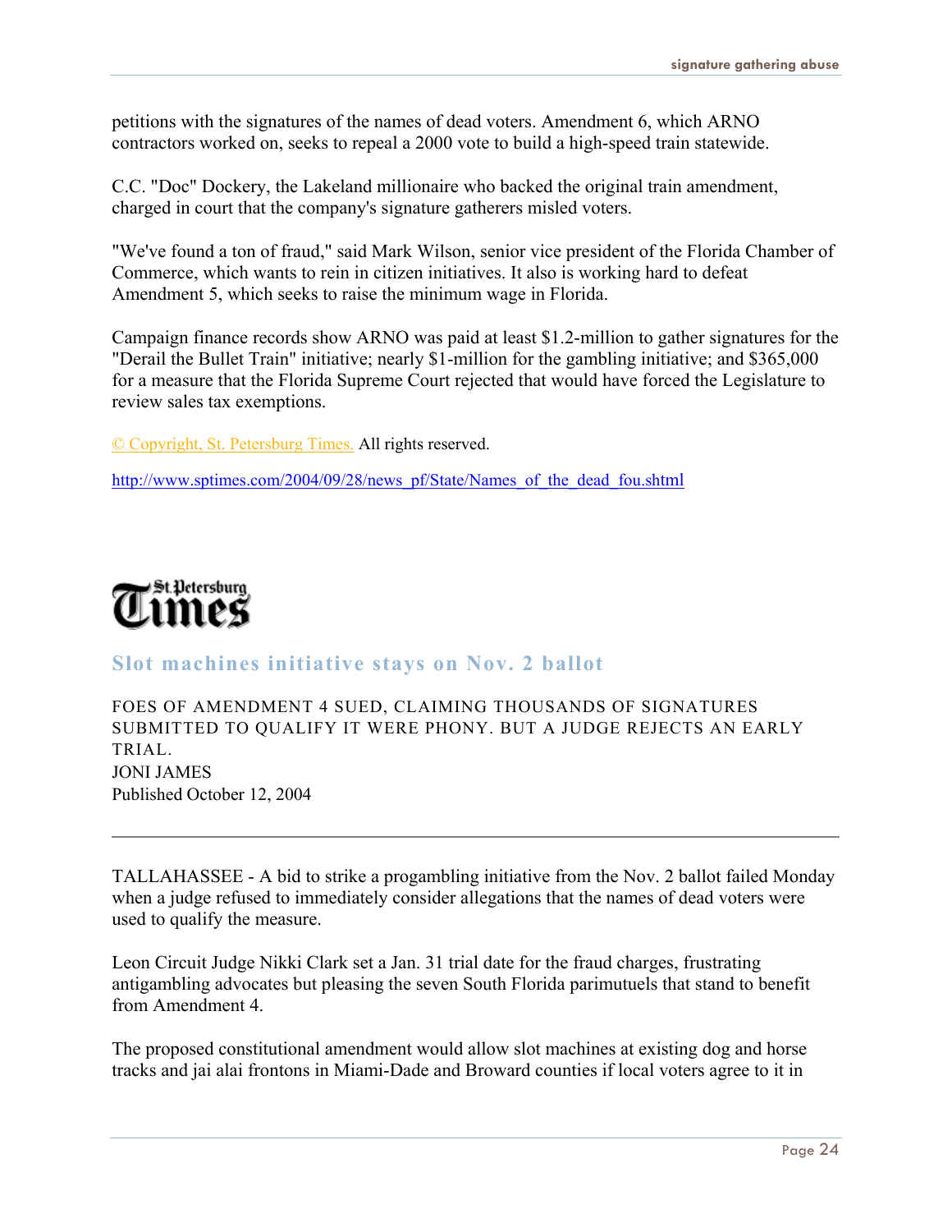petitions with the signatures of the names of dead voters. Amendment 6, which ARNO contractors worked on, seeks to repeal a 2000 vote to build a high-speed train statewide.

C.C. "Doc" Dockery, the Lakeland millionaire who backed the original train amendment, charged in court that the company's signature gatherers misled voters.

"We've found a ton of fraud," said Mark Wilson, senior vice president of the Florida Chamber of Commerce, which wants to rein in citizen initiatives. It also is working hard to defeat Amendment 5, which seeks to raise the minimum wage in Florida.

Campaign finance records show ARNO was paid at least $1.2-million to gather signatures for the "Derail the Bullet Train" initiative; nearly $1-million for the gambling initiative; and $365,000 for a measure that the Florida Supreme Court rejected that would have forced the Legislature to review sales tax exemptions.

© Copyright, St. Petersburg Times. All rights reserved.

http://www.sptimes.com/2004/09/28/news_pf/State/Names_of_the_dead_fou.shtml

St. Petersburg Times

## Slot machines initiative stays on Nov. 2 ballot

FOES OF AMENDMENT 4 SUED, CLAIMING THOUSANDS OF SIGNATURES SUBMITTED TO QUALIFY IT WERE PHONY. BUT A JUDGE REJECTS AN EARLY TRIAL.
JONI JAMES
Published October 12, 2004

---

TALLAHASSEE - A bid to strike a progambling initiative from the Nov. 2 ballot failed Monday when a judge refused to immediately consider allegations that the names of dead voters were used to qualify the measure.

Leon Circuit Judge Nikki Clark set a Jan. 31 trial date for the fraud charges, frustrating antigambling advocates but pleasing the seven South Florida parimutuels that stand to benefit from Amendment 4.

The proposed constitutional amendment would allow slot machines at existing dog and horse tracks and jai alai frontons in Miami-Dade and Broward counties if local voters agree to it in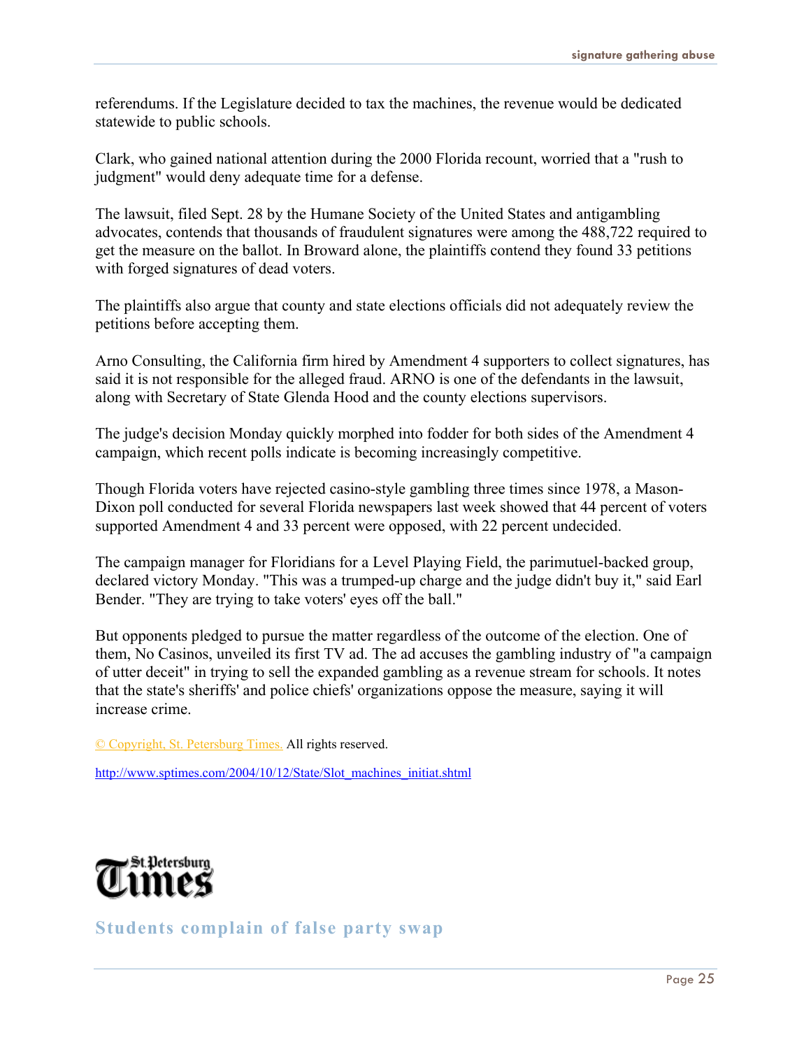referendums. If the Legislature decided to tax the machines, the revenue would be dedicated statewide to public schools.

Clark, who gained national attention during the 2000 Florida recount, worried that a "rush to judgment" would deny adequate time for a defense.

The lawsuit, filed Sept. 28 by the Humane Society of the United States and antigambling advocates, contends that thousands of fraudulent signatures were among the 488,722 required to get the measure on the ballot. In Broward alone, the plaintiffs contend they found 33 petitions with forged signatures of dead voters.

The plaintiffs also argue that county and state elections officials did not adequately review the petitions before accepting them.

Arno Consulting, the California firm hired by Amendment 4 supporters to collect signatures, has said it is not responsible for the alleged fraud. ARNO is one of the defendants in the lawsuit, along with Secretary of State Glenda Hood and the county elections supervisors.

The judge's decision Monday quickly morphed into fodder for both sides of the Amendment 4 campaign, which recent polls indicate is becoming increasingly competitive.

Though Florida voters have rejected casino-style gambling three times since 1978, a Mason-Dixon poll conducted for several Florida newspapers last week showed that 44 percent of voters supported Amendment 4 and 33 percent were opposed, with 22 percent undecided.

The campaign manager for Floridians for a Level Playing Field, the parimutuel-backed group, declared victory Monday. "This was a trumped-up charge and the judge didn't buy it," said Earl Bender. "They are trying to take voters' eyes off the ball."

But opponents pledged to pursue the matter regardless of the outcome of the election. One of them, No Casinos, unveiled its first TV ad. The ad accuses the gambling industry of "a campaign of utter deceit" in trying to sell the expanded gambling as a revenue stream for schools. It notes that the state's sheriffs' and police chiefs' organizations oppose the measure, saying it will increase crime.

© Copyright, St. Petersburg Times. All rights reserved.

http://www.sptimes.com/2004/10/12/State/Slot_machines_initiat.shtml

St. Petersburg Times

## Students complain of false party swap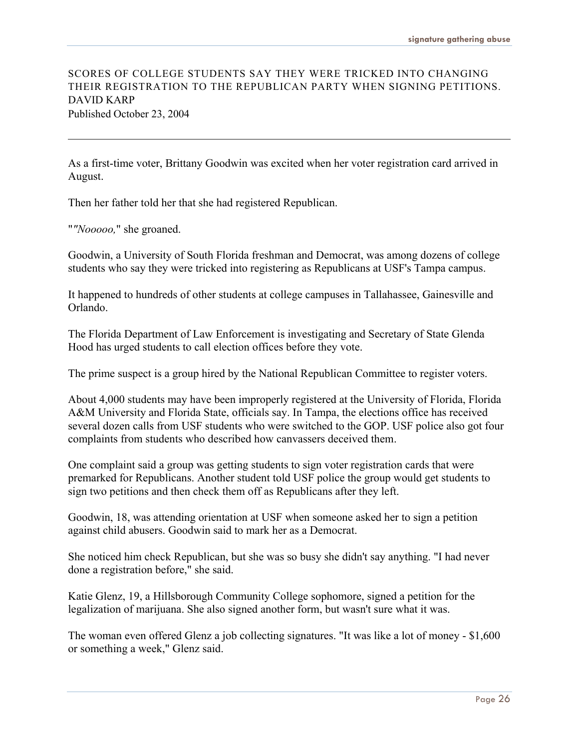SCORES OF COLLEGE STUDENTS SAY THEY WERE TRICKED INTO CHANGING THEIR REGISTRATION TO THE REPUBLICAN PARTY WHEN SIGNING PETITIONS.
DAVID KARP
Published October 23, 2004

---

As a first-time voter, Brittany Goodwin was excited when her voter registration card arrived in August.

Then her father told her that she had registered Republican.

"*"Nooooo,*" she groaned.

Goodwin, a University of South Florida freshman and Democrat, was among dozens of college students who say they were tricked into registering as Republicans at USF's Tampa campus.

It happened to hundreds of other students at college campuses in Tallahassee, Gainesville and Orlando.

The Florida Department of Law Enforcement is investigating and Secretary of State Glenda Hood has urged students to call election offices before they vote.

The prime suspect is a group hired by the National Republican Committee to register voters.

About 4,000 students may have been improperly registered at the University of Florida, Florida A&M University and Florida State, officials say. In Tampa, the elections office has received several dozen calls from USF students who were switched to the GOP. USF police also got four complaints from students who described how canvassers deceived them.

One complaint said a group was getting students to sign voter registration cards that were premarked for Republicans. Another student told USF police the group would get students to sign two petitions and then check them off as Republicans after they left.

Goodwin, 18, was attending orientation at USF when someone asked her to sign a petition against child abusers. Goodwin said to mark her as a Democrat.

She noticed him check Republican, but she was so busy she didn't say anything. "I had never done a registration before," she said.

Katie Glenz, 19, a Hillsborough Community College sophomore, signed a petition for the legalization of marijuana. She also signed another form, but wasn't sure what it was.

The woman even offered Glenz a job collecting signatures. "It was like a lot of money - $1,600 or something a week," Glenz said.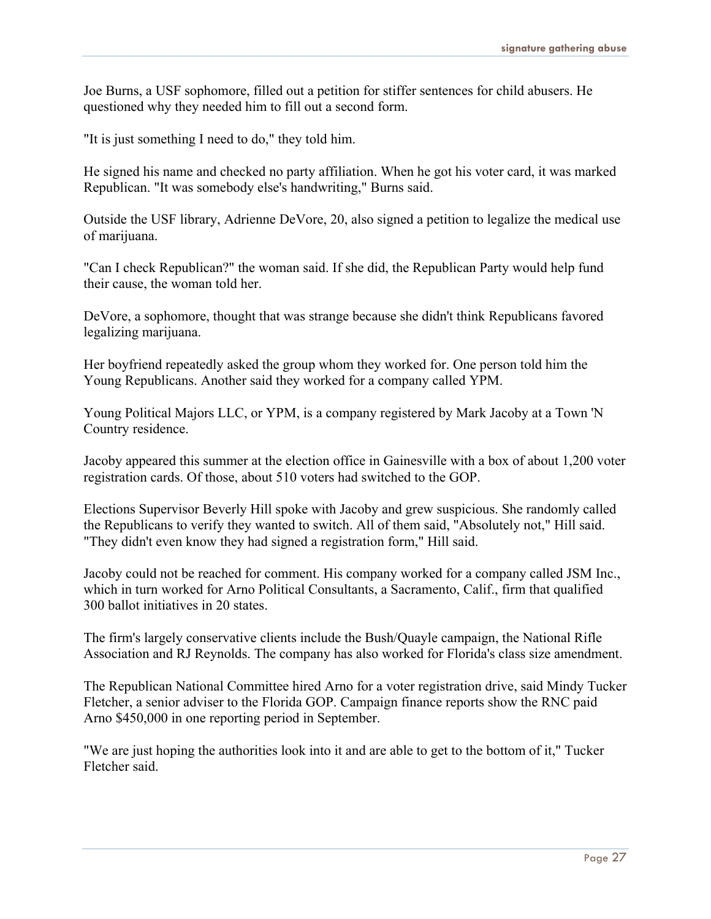Joe Burns, a USF sophomore, filled out a petition for stiffer sentences for child abusers. He questioned why they needed him to fill out a second form.

"It is just something I need to do," they told him.

He signed his name and checked no party affiliation. When he got his voter card, it was marked Republican. "It was somebody else's handwriting," Burns said.

Outside the USF library, Adrienne DeVore, 20, also signed a petition to legalize the medical use of marijuana.

"Can I check Republican?" the woman said. If she did, the Republican Party would help fund their cause, the woman told her.

DeVore, a sophomore, thought that was strange because she didn't think Republicans favored legalizing marijuana.

Her boyfriend repeatedly asked the group whom they worked for. One person told him the Young Republicans. Another said they worked for a company called YPM.

Young Political Majors LLC, or YPM, is a company registered by Mark Jacoby at a Town 'N Country residence.

Jacoby appeared this summer at the election office in Gainesville with a box of about 1,200 voter registration cards. Of those, about 510 voters had switched to the GOP.

Elections Supervisor Beverly Hill spoke with Jacoby and grew suspicious. She randomly called the Republicans to verify they wanted to switch. All of them said, "Absolutely not," Hill said. "They didn't even know they had signed a registration form," Hill said.

Jacoby could not be reached for comment. His company worked for a company called JSM Inc., which in turn worked for Arno Political Consultants, a Sacramento, Calif., firm that qualified 300 ballot initiatives in 20 states.

The firm's largely conservative clients include the Bush/Quayle campaign, the National Rifle Association and RJ Reynolds. The company has also worked for Florida's class size amendment.

The Republican National Committee hired Arno for a voter registration drive, said Mindy Tucker Fletcher, a senior adviser to the Florida GOP. Campaign finance reports show the RNC paid Arno $450,000 in one reporting period in September.

"We are just hoping the authorities look into it and are able to get to the bottom of it," Tucker Fletcher said.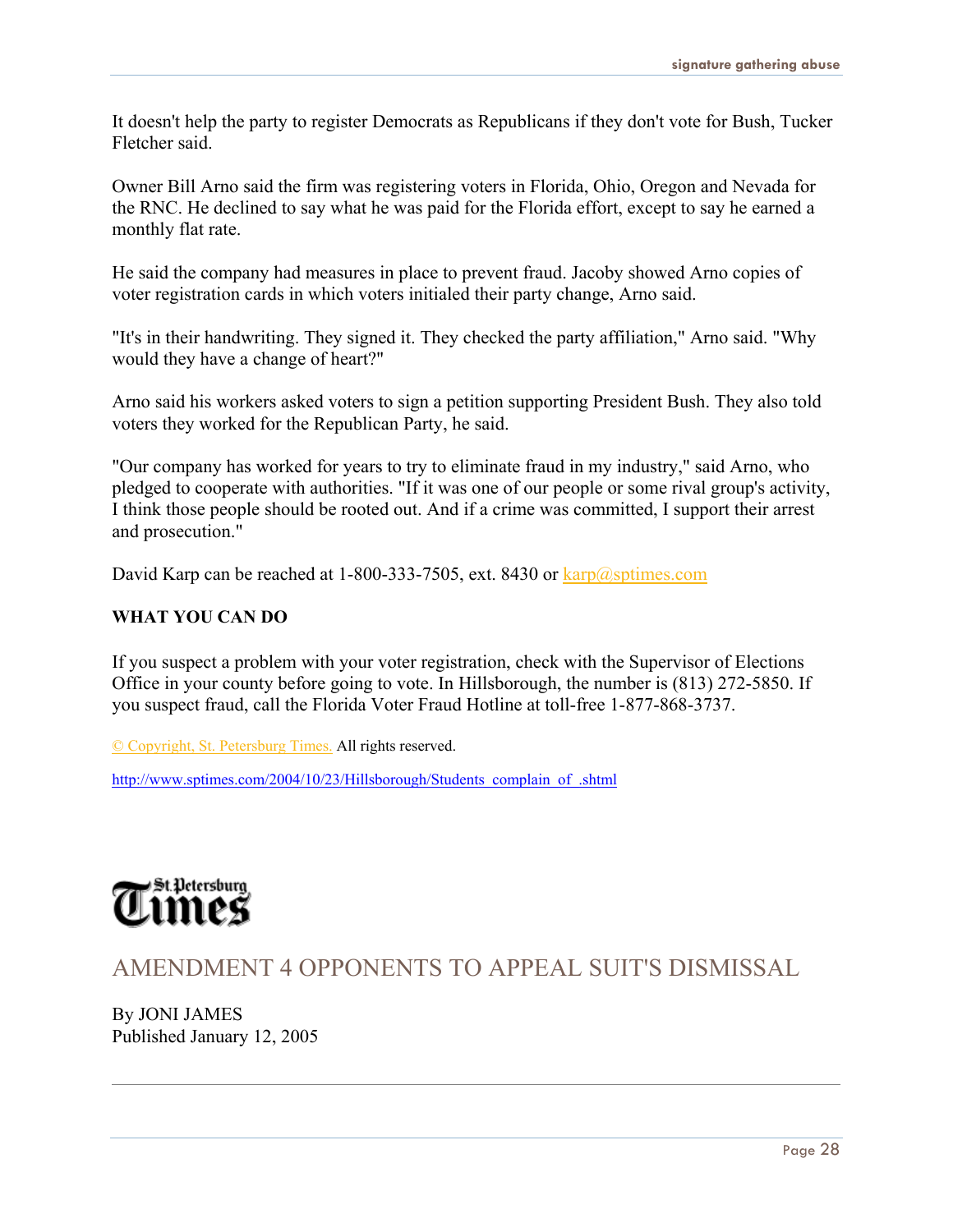It doesn't help the party to register Democrats as Republicans if they don't vote for Bush, Tucker Fletcher said.

Owner Bill Arno said the firm was registering voters in Florida, Ohio, Oregon and Nevada for the RNC. He declined to say what he was paid for the Florida effort, except to say he earned a monthly flat rate.

He said the company had measures in place to prevent fraud. Jacoby showed Arno copies of voter registration cards in which voters initialed their party change, Arno said.

"It's in their handwriting. They signed it. They checked the party affiliation," Arno said. "Why would they have a change of heart?"

Arno said his workers asked voters to sign a petition supporting President Bush. They also told voters they worked for the Republican Party, he said.

"Our company has worked for years to try to eliminate fraud in my industry," said Arno, who pledged to cooperate with authorities. "If it was one of our people or some rival group's activity, I think those people should be rooted out. And if a crime was committed, I support their arrest and prosecution."

David Karp can be reached at 1-800-333-7505, ext. 8430 or karp@sptimes.com

**WHAT YOU CAN DO**

If you suspect a problem with your voter registration, check with the Supervisor of Elections Office in your county before going to vote. In Hillsborough, the number is (813) 272-5850. If you suspect fraud, call the Florida Voter Fraud Hotline at toll-free 1-877-868-3737.

© Copyright, St. Petersburg Times. All rights reserved.

http://www.sptimes.com/2004/10/23/Hillsborough/Students_complain_of_.shtml

St. Petersburg Times

## AMENDMENT 4 OPPONENTS TO APPEAL SUIT'S DISMISSAL

By JONI JAMES
Published January 12, 2005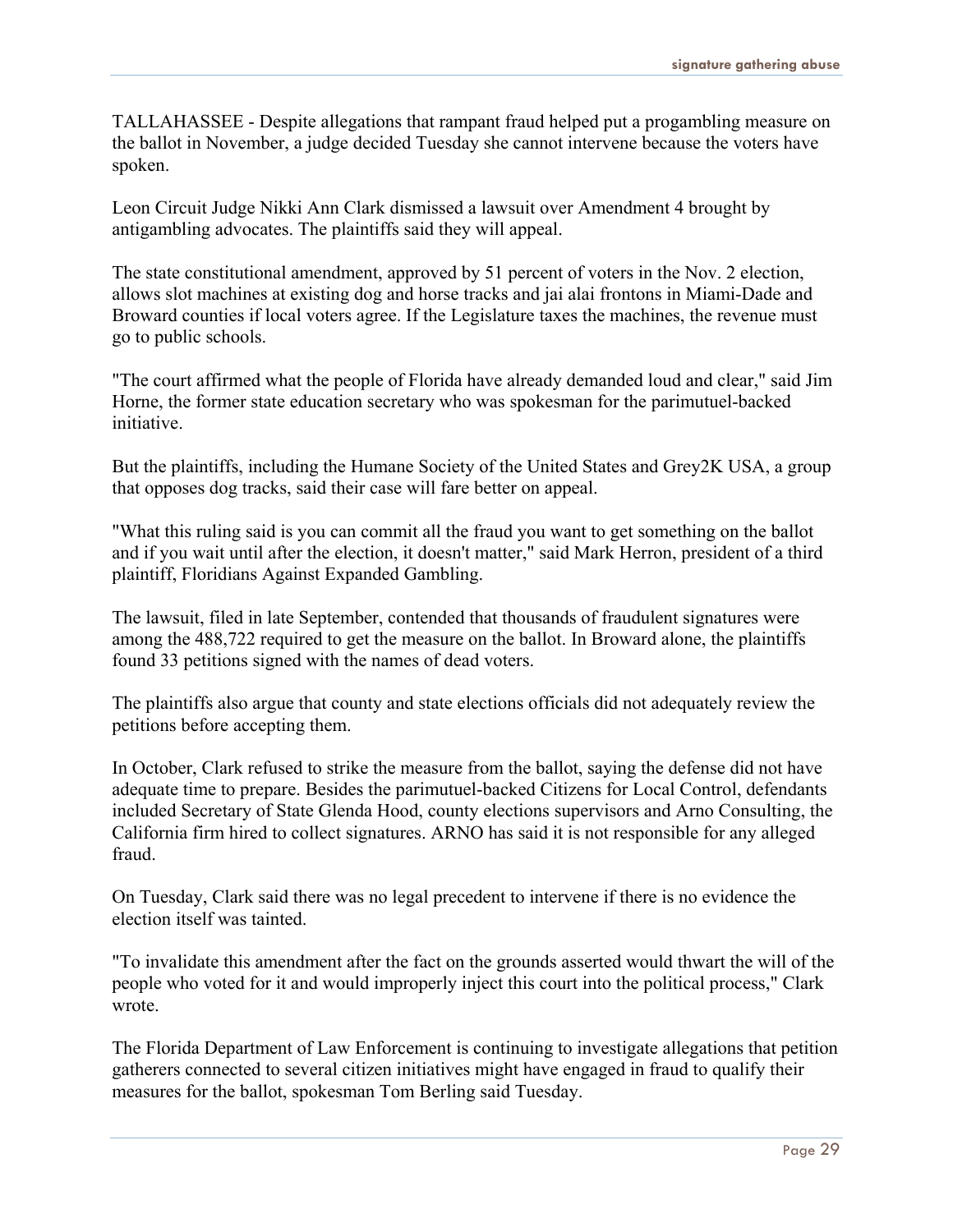TALLAHASSEE - Despite allegations that rampant fraud helped put a progambling measure on the ballot in November, a judge decided Tuesday she cannot intervene because the voters have spoken.

Leon Circuit Judge Nikki Ann Clark dismissed a lawsuit over Amendment 4 brought by antigambling advocates. The plaintiffs said they will appeal.

The state constitutional amendment, approved by 51 percent of voters in the Nov. 2 election, allows slot machines at existing dog and horse tracks and jai alai frontons in Miami-Dade and Broward counties if local voters agree. If the Legislature taxes the machines, the revenue must go to public schools.

"The court affirmed what the people of Florida have already demanded loud and clear," said Jim Horne, the former state education secretary who was spokesman for the parimutuel-backed initiative.

But the plaintiffs, including the Humane Society of the United States and Grey2K USA, a group that opposes dog tracks, said their case will fare better on appeal.

"What this ruling said is you can commit all the fraud you want to get something on the ballot and if you wait until after the election, it doesn't matter," said Mark Herron, president of a third plaintiff, Floridians Against Expanded Gambling.

The lawsuit, filed in late September, contended that thousands of fraudulent signatures were among the 488,722 required to get the measure on the ballot. In Broward alone, the plaintiffs found 33 petitions signed with the names of dead voters.

The plaintiffs also argue that county and state elections officials did not adequately review the petitions before accepting them.

In October, Clark refused to strike the measure from the ballot, saying the defense did not have adequate time to prepare. Besides the parimutuel-backed Citizens for Local Control, defendants included Secretary of State Glenda Hood, county elections supervisors and Arno Consulting, the California firm hired to collect signatures. ARNO has said it is not responsible for any alleged fraud.

On Tuesday, Clark said there was no legal precedent to intervene if there is no evidence the election itself was tainted.

"To invalidate this amendment after the fact on the grounds asserted would thwart the will of the people who voted for it and would improperly inject this court into the political process," Clark wrote.

The Florida Department of Law Enforcement is continuing to investigate allegations that petition gatherers connected to several citizen initiatives might have engaged in fraud to qualify their measures for the ballot, spokesman Tom Berling said Tuesday.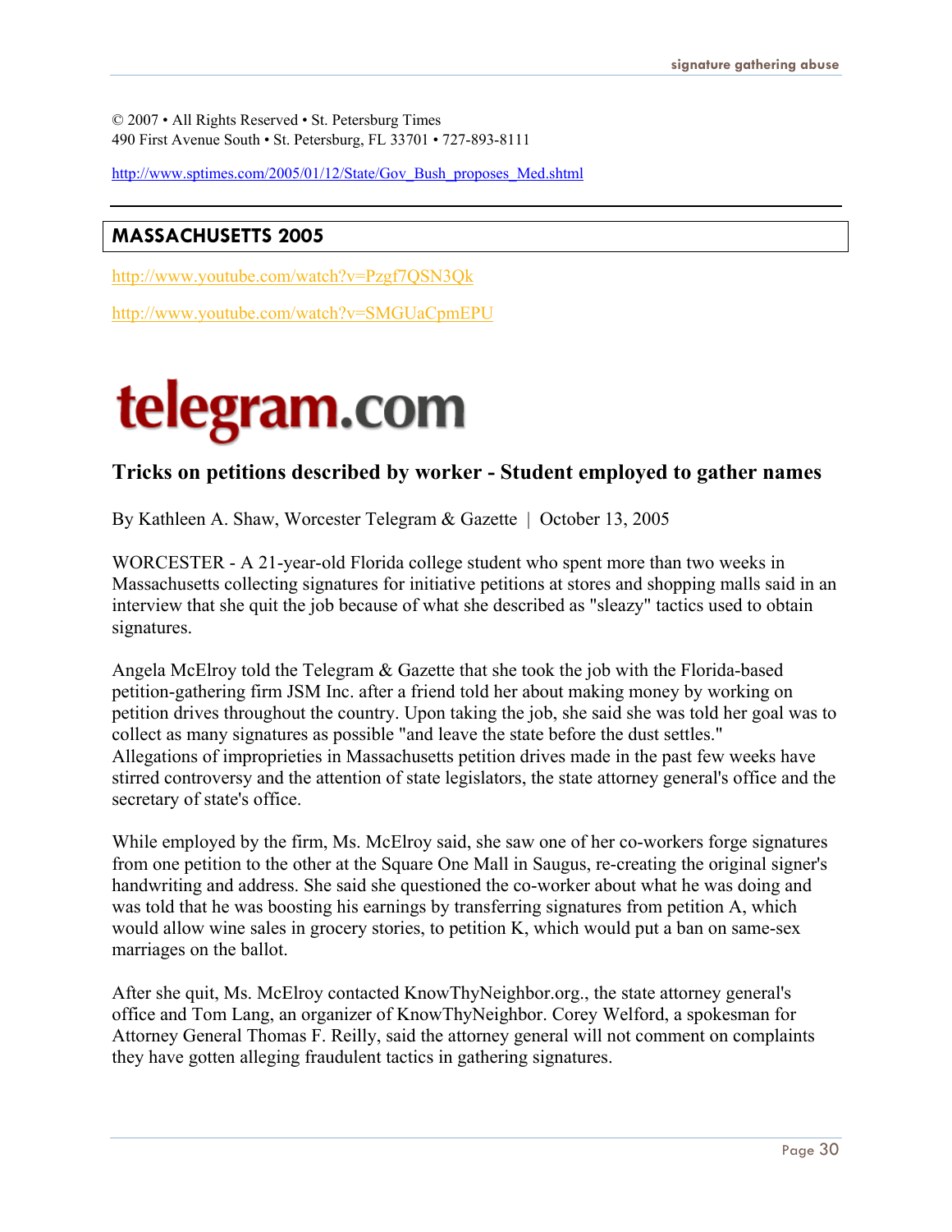© 2007 • All Rights Reserved • St. Petersburg Times
490 First Avenue South • St. Petersburg, FL 33701 • 727-893-8111

http://www.sptimes.com/2005/01/12/State/Gov_Bush_proposes_Med.shtml

---

## MASSACHUSETTS 2005

http://www.youtube.com/watch?v=Pzgf7QSN3Qk

http://www.youtube.com/watch?v=SMGUaCpmEPU

# telegram.com

### Tricks on petitions described by worker - Student employed to gather names

By Kathleen A. Shaw, Worcester Telegram & Gazette | October 13, 2005

WORCESTER - A 21-year-old Florida college student who spent more than two weeks in Massachusetts collecting signatures for initiative petitions at stores and shopping malls said in an interview that she quit the job because of what she described as "sleazy" tactics used to obtain signatures.

Angela McElroy told the Telegram & Gazette that she took the job with the Florida-based petition-gathering firm JSM Inc. after a friend told her about making money by working on petition drives throughout the country. Upon taking the job, she said she was told her goal was to collect as many signatures as possible "and leave the state before the dust settles."
Allegations of improprieties in Massachusetts petition drives made in the past few weeks have stirred controversy and the attention of state legislators, the state attorney general's office and the secretary of state's office.

While employed by the firm, Ms. McElroy said, she saw one of her co-workers forge signatures from one petition to the other at the Square One Mall in Saugus, re-creating the original signer's handwriting and address. She said she questioned the co-worker about what he was doing and was told that he was boosting his earnings by transferring signatures from petition A, which would allow wine sales in grocery stories, to petition K, which would put a ban on same-sex marriages on the ballot.

After she quit, Ms. McElroy contacted KnowThyNeighbor.org., the state attorney general's office and Tom Lang, an organizer of KnowThyNeighbor. Corey Welford, a spokesman for Attorney General Thomas F. Reilly, said the attorney general will not comment on complaints they have gotten alleging fraudulent tactics in gathering signatures.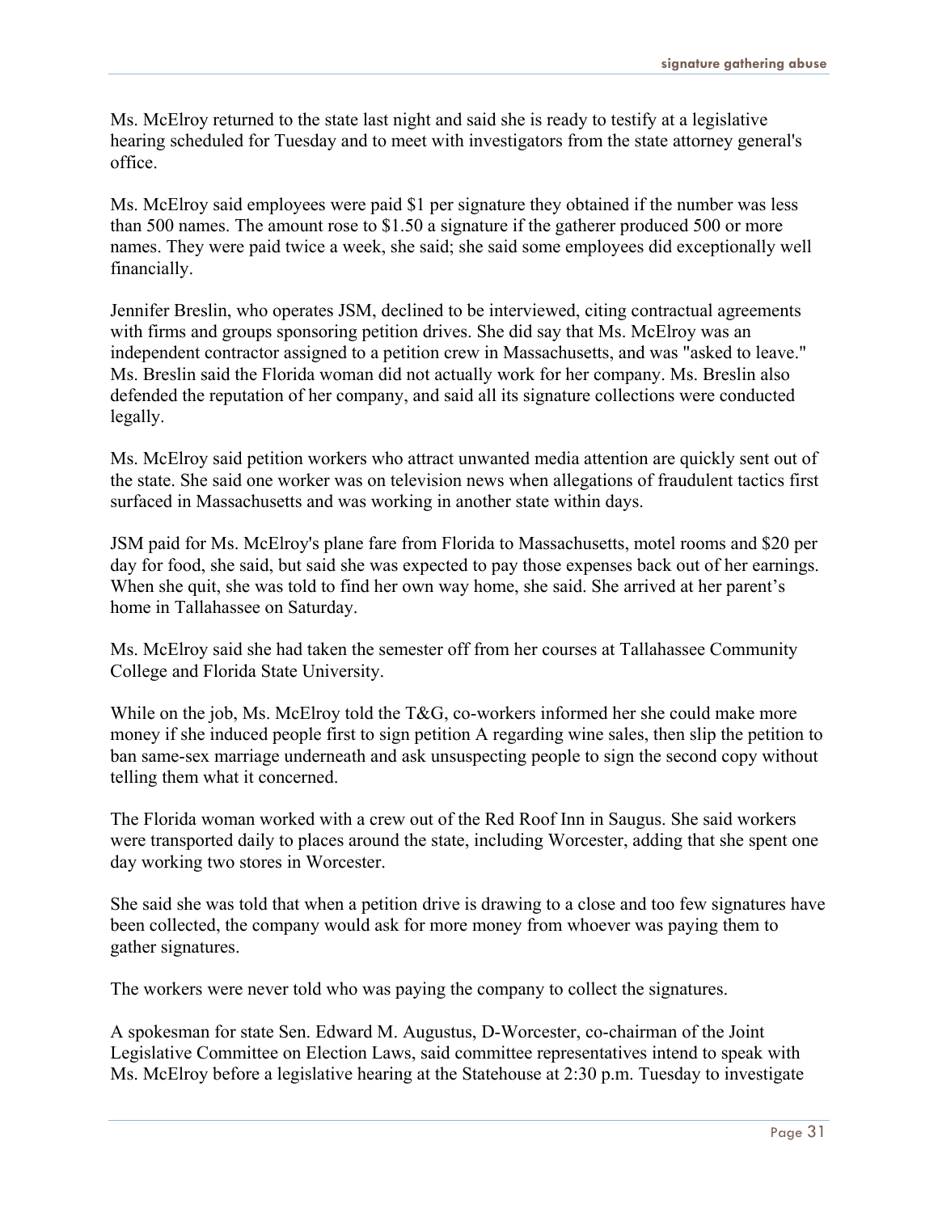Ms. McElroy returned to the state last night and said she is ready to testify at a legislative hearing scheduled for Tuesday and to meet with investigators from the state attorney general's office.

Ms. McElroy said employees were paid $1 per signature they obtained if the number was less than 500 names. The amount rose to $1.50 a signature if the gatherer produced 500 or more names. They were paid twice a week, she said; she said some employees did exceptionally well financially.

Jennifer Breslin, who operates JSM, declined to be interviewed, citing contractual agreements with firms and groups sponsoring petition drives. She did say that Ms. McElroy was an independent contractor assigned to a petition crew in Massachusetts, and was "asked to leave." Ms. Breslin said the Florida woman did not actually work for her company. Ms. Breslin also defended the reputation of her company, and said all its signature collections were conducted legally.

Ms. McElroy said petition workers who attract unwanted media attention are quickly sent out of the state. She said one worker was on television news when allegations of fraudulent tactics first surfaced in Massachusetts and was working in another state within days.

JSM paid for Ms. McElroy's plane fare from Florida to Massachusetts, motel rooms and $20 per day for food, she said, but said she was expected to pay those expenses back out of her earnings. When she quit, she was told to find her own way home, she said. She arrived at her parent's home in Tallahassee on Saturday.

Ms. McElroy said she had taken the semester off from her courses at Tallahassee Community College and Florida State University.

While on the job, Ms. McElroy told the T&G, co-workers informed her she could make more money if she induced people first to sign petition A regarding wine sales, then slip the petition to ban same-sex marriage underneath and ask unsuspecting people to sign the second copy without telling them what it concerned.

The Florida woman worked with a crew out of the Red Roof Inn in Saugus. She said workers were transported daily to places around the state, including Worcester, adding that she spent one day working two stores in Worcester.

She said she was told that when a petition drive is drawing to a close and too few signatures have been collected, the company would ask for more money from whoever was paying them to gather signatures.

The workers were never told who was paying the company to collect the signatures.

A spokesman for state Sen. Edward M. Augustus, D-Worcester, co-chairman of the Joint Legislative Committee on Election Laws, said committee representatives intend to speak with Ms. McElroy before a legislative hearing at the Statehouse at 2:30 p.m. Tuesday to investigate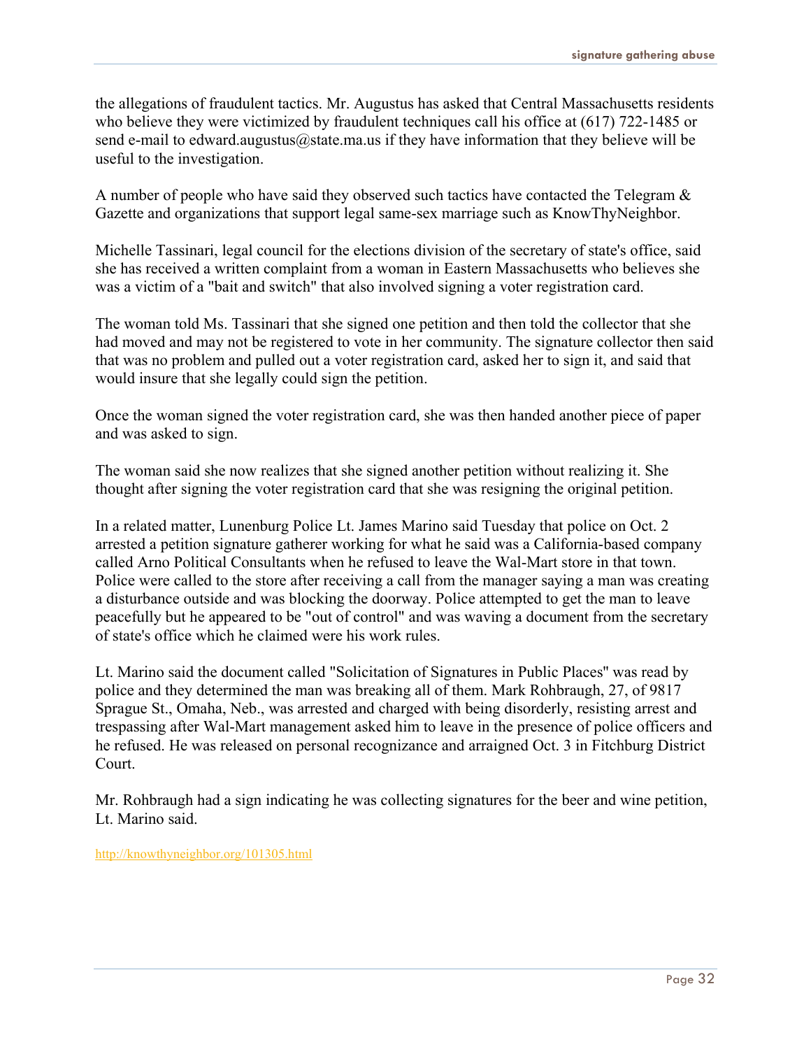the allegations of fraudulent tactics. Mr. Augustus has asked that Central Massachusetts residents who believe they were victimized by fraudulent techniques call his office at (617) 722-1485 or send e-mail to edward.augustus@state.ma.us if they have information that they believe will be useful to the investigation.

A number of people who have said they observed such tactics have contacted the Telegram & Gazette and organizations that support legal same-sex marriage such as KnowThyNeighbor.

Michelle Tassinari, legal council for the elections division of the secretary of state's office, said she has received a written complaint from a woman in Eastern Massachusetts who believes she was a victim of a "bait and switch" that also involved signing a voter registration card.

The woman told Ms. Tassinari that she signed one petition and then told the collector that she had moved and may not be registered to vote in her community. The signature collector then said that was no problem and pulled out a voter registration card, asked her to sign it, and said that would insure that she legally could sign the petition.

Once the woman signed the voter registration card, she was then handed another piece of paper and was asked to sign.

The woman said she now realizes that she signed another petition without realizing it. She thought after signing the voter registration card that she was resigning the original petition.

In a related matter, Lunenburg Police Lt. James Marino said Tuesday that police on Oct. 2 arrested a petition signature gatherer working for what he said was a California-based company called Arno Political Consultants when he refused to leave the Wal-Mart store in that town. Police were called to the store after receiving a call from the manager saying a man was creating a disturbance outside and was blocking the doorway. Police attempted to get the man to leave peacefully but he appeared to be "out of control" and was waving a document from the secretary of state's office which he claimed were his work rules.

Lt. Marino said the document called "Solicitation of Signatures in Public Places" was read by police and they determined the man was breaking all of them. Mark Rohbraugh, 27, of 9817 Sprague St., Omaha, Neb., was arrested and charged with being disorderly, resisting arrest and trespassing after Wal-Mart management asked him to leave in the presence of police officers and he refused. He was released on personal recognizance and arraigned Oct. 3 in Fitchburg District Court.

Mr. Rohbraugh had a sign indicating he was collecting signatures for the beer and wine petition, Lt. Marino said.

http://knowthyneighbor.org/101305.html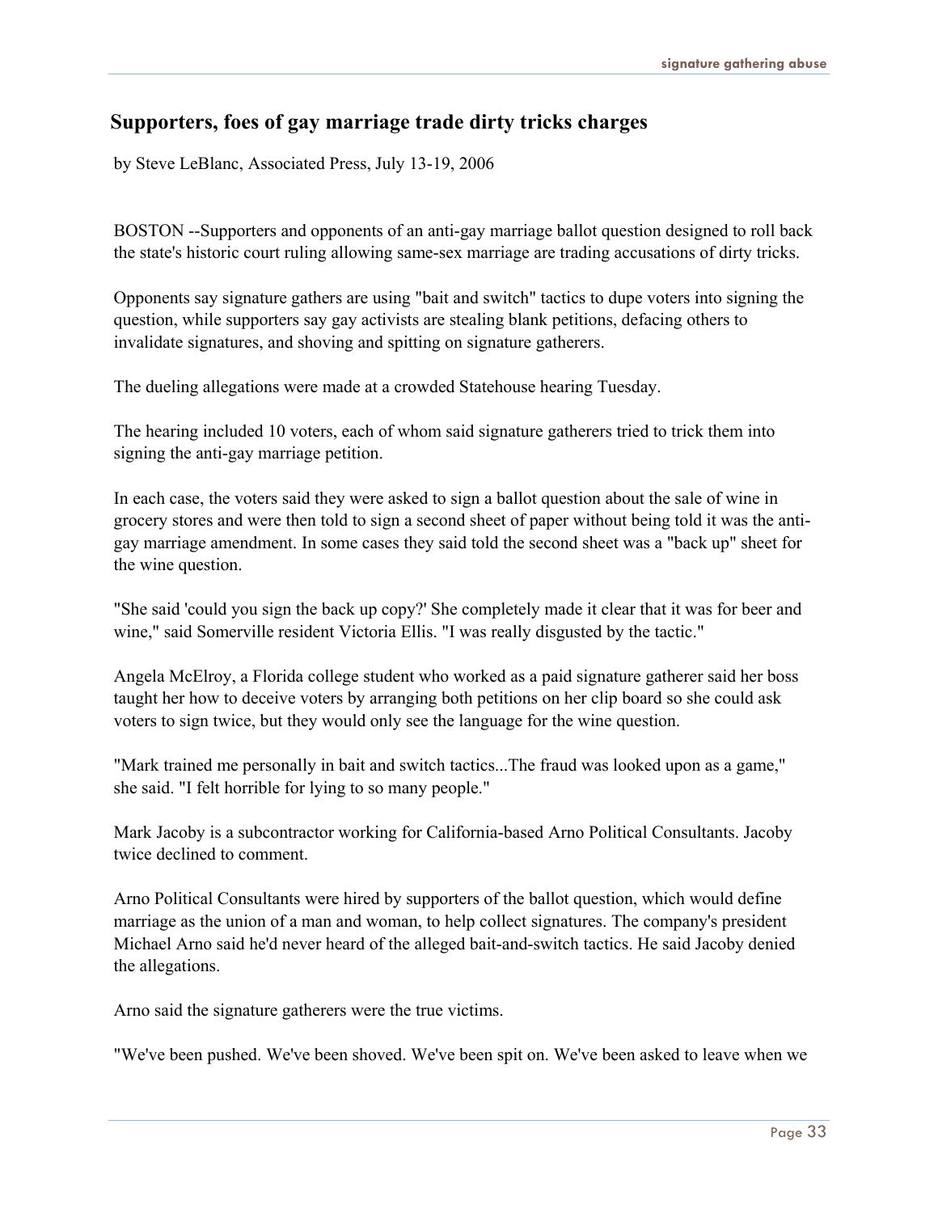## Supporters, foes of gay marriage trade dirty tricks charges

by Steve LeBlanc, Associated Press, July 13-19, 2006

BOSTON --Supporters and opponents of an anti-gay marriage ballot question designed to roll back the state's historic court ruling allowing same-sex marriage are trading accusations of dirty tricks.

Opponents say signature gathers are using "bait and switch" tactics to dupe voters into signing the question, while supporters say gay activists are stealing blank petitions, defacing others to invalidate signatures, and shoving and spitting on signature gatherers.

The dueling allegations were made at a crowded Statehouse hearing Tuesday.

The hearing included 10 voters, each of whom said signature gatherers tried to trick them into signing the anti-gay marriage petition.

In each case, the voters said they were asked to sign a ballot question about the sale of wine in grocery stores and were then told to sign a second sheet of paper without being told it was the anti-gay marriage amendment. In some cases they said told the second sheet was a "back up" sheet for the wine question.

"She said 'could you sign the back up copy?' She completely made it clear that it was for beer and wine," said Somerville resident Victoria Ellis. "I was really disgusted by the tactic."

Angela McElroy, a Florida college student who worked as a paid signature gatherer said her boss taught her how to deceive voters by arranging both petitions on her clip board so she could ask voters to sign twice, but they would only see the language for the wine question.

"Mark trained me personally in bait and switch tactics...The fraud was looked upon as a game," she said. "I felt horrible for lying to so many people."

Mark Jacoby is a subcontractor working for California-based Arno Political Consultants. Jacoby twice declined to comment.

Arno Political Consultants were hired by supporters of the ballot question, which would define marriage as the union of a man and woman, to help collect signatures. The company's president Michael Arno said he'd never heard of the alleged bait-and-switch tactics. He said Jacoby denied the allegations.

Arno said the signature gatherers were the true victims.

"We've been pushed. We've been shoved. We've been spit on. We've been asked to leave when we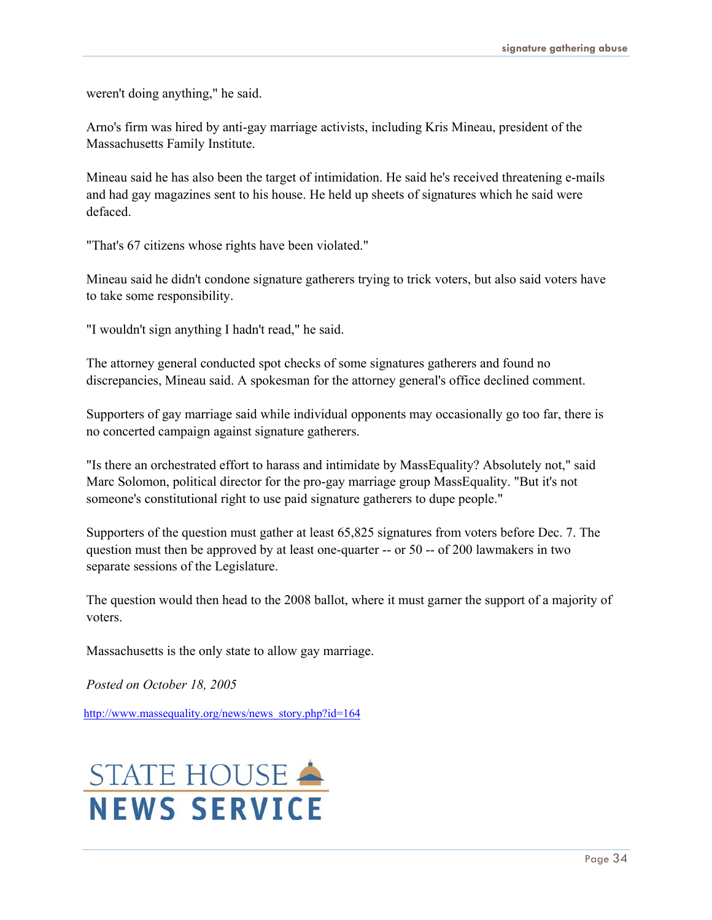weren't doing anything," he said.

Arno's firm was hired by anti-gay marriage activists, including Kris Mineau, president of the Massachusetts Family Institute.

Mineau said he has also been the target of intimidation. He said he's received threatening e-mails and had gay magazines sent to his house. He held up sheets of signatures which he said were defaced.

"That's 67 citizens whose rights have been violated."

Mineau said he didn't condone signature gatherers trying to trick voters, but also said voters have to take some responsibility.

"I wouldn't sign anything I hadn't read," he said.

The attorney general conducted spot checks of some signatures gatherers and found no discrepancies, Mineau said. A spokesman for the attorney general's office declined comment.

Supporters of gay marriage said while individual opponents may occasionally go too far, there is no concerted campaign against signature gatherers.

"Is there an orchestrated effort to harass and intimidate by MassEquality? Absolutely not," said Marc Solomon, political director for the pro-gay marriage group MassEquality. "But it's not someone's constitutional right to use paid signature gatherers to dupe people."

Supporters of the question must gather at least 65,825 signatures from voters before Dec. 7. The question must then be approved by at least one-quarter -- or 50 -- of 200 lawmakers in two separate sessions of the Legislature.

The question would then head to the 2008 ballot, where it must garner the support of a majority of voters.

Massachusetts is the only state to allow gay marriage.

*Posted on October 18, 2005*

http://www.massequality.org/news/news_story.php?id=164

STATE HOUSE NEWS SERVICE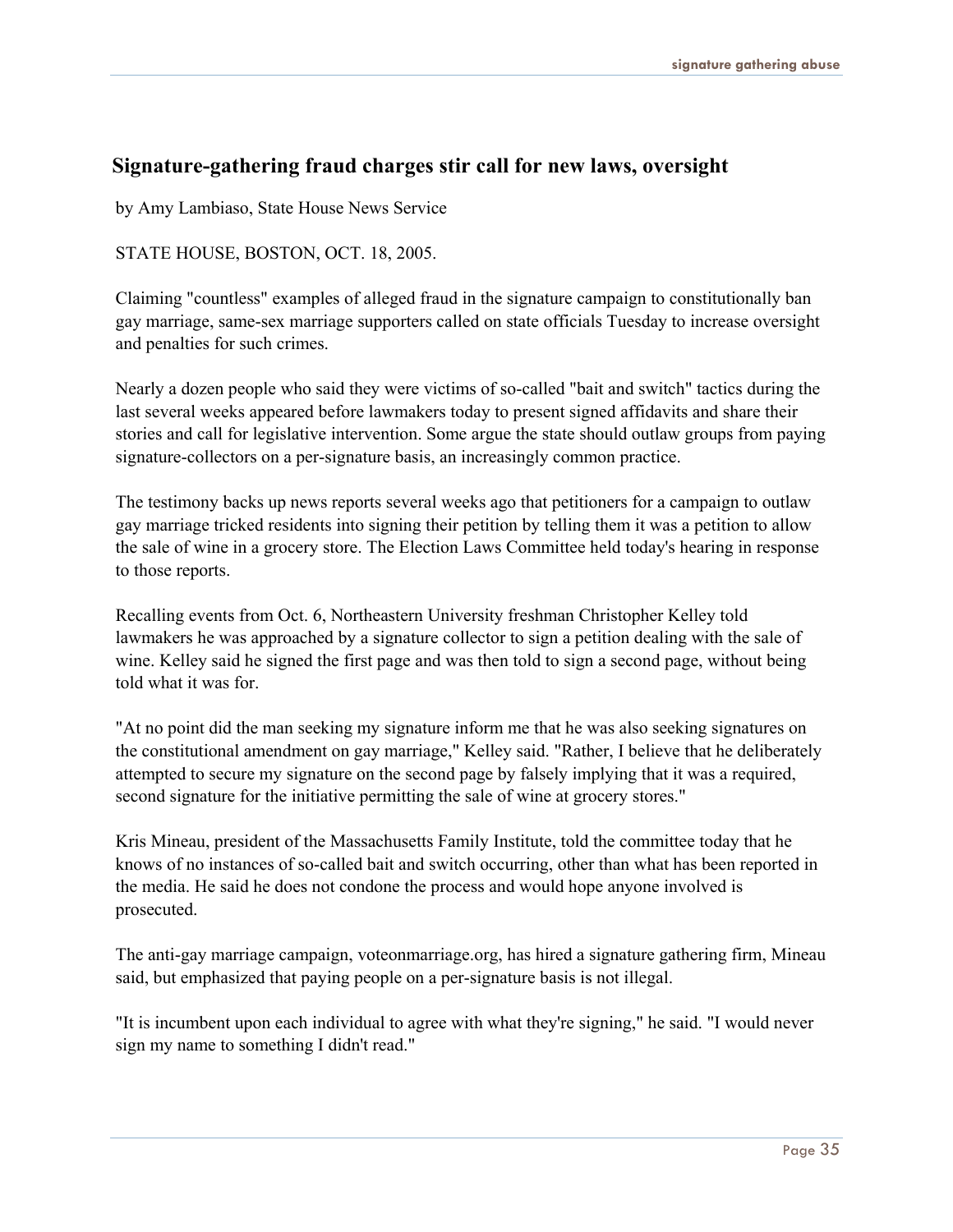## Signature-gathering fraud charges stir call for new laws, oversight

by Amy Lambiaso, State House News Service

STATE HOUSE, BOSTON, OCT. 18, 2005.

Claiming "countless" examples of alleged fraud in the signature campaign to constitutionally ban gay marriage, same-sex marriage supporters called on state officials Tuesday to increase oversight and penalties for such crimes.

Nearly a dozen people who said they were victims of so-called "bait and switch" tactics during the last several weeks appeared before lawmakers today to present signed affidavits and share their stories and call for legislative intervention. Some argue the state should outlaw groups from paying signature-collectors on a per-signature basis, an increasingly common practice.

The testimony backs up news reports several weeks ago that petitioners for a campaign to outlaw gay marriage tricked residents into signing their petition by telling them it was a petition to allow the sale of wine in a grocery store. The Election Laws Committee held today's hearing in response to those reports.

Recalling events from Oct. 6, Northeastern University freshman Christopher Kelley told lawmakers he was approached by a signature collector to sign a petition dealing with the sale of wine. Kelley said he signed the first page and was then told to sign a second page, without being told what it was for.

"At no point did the man seeking my signature inform me that he was also seeking signatures on the constitutional amendment on gay marriage," Kelley said. "Rather, I believe that he deliberately attempted to secure my signature on the second page by falsely implying that it was a required, second signature for the initiative permitting the sale of wine at grocery stores."

Kris Mineau, president of the Massachusetts Family Institute, told the committee today that he knows of no instances of so-called bait and switch occurring, other than what has been reported in the media. He said he does not condone the process and would hope anyone involved is prosecuted.

The anti-gay marriage campaign, voteonmarriage.org, has hired a signature gathering firm, Mineau said, but emphasized that paying people on a per-signature basis is not illegal.

"It is incumbent upon each individual to agree with what they're signing," he said. "I would never sign my name to something I didn't read."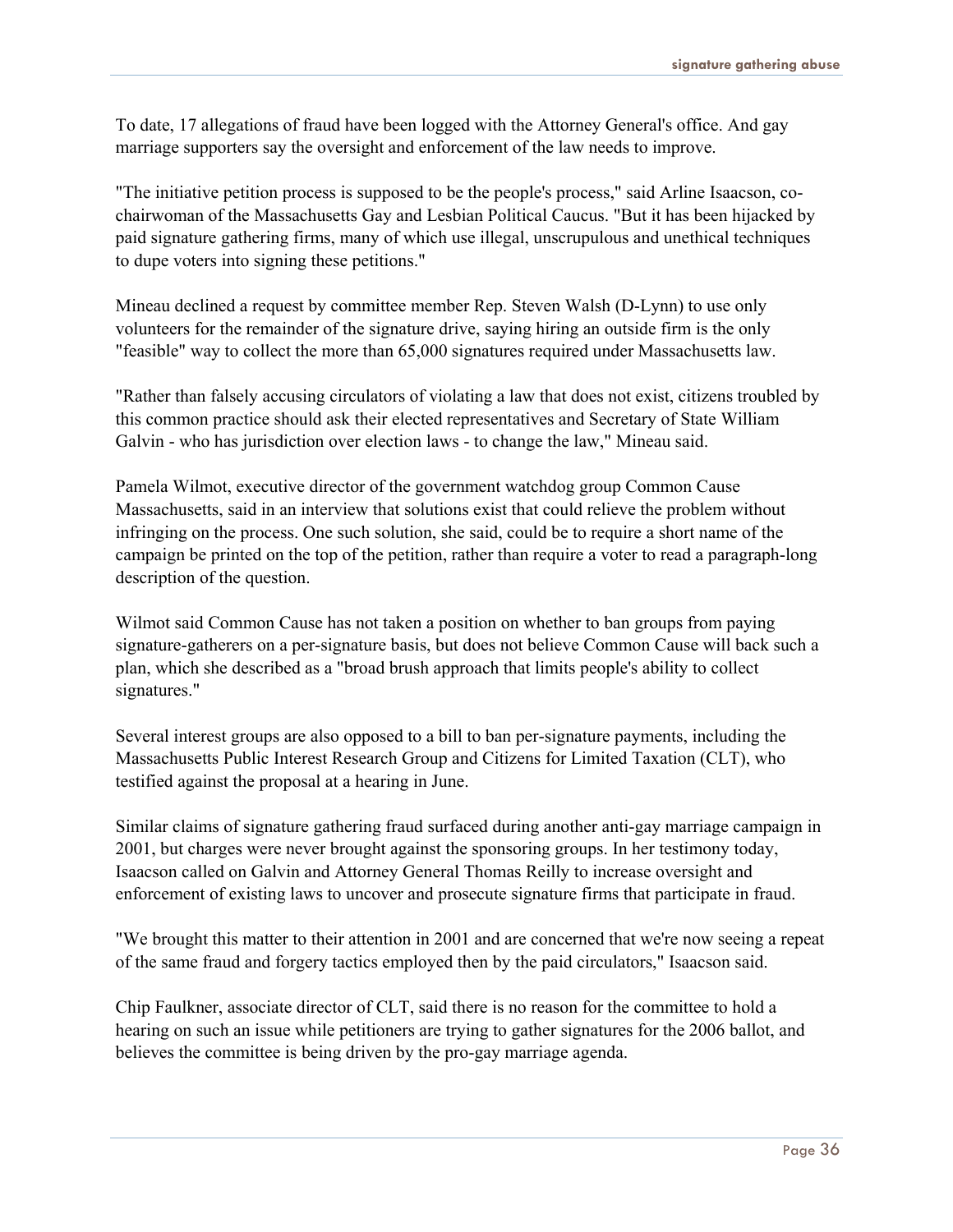To date, 17 allegations of fraud have been logged with the Attorney General's office. And gay marriage supporters say the oversight and enforcement of the law needs to improve.

"The initiative petition process is supposed to be the people's process," said Arline Isaacson, co-chairwoman of the Massachusetts Gay and Lesbian Political Caucus. "But it has been hijacked by paid signature gathering firms, many of which use illegal, unscrupulous and unethical techniques to dupe voters into signing these petitions."

Mineau declined a request by committee member Rep. Steven Walsh (D-Lynn) to use only volunteers for the remainder of the signature drive, saying hiring an outside firm is the only "feasible" way to collect the more than 65,000 signatures required under Massachusetts law.

"Rather than falsely accusing circulators of violating a law that does not exist, citizens troubled by this common practice should ask their elected representatives and Secretary of State William Galvin - who has jurisdiction over election laws - to change the law," Mineau said.

Pamela Wilmot, executive director of the government watchdog group Common Cause Massachusetts, said in an interview that solutions exist that could relieve the problem without infringing on the process. One such solution, she said, could be to require a short name of the campaign be printed on the top of the petition, rather than require a voter to read a paragraph-long description of the question.

Wilmot said Common Cause has not taken a position on whether to ban groups from paying signature-gatherers on a per-signature basis, but does not believe Common Cause will back such a plan, which she described as a "broad brush approach that limits people's ability to collect signatures."

Several interest groups are also opposed to a bill to ban per-signature payments, including the Massachusetts Public Interest Research Group and Citizens for Limited Taxation (CLT), who testified against the proposal at a hearing in June.

Similar claims of signature gathering fraud surfaced during another anti-gay marriage campaign in 2001, but charges were never brought against the sponsoring groups. In her testimony today, Isaacson called on Galvin and Attorney General Thomas Reilly to increase oversight and enforcement of existing laws to uncover and prosecute signature firms that participate in fraud.

"We brought this matter to their attention in 2001 and are concerned that we're now seeing a repeat of the same fraud and forgery tactics employed then by the paid circulators," Isaacson said.

Chip Faulkner, associate director of CLT, said there is no reason for the committee to hold a hearing on such an issue while petitioners are trying to gather signatures for the 2006 ballot, and believes the committee is being driven by the pro-gay marriage agenda.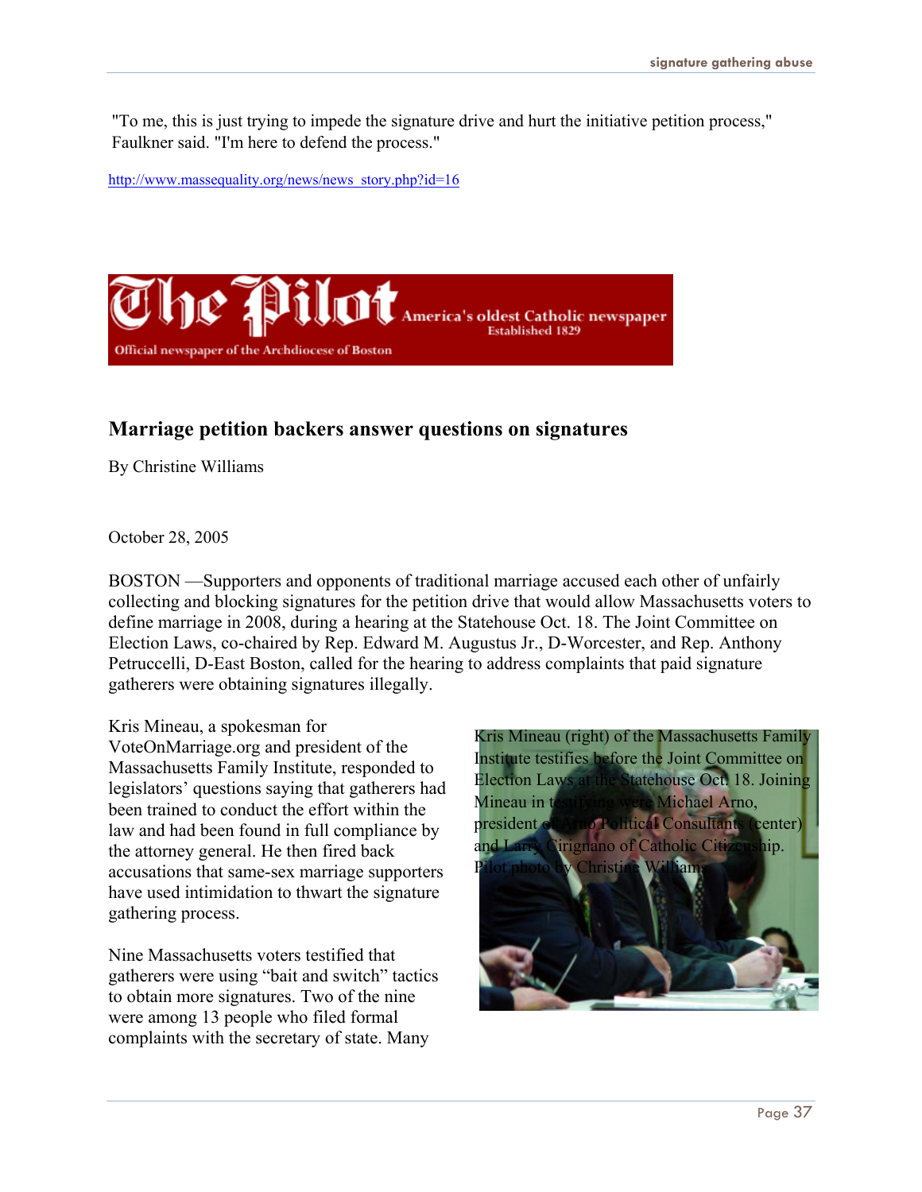"To me, this is just trying to impede the signature drive and hurt the initiative petition process," Faulkner said. "I'm here to defend the process."

http://www.massequality.org/news/news_story.php?id=16

The Pilot America's oldest Catholic newspaper Established 1829

Official newspaper of the Archdiocese of Boston

## Marriage petition backers answer questions on signatures

By Christine Williams

October 28, 2005

BOSTON —Supporters and opponents of traditional marriage accused each other of unfairly collecting and blocking signatures for the petition drive that would allow Massachusetts voters to define marriage in 2008, during a hearing at the Statehouse Oct. 18. The Joint Committee on Election Laws, co-chaired by Rep. Edward M. Augustus Jr., D-Worcester, and Rep. Anthony Petruccelli, D-East Boston, called for the hearing to address complaints that paid signature gatherers were obtaining signatures illegally.

Kris Mineau, a spokesman for VoteOnMarriage.org and president of the Massachusetts Family Institute, responded to legislators' questions saying that gatherers had been trained to conduct the effort within the law and had been found in full compliance by the attorney general. He then fired back accusations that same-sex marriage supporters have used intimidation to thwart the signature gathering process.

Kris Mineau (right) of the Massachusetts Family Institute testifies before the Joint Committee on Election Laws at the Statehouse Oct. 18. Joining Mineau in testifying were Michael Arno, president of Arno Political Consultants (center) and Larry Cirignano of Catholic Citizenship. Pilot photo by Christine Williams

Nine Massachusetts voters testified that gatherers were using "bait and switch" tactics to obtain more signatures. Two of the nine were among 13 people who filed formal complaints with the secretary of state. Many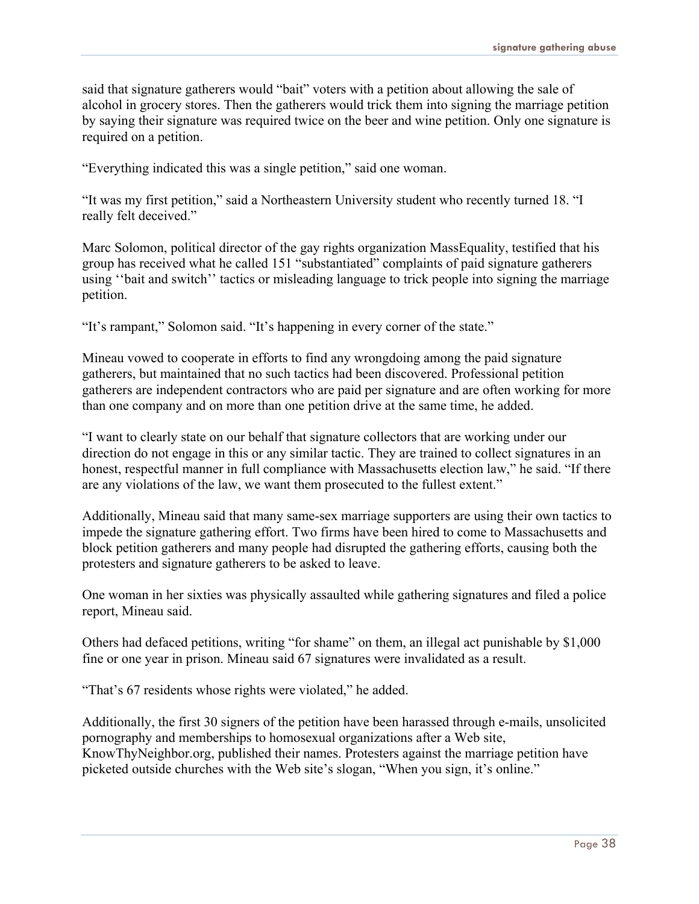said that signature gatherers would "bait" voters with a petition about allowing the sale of alcohol in grocery stores. Then the gatherers would trick them into signing the marriage petition by saying their signature was required twice on the beer and wine petition. Only one signature is required on a petition.

"Everything indicated this was a single petition," said one woman.

"It was my first petition," said a Northeastern University student who recently turned 18. "I really felt deceived."

Marc Solomon, political director of the gay rights organization MassEquality, testified that his group has received what he called 151 "substantiated" complaints of paid signature gatherers using ''bait and switch'' tactics or misleading language to trick people into signing the marriage petition.

"It's rampant," Solomon said. "It's happening in every corner of the state."

Mineau vowed to cooperate in efforts to find any wrongdoing among the paid signature gatherers, but maintained that no such tactics had been discovered. Professional petition gatherers are independent contractors who are paid per signature and are often working for more than one company and on more than one petition drive at the same time, he added.

"I want to clearly state on our behalf that signature collectors that are working under our direction do not engage in this or any similar tactic. They are trained to collect signatures in an honest, respectful manner in full compliance with Massachusetts election law," he said. "If there are any violations of the law, we want them prosecuted to the fullest extent."

Additionally, Mineau said that many same-sex marriage supporters are using their own tactics to impede the signature gathering effort. Two firms have been hired to come to Massachusetts and block petition gatherers and many people had disrupted the gathering efforts, causing both the protesters and signature gatherers to be asked to leave.

One woman in her sixties was physically assaulted while gathering signatures and filed a police report, Mineau said.

Others had defaced petitions, writing "for shame" on them, an illegal act punishable by $1,000 fine or one year in prison. Mineau said 67 signatures were invalidated as a result.

"That's 67 residents whose rights were violated," he added.

Additionally, the first 30 signers of the petition have been harassed through e-mails, unsolicited pornography and memberships to homosexual organizations after a Web site, KnowThyNeighbor.org, published their names. Protesters against the marriage petition have picketed outside churches with the Web site's slogan, "When you sign, it's online."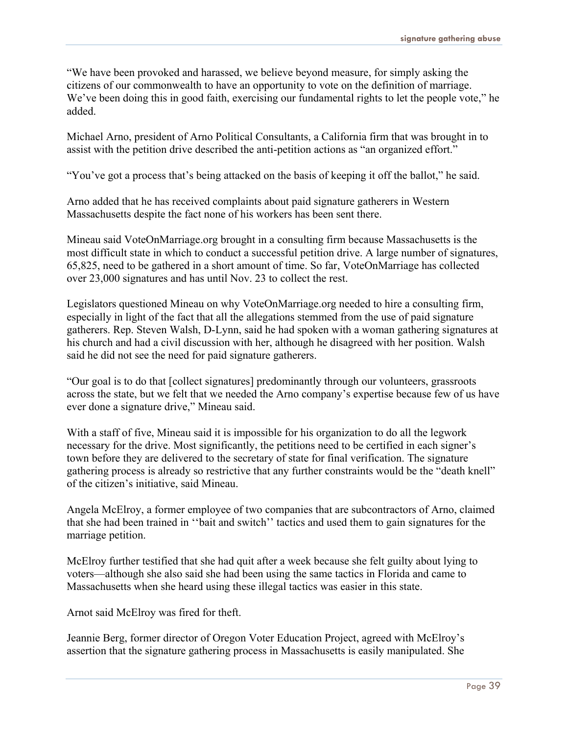"We have been provoked and harassed, we believe beyond measure, for simply asking the citizens of our commonwealth to have an opportunity to vote on the definition of marriage. We've been doing this in good faith, exercising our fundamental rights to let the people vote," he added.

Michael Arno, president of Arno Political Consultants, a California firm that was brought in to assist with the petition drive described the anti-petition actions as "an organized effort."

"You've got a process that's being attacked on the basis of keeping it off the ballot," he said.

Arno added that he has received complaints about paid signature gatherers in Western Massachusetts despite the fact none of his workers has been sent there.

Mineau said VoteOnMarriage.org brought in a consulting firm because Massachusetts is the most difficult state in which to conduct a successful petition drive. A large number of signatures, 65,825, need to be gathered in a short amount of time. So far, VoteOnMarriage has collected over 23,000 signatures and has until Nov. 23 to collect the rest.

Legislators questioned Mineau on why VoteOnMarriage.org needed to hire a consulting firm, especially in light of the fact that all the allegations stemmed from the use of paid signature gatherers. Rep. Steven Walsh, D-Lynn, said he had spoken with a woman gathering signatures at his church and had a civil discussion with her, although he disagreed with her position. Walsh said he did not see the need for paid signature gatherers.

"Our goal is to do that [collect signatures] predominantly through our volunteers, grassroots across the state, but we felt that we needed the Arno company's expertise because few of us have ever done a signature drive," Mineau said.

With a staff of five, Mineau said it is impossible for his organization to do all the legwork necessary for the drive. Most significantly, the petitions need to be certified in each signer's town before they are delivered to the secretary of state for final verification. The signature gathering process is already so restrictive that any further constraints would be the "death knell" of the citizen's initiative, said Mineau.

Angela McElroy, a former employee of two companies that are subcontractors of Arno, claimed that she had been trained in ''bait and switch'' tactics and used them to gain signatures for the marriage petition.

McElroy further testified that she had quit after a week because she felt guilty about lying to voters—although she also said she had been using the same tactics in Florida and came to Massachusetts when she heard using these illegal tactics was easier in this state.

Arnot said McElroy was fired for theft.

Jeannie Berg, former director of Oregon Voter Education Project, agreed with McElroy's assertion that the signature gathering process in Massachusetts is easily manipulated. She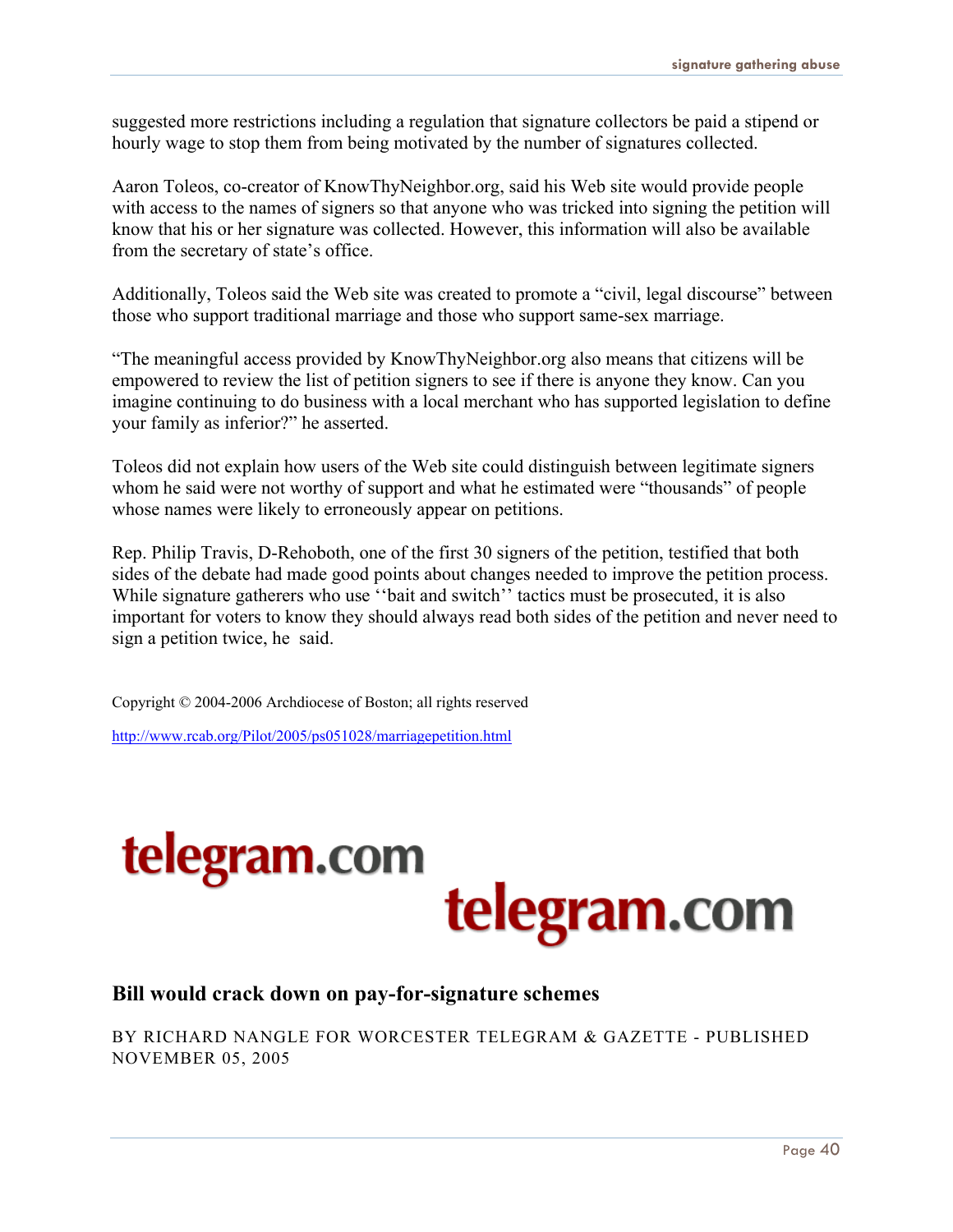suggested more restrictions including a regulation that signature collectors be paid a stipend or hourly wage to stop them from being motivated by the number of signatures collected.

Aaron Toleos, co-creator of KnowThyNeighbor.org, said his Web site would provide people with access to the names of signers so that anyone who was tricked into signing the petition will know that his or her signature was collected. However, this information will also be available from the secretary of state's office.

Additionally, Toleos said the Web site was created to promote a "civil, legal discourse" between those who support traditional marriage and those who support same-sex marriage.

"The meaningful access provided by KnowThyNeighbor.org also means that citizens will be empowered to review the list of petition signers to see if there is anyone they know. Can you imagine continuing to do business with a local merchant who has supported legislation to define your family as inferior?" he asserted.

Toleos did not explain how users of the Web site could distinguish between legitimate signers whom he said were not worthy of support and what he estimated were "thousands" of people whose names were likely to erroneously appear on petitions.

Rep. Philip Travis, D-Rehoboth, one of the first 30 signers of the petition, testified that both sides of the debate had made good points about changes needed to improve the petition process. While signature gatherers who use ''bait and switch'' tactics must be prosecuted, it is also important for voters to know they should always read both sides of the petition and never need to sign a petition twice, he said.

Copyright © 2004-2006 Archdiocese of Boston; all rights reserved

http://www.rcab.org/Pilot/2005/ps051028/marriagepetition.html

telegram.com

telegram.com

### Bill would crack down on pay-for-signature schemes

BY RICHARD NANGLE FOR WORCESTER TELEGRAM & GAZETTE - PUBLISHED NOVEMBER 05, 2005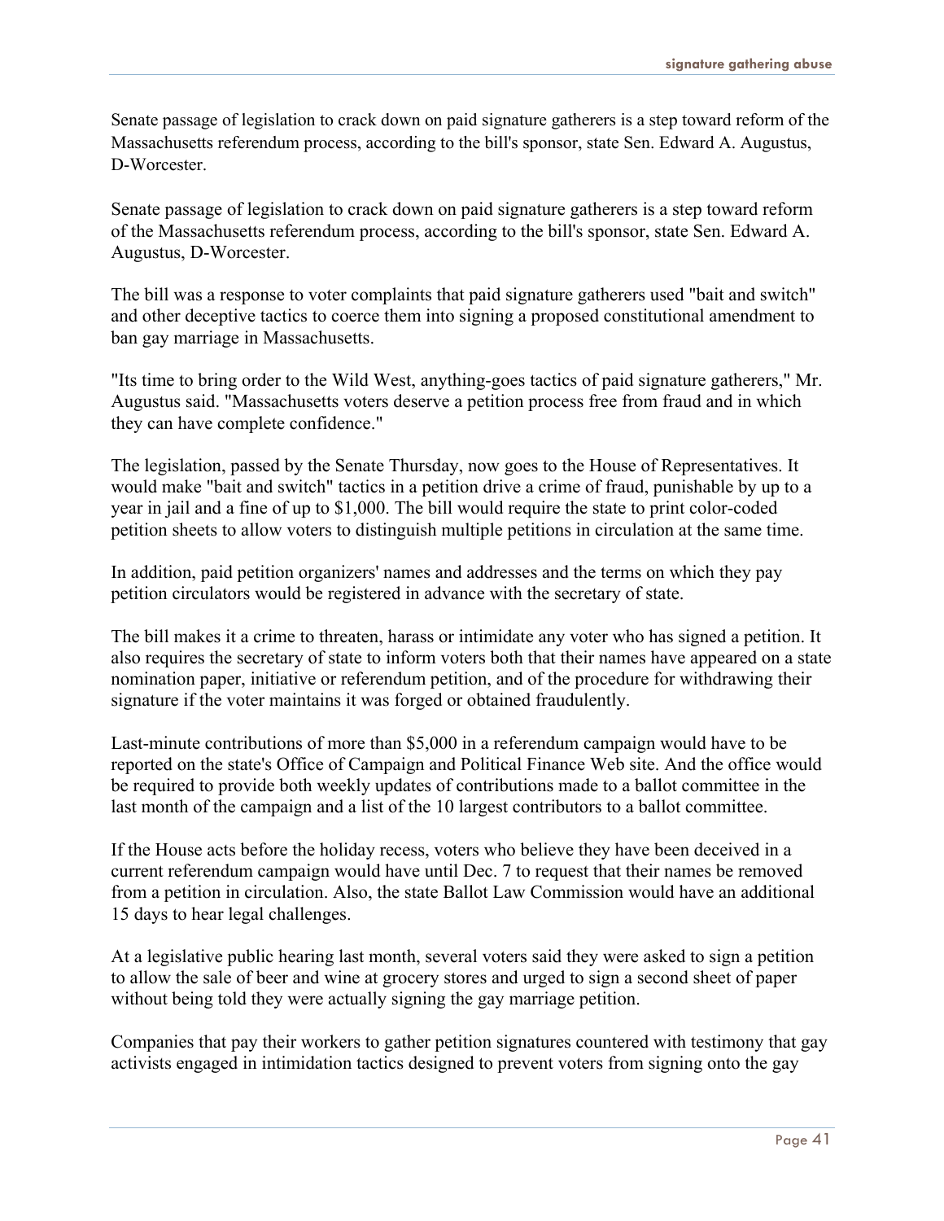Senate passage of legislation to crack down on paid signature gatherers is a step toward reform of the Massachusetts referendum process, according to the bill's sponsor, state Sen. Edward A. Augustus, D-Worcester.

Senate passage of legislation to crack down on paid signature gatherers is a step toward reform of the Massachusetts referendum process, according to the bill's sponsor, state Sen. Edward A. Augustus, D-Worcester.

The bill was a response to voter complaints that paid signature gatherers used "bait and switch" and other deceptive tactics to coerce them into signing a proposed constitutional amendment to ban gay marriage in Massachusetts.

"Its time to bring order to the Wild West, anything-goes tactics of paid signature gatherers," Mr. Augustus said. "Massachusetts voters deserve a petition process free from fraud and in which they can have complete confidence."

The legislation, passed by the Senate Thursday, now goes to the House of Representatives. It would make "bait and switch" tactics in a petition drive a crime of fraud, punishable by up to a year in jail and a fine of up to $1,000. The bill would require the state to print color-coded petition sheets to allow voters to distinguish multiple petitions in circulation at the same time.

In addition, paid petition organizers' names and addresses and the terms on which they pay petition circulators would be registered in advance with the secretary of state.

The bill makes it a crime to threaten, harass or intimidate any voter who has signed a petition. It also requires the secretary of state to inform voters both that their names have appeared on a state nomination paper, initiative or referendum petition, and of the procedure for withdrawing their signature if the voter maintains it was forged or obtained fraudulently.

Last-minute contributions of more than $5,000 in a referendum campaign would have to be reported on the state's Office of Campaign and Political Finance Web site. And the office would be required to provide both weekly updates of contributions made to a ballot committee in the last month of the campaign and a list of the 10 largest contributors to a ballot committee.

If the House acts before the holiday recess, voters who believe they have been deceived in a current referendum campaign would have until Dec. 7 to request that their names be removed from a petition in circulation. Also, the state Ballot Law Commission would have an additional 15 days to hear legal challenges.

At a legislative public hearing last month, several voters said they were asked to sign a petition to allow the sale of beer and wine at grocery stores and urged to sign a second sheet of paper without being told they were actually signing the gay marriage petition.

Companies that pay their workers to gather petition signatures countered with testimony that gay activists engaged in intimidation tactics designed to prevent voters from signing onto the gay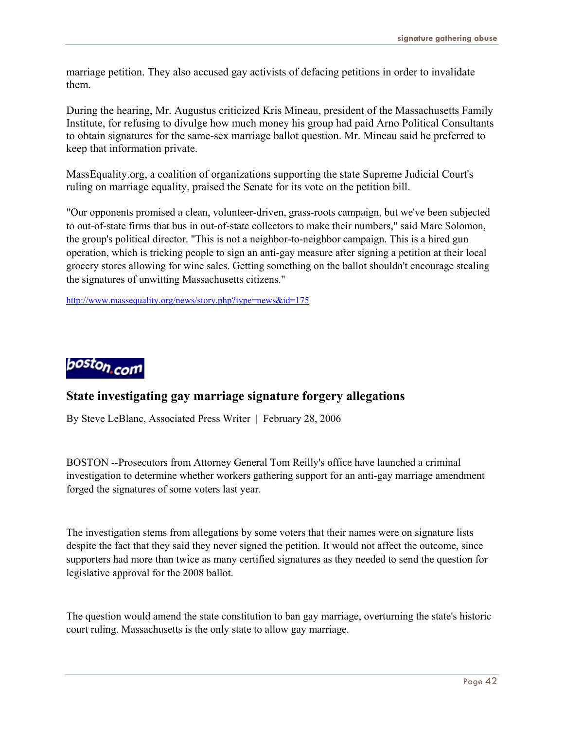marriage petition. They also accused gay activists of defacing petitions in order to invalidate them.

During the hearing, Mr. Augustus criticized Kris Mineau, president of the Massachusetts Family Institute, for refusing to divulge how much money his group had paid Arno Political Consultants to obtain signatures for the same-sex marriage ballot question. Mr. Mineau said he preferred to keep that information private.

MassEquality.org, a coalition of organizations supporting the state Supreme Judicial Court's ruling on marriage equality, praised the Senate for its vote on the petition bill.

"Our opponents promised a clean, volunteer-driven, grass-roots campaign, but we've been subjected to out-of-state firms that bus in out-of-state collectors to make their numbers," said Marc Solomon, the group's political director. "This is not a neighbor-to-neighbor campaign. This is a hired gun operation, which is tricking people to sign an anti-gay measure after signing a petition at their local grocery stores allowing for wine sales. Getting something on the ballot shouldn't encourage stealing the signatures of unwitting Massachusetts citizens."

http://www.massequality.org/news/story.php?type=news&id=175

boston.com

## State investigating gay marriage signature forgery allegations

By Steve LeBlanc, Associated Press Writer | February 28, 2006

BOSTON --Prosecutors from Attorney General Tom Reilly's office have launched a criminal investigation to determine whether workers gathering support for an anti-gay marriage amendment forged the signatures of some voters last year.

The investigation stems from allegations by some voters that their names were on signature lists despite the fact that they said they never signed the petition. It would not affect the outcome, since supporters had more than twice as many certified signatures as they needed to send the question for legislative approval for the 2008 ballot.

The question would amend the state constitution to ban gay marriage, overturning the state's historic court ruling. Massachusetts is the only state to allow gay marriage.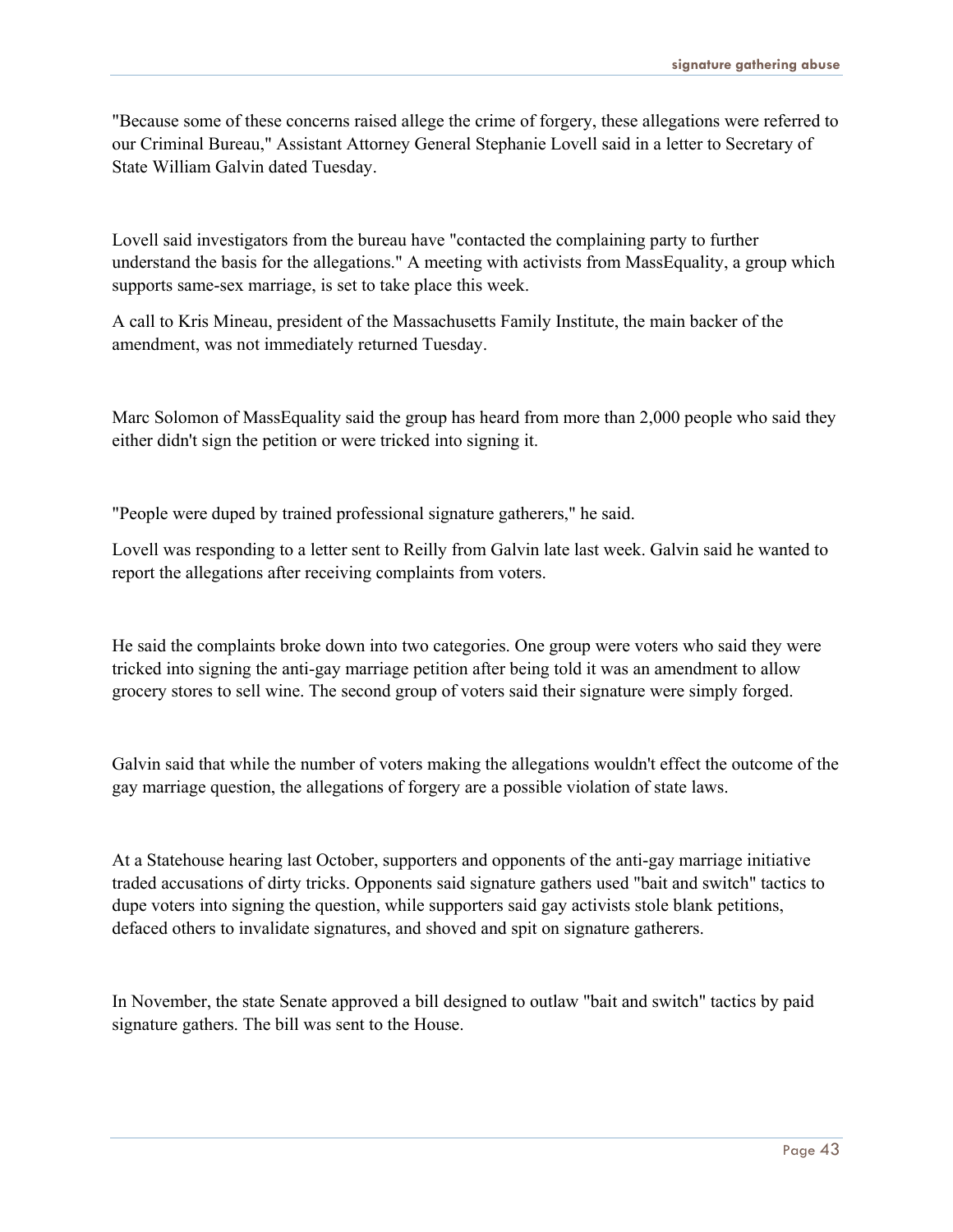"Because some of these concerns raised allege the crime of forgery, these allegations were referred to our Criminal Bureau," Assistant Attorney General Stephanie Lovell said in a letter to Secretary of State William Galvin dated Tuesday.

Lovell said investigators from the bureau have "contacted the complaining party to further understand the basis for the allegations." A meeting with activists from MassEquality, a group which supports same-sex marriage, is set to take place this week.

A call to Kris Mineau, president of the Massachusetts Family Institute, the main backer of the amendment, was not immediately returned Tuesday.

Marc Solomon of MassEquality said the group has heard from more than 2,000 people who said they either didn't sign the petition or were tricked into signing it.

"People were duped by trained professional signature gatherers," he said.

Lovell was responding to a letter sent to Reilly from Galvin late last week. Galvin said he wanted to report the allegations after receiving complaints from voters.

He said the complaints broke down into two categories. One group were voters who said they were tricked into signing the anti-gay marriage petition after being told it was an amendment to allow grocery stores to sell wine. The second group of voters said their signature were simply forged.

Galvin said that while the number of voters making the allegations wouldn't effect the outcome of the gay marriage question, the allegations of forgery are a possible violation of state laws.

At a Statehouse hearing last October, supporters and opponents of the anti-gay marriage initiative traded accusations of dirty tricks. Opponents said signature gathers used "bait and switch" tactics to dupe voters into signing the question, while supporters said gay activists stole blank petitions, defaced others to invalidate signatures, and shoved and spit on signature gatherers.

In November, the state Senate approved a bill designed to outlaw "bait and switch" tactics by paid signature gathers. The bill was sent to the House.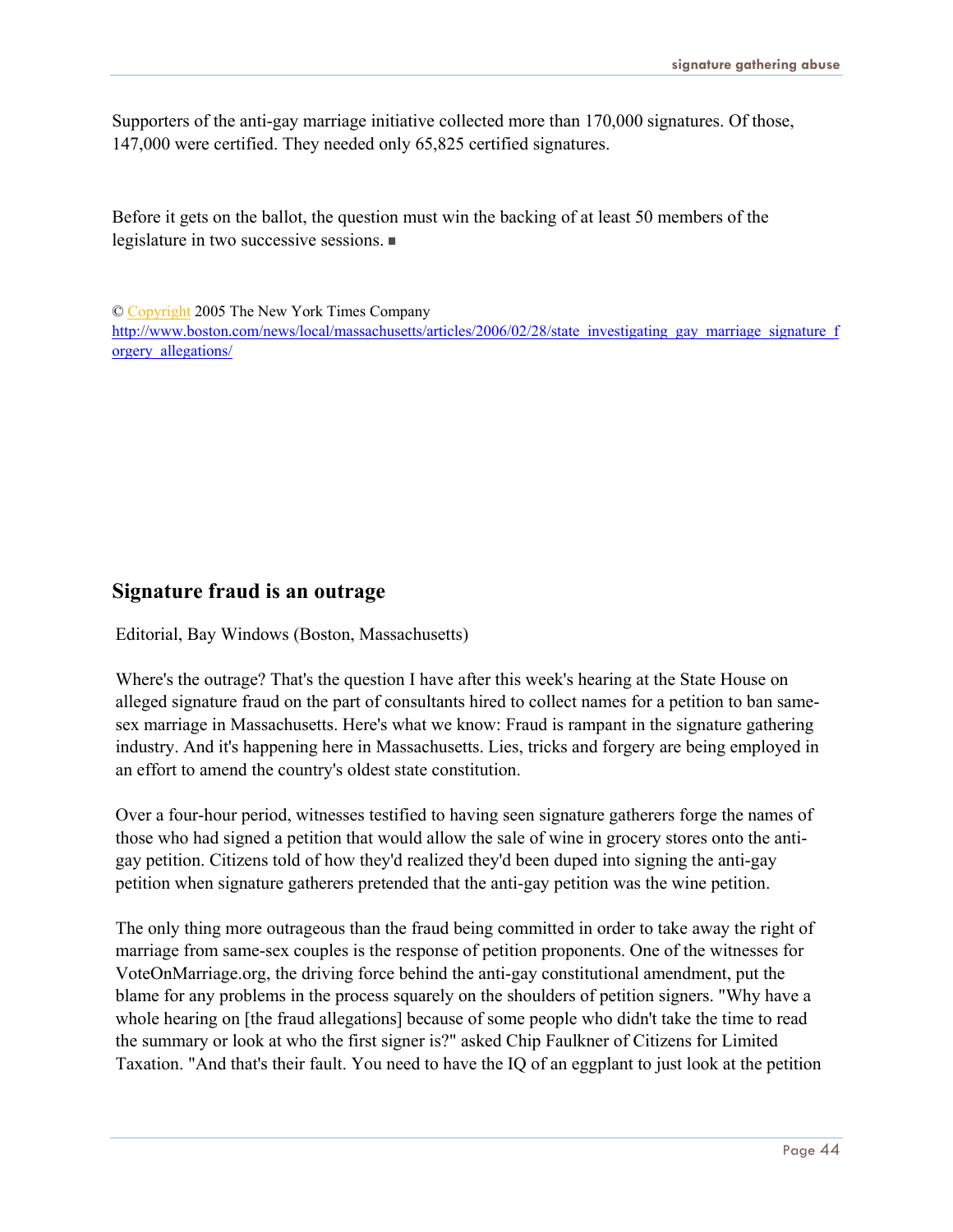Supporters of the anti-gay marriage initiative collected more than 170,000 signatures. Of those, 147,000 were certified. They needed only 65,825 certified signatures.

Before it gets on the ballot, the question must win the backing of at least 50 members of the legislature in two successive sessions. ■

© Copyright 2005 The New York Times Company
http://www.boston.com/news/local/massachusetts/articles/2006/02/28/state_investigating_gay_marriage_signature_forgery_allegations/

## Signature fraud is an outrage

Editorial, Bay Windows (Boston, Massachusetts)

Where's the outrage? That's the question I have after this week's hearing at the State House on alleged signature fraud on the part of consultants hired to collect names for a petition to ban same-sex marriage in Massachusetts. Here's what we know: Fraud is rampant in the signature gathering industry. And it's happening here in Massachusetts. Lies, tricks and forgery are being employed in an effort to amend the country's oldest state constitution.

Over a four-hour period, witnesses testified to having seen signature gatherers forge the names of those who had signed a petition that would allow the sale of wine in grocery stores onto the anti-gay petition. Citizens told of how they'd realized they'd been duped into signing the anti-gay petition when signature gatherers pretended that the anti-gay petition was the wine petition.

The only thing more outrageous than the fraud being committed in order to take away the right of marriage from same-sex couples is the response of petition proponents. One of the witnesses for VoteOnMarriage.org, the driving force behind the anti-gay constitutional amendment, put the blame for any problems in the process squarely on the shoulders of petition signers. "Why have a whole hearing on [the fraud allegations] because of some people who didn't take the time to read the summary or look at who the first signer is?" asked Chip Faulkner of Citizens for Limited Taxation. "And that's their fault. You need to have the IQ of an eggplant to just look at the petition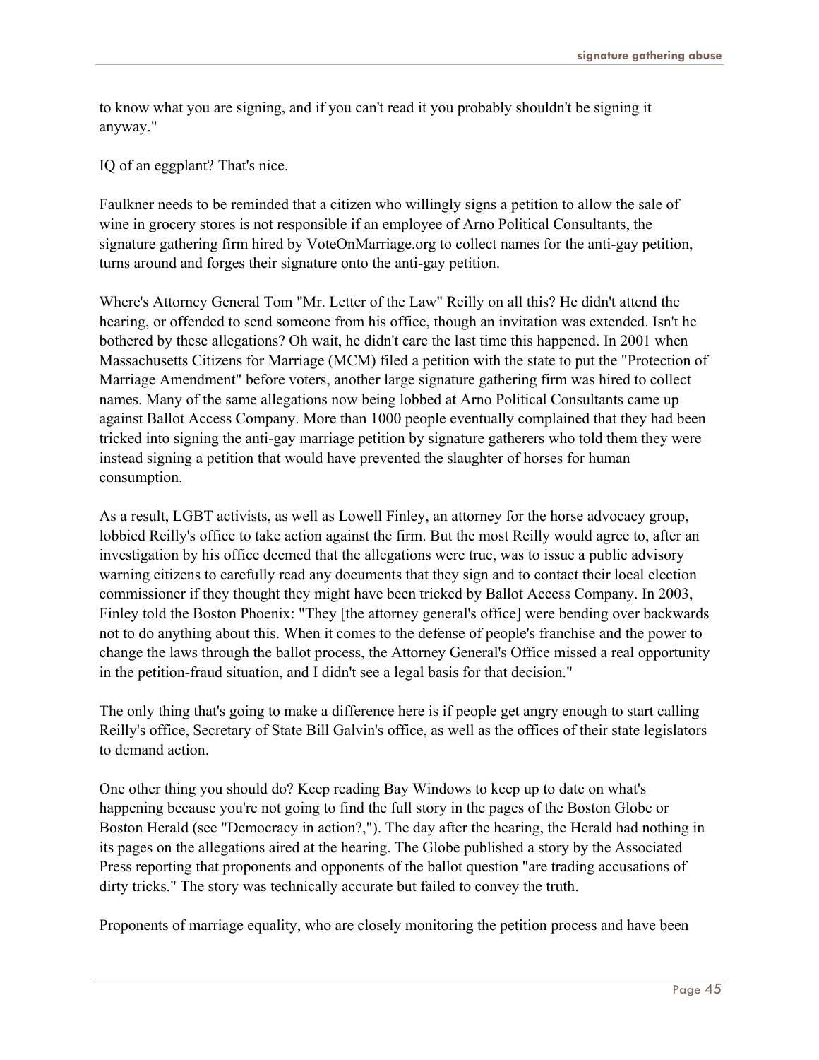to know what you are signing, and if you can't read it you probably shouldn't be signing it anyway."

IQ of an eggplant? That's nice.

Faulkner needs to be reminded that a citizen who willingly signs a petition to allow the sale of wine in grocery stores is not responsible if an employee of Arno Political Consultants, the signature gathering firm hired by VoteOnMarriage.org to collect names for the anti-gay petition, turns around and forges their signature onto the anti-gay petition.

Where's Attorney General Tom "Mr. Letter of the Law" Reilly on all this? He didn't attend the hearing, or offended to send someone from his office, though an invitation was extended. Isn't he bothered by these allegations? Oh wait, he didn't care the last time this happened. In 2001 when Massachusetts Citizens for Marriage (MCM) filed a petition with the state to put the "Protection of Marriage Amendment" before voters, another large signature gathering firm was hired to collect names. Many of the same allegations now being lobbed at Arno Political Consultants came up against Ballot Access Company. More than 1000 people eventually complained that they had been tricked into signing the anti-gay marriage petition by signature gatherers who told them they were instead signing a petition that would have prevented the slaughter of horses for human consumption.

As a result, LGBT activists, as well as Lowell Finley, an attorney for the horse advocacy group, lobbied Reilly's office to take action against the firm. But the most Reilly would agree to, after an investigation by his office deemed that the allegations were true, was to issue a public advisory warning citizens to carefully read any documents that they sign and to contact their local election commissioner if they thought they might have been tricked by Ballot Access Company. In 2003, Finley told the Boston Phoenix: "They [the attorney general's office] were bending over backwards not to do anything about this. When it comes to the defense of people's franchise and the power to change the laws through the ballot process, the Attorney General's Office missed a real opportunity in the petition-fraud situation, and I didn't see a legal basis for that decision."

The only thing that's going to make a difference here is if people get angry enough to start calling Reilly's office, Secretary of State Bill Galvin's office, as well as the offices of their state legislators to demand action.

One other thing you should do? Keep reading Bay Windows to keep up to date on what's happening because you're not going to find the full story in the pages of the Boston Globe or Boston Herald (see "Democracy in action?,"). The day after the hearing, the Herald had nothing in its pages on the allegations aired at the hearing. The Globe published a story by the Associated Press reporting that proponents and opponents of the ballot question "are trading accusations of dirty tricks." The story was technically accurate but failed to convey the truth.

Proponents of marriage equality, who are closely monitoring the petition process and have been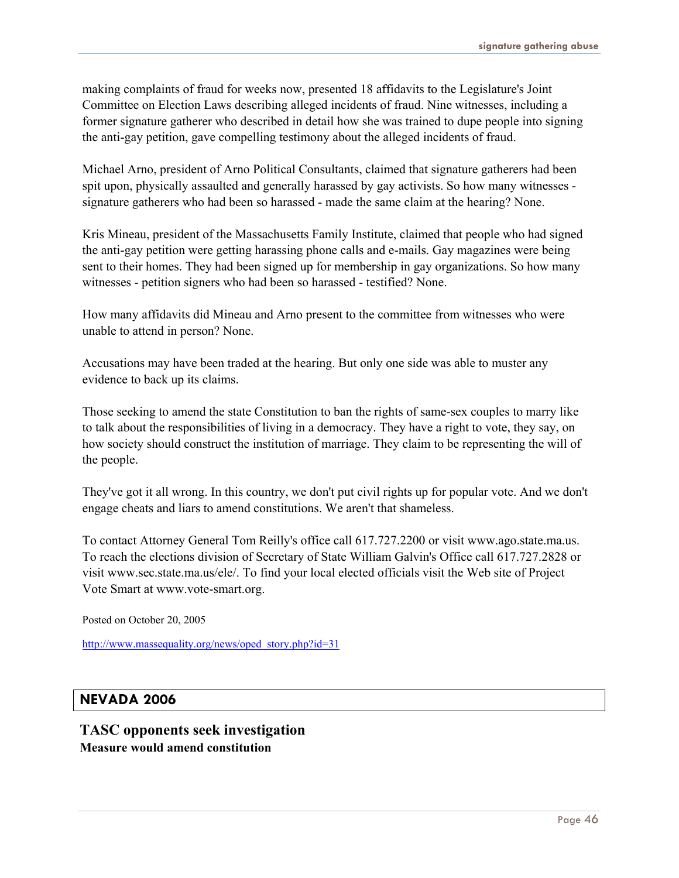making complaints of fraud for weeks now, presented 18 affidavits to the Legislature's Joint Committee on Election Laws describing alleged incidents of fraud. Nine witnesses, including a former signature gatherer who described in detail how she was trained to dupe people into signing the anti-gay petition, gave compelling testimony about the alleged incidents of fraud.

Michael Arno, president of Arno Political Consultants, claimed that signature gatherers had been spit upon, physically assaulted and generally harassed by gay activists. So how many witnesses - signature gatherers who had been so harassed - made the same claim at the hearing? None.

Kris Mineau, president of the Massachusetts Family Institute, claimed that people who had signed the anti-gay petition were getting harassing phone calls and e-mails. Gay magazines were being sent to their homes. They had been signed up for membership in gay organizations. So how many witnesses - petition signers who had been so harassed - testified? None.

How many affidavits did Mineau and Arno present to the committee from witnesses who were unable to attend in person? None.

Accusations may have been traded at the hearing. But only one side was able to muster any evidence to back up its claims.

Those seeking to amend the state Constitution to ban the rights of same-sex couples to marry like to talk about the responsibilities of living in a democracy. They have a right to vote, they say, on how society should construct the institution of marriage. They claim to be representing the will of the people.

They've got it all wrong. In this country, we don't put civil rights up for popular vote. And we don't engage cheats and liars to amend constitutions. We aren't that shameless.

To contact Attorney General Tom Reilly's office call 617.727.2200 or visit www.ago.state.ma.us. To reach the elections division of Secretary of State William Galvin's Office call 617.727.2828 or visit www.sec.state.ma.us/ele/. To find your local elected officials visit the Web site of Project Vote Smart at www.vote-smart.org.

Posted on October 20, 2005

http://www.massequality.org/news/oped_story.php?id=31

## NEVADA 2006

### TASC opponents seek investigation

**Measure would amend constitution**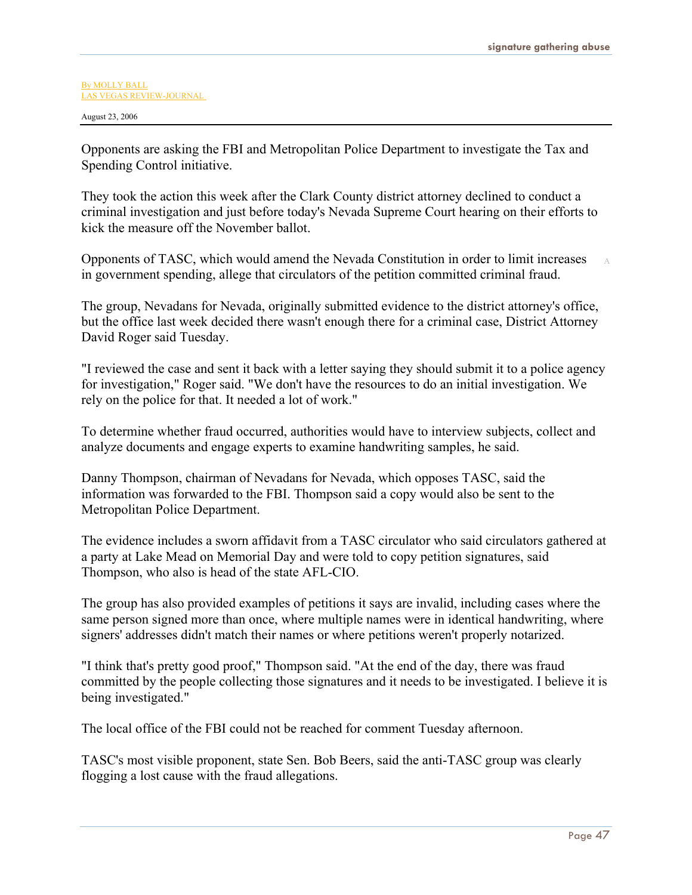By MOLLY BALL
LAS VEGAS REVIEW-JOURNAL

August 23, 2006

Opponents are asking the FBI and Metropolitan Police Department to investigate the Tax and Spending Control initiative.

They took the action this week after the Clark County district attorney declined to conduct a criminal investigation and just before today's Nevada Supreme Court hearing on their efforts to kick the measure off the November ballot.

Opponents of TASC, which would amend the Nevada Constitution in order to limit increases in government spending, allege that circulators of the petition committed criminal fraud.

The group, Nevadans for Nevada, originally submitted evidence to the district attorney's office, but the office last week decided there wasn't enough there for a criminal case, District Attorney David Roger said Tuesday.

"I reviewed the case and sent it back with a letter saying they should submit it to a police agency for investigation," Roger said. "We don't have the resources to do an initial investigation. We rely on the police for that. It needed a lot of work."

To determine whether fraud occurred, authorities would have to interview subjects, collect and analyze documents and engage experts to examine handwriting samples, he said.

Danny Thompson, chairman of Nevadans for Nevada, which opposes TASC, said the information was forwarded to the FBI. Thompson said a copy would also be sent to the Metropolitan Police Department.

The evidence includes a sworn affidavit from a TASC circulator who said circulators gathered at a party at Lake Mead on Memorial Day and were told to copy petition signatures, said Thompson, who also is head of the state AFL-CIO.

The group has also provided examples of petitions it says are invalid, including cases where the same person signed more than once, where multiple names were in identical handwriting, where signers' addresses didn't match their names or where petitions weren't properly notarized.

"I think that's pretty good proof," Thompson said. "At the end of the day, there was fraud committed by the people collecting those signatures and it needs to be investigated. I believe it is being investigated."

The local office of the FBI could not be reached for comment Tuesday afternoon.

TASC's most visible proponent, state Sen. Bob Beers, said the anti-TASC group was clearly flogging a lost cause with the fraud allegations.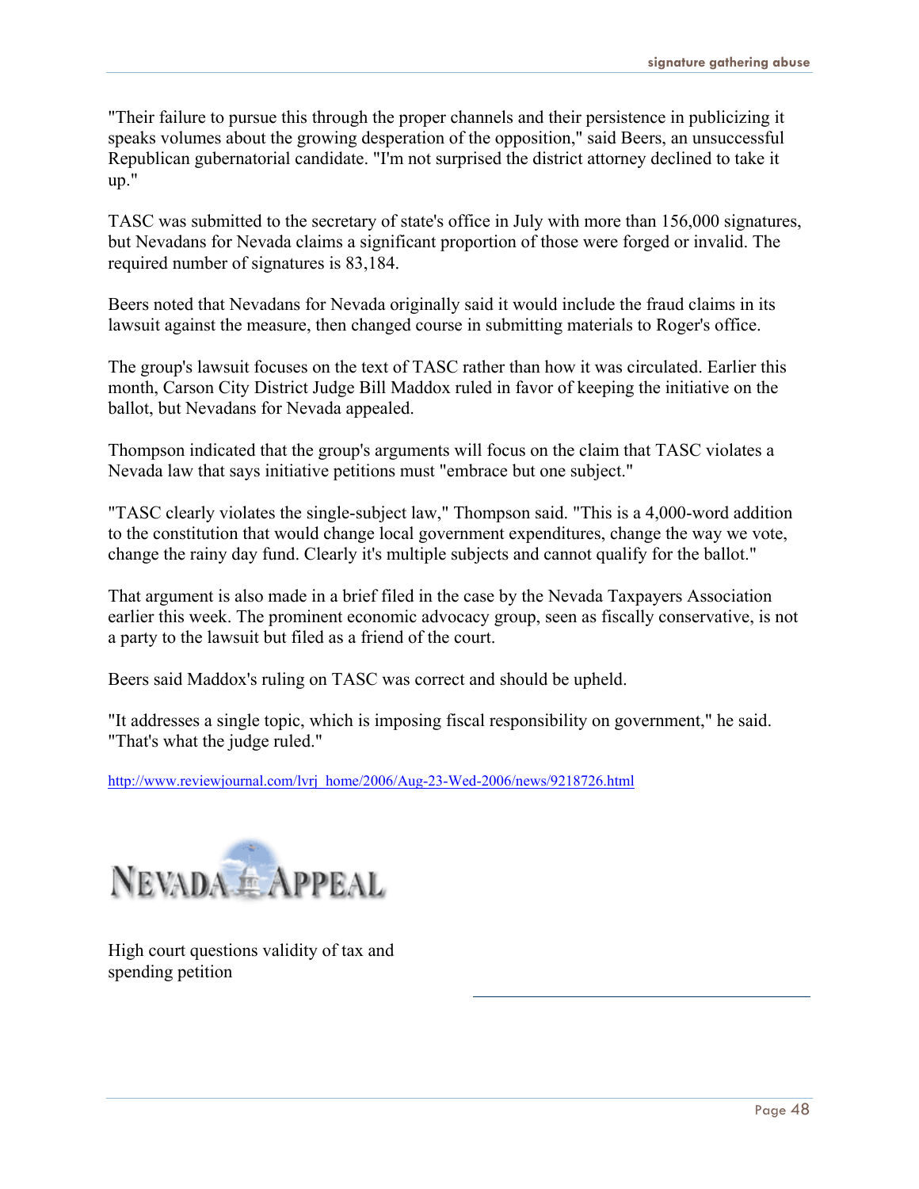"Their failure to pursue this through the proper channels and their persistence in publicizing it speaks volumes about the growing desperation of the opposition," said Beers, an unsuccessful Republican gubernatorial candidate. "I'm not surprised the district attorney declined to take it up."

TASC was submitted to the secretary of state's office in July with more than 156,000 signatures, but Nevadans for Nevada claims a significant proportion of those were forged or invalid. The required number of signatures is 83,184.

Beers noted that Nevadans for Nevada originally said it would include the fraud claims in its lawsuit against the measure, then changed course in submitting materials to Roger's office.

The group's lawsuit focuses on the text of TASC rather than how it was circulated. Earlier this month, Carson City District Judge Bill Maddox ruled in favor of keeping the initiative on the ballot, but Nevadans for Nevada appealed.

Thompson indicated that the group's arguments will focus on the claim that TASC violates a Nevada law that says initiative petitions must "embrace but one subject."

"TASC clearly violates the single-subject law," Thompson said. "This is a 4,000-word addition to the constitution that would change local government expenditures, change the way we vote, change the rainy day fund. Clearly it's multiple subjects and cannot qualify for the ballot."

That argument is also made in a brief filed in the case by the Nevada Taxpayers Association earlier this week. The prominent economic advocacy group, seen as fiscally conservative, is not a party to the lawsuit but filed as a friend of the court.

Beers said Maddox's ruling on TASC was correct and should be upheld.

"It addresses a single topic, which is imposing fiscal responsibility on government," he said. "That's what the judge ruled."

http://www.reviewjournal.com/lvrj_home/2006/Aug-23-Wed-2006/news/9218726.html

NEVADA APPEAL

High court questions validity of tax and spending petition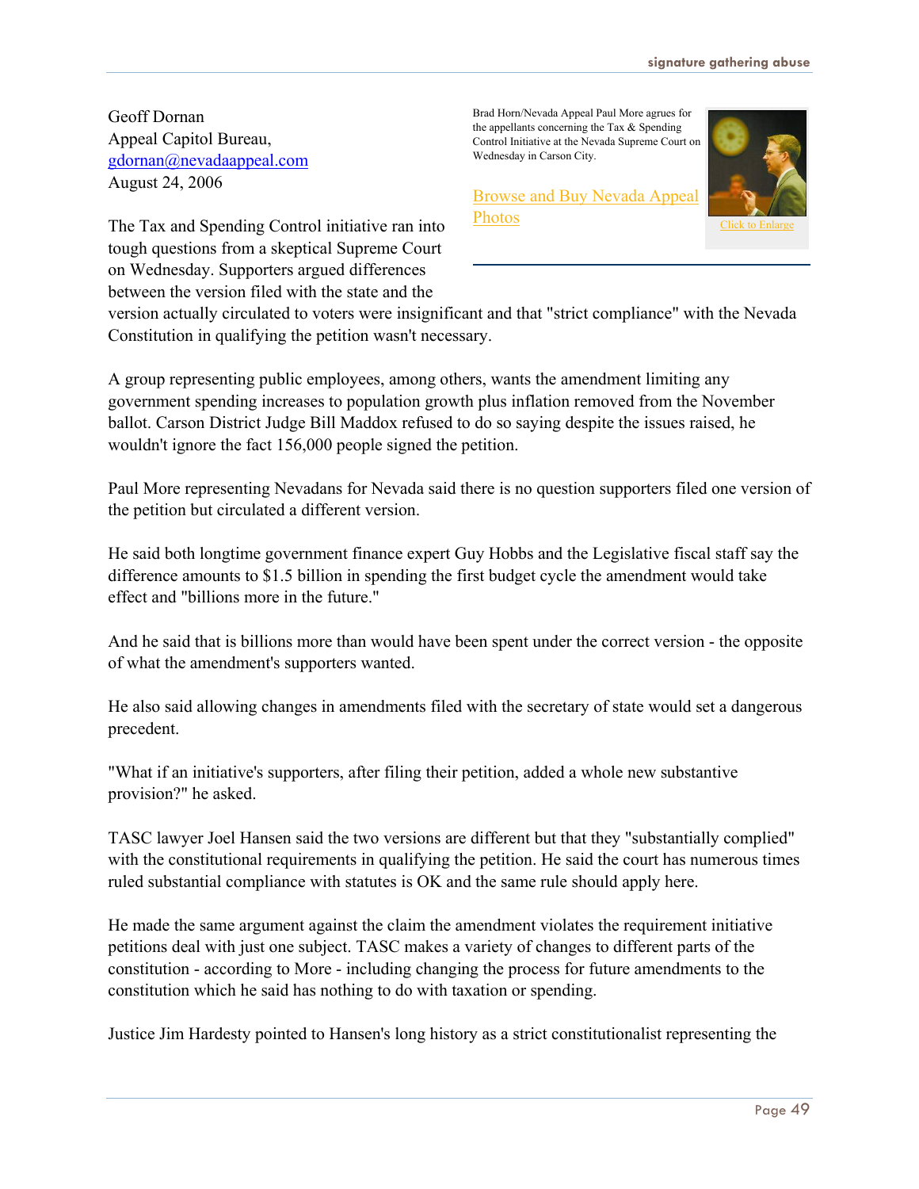Geoff Dornan
Appeal Capitol Bureau,
gdornan@nevadaappeal.com
August 24, 2006

Brad Horn/Nevada Appeal Paul More agrues for the appellants concerning the Tax & Spending Control Initiative at the Nevada Supreme Court on Wednesday in Carson City.

Browse and Buy Nevada Appeal Photos

Click to Enlarge

The Tax and Spending Control initiative ran into tough questions from a skeptical Supreme Court on Wednesday. Supporters argued differences between the version filed with the state and the version actually circulated to voters were insignificant and that "strict compliance" with the Nevada Constitution in qualifying the petition wasn't necessary.

A group representing public employees, among others, wants the amendment limiting any government spending increases to population growth plus inflation removed from the November ballot. Carson District Judge Bill Maddox refused to do so saying despite the issues raised, he wouldn't ignore the fact 156,000 people signed the petition.

Paul More representing Nevadans for Nevada said there is no question supporters filed one version of the petition but circulated a different version.

He said both longtime government finance expert Guy Hobbs and the Legislative fiscal staff say the difference amounts to $1.5 billion in spending the first budget cycle the amendment would take effect and "billions more in the future."

And he said that is billions more than would have been spent under the correct version - the opposite of what the amendment's supporters wanted.

He also said allowing changes in amendments filed with the secretary of state would set a dangerous precedent.

"What if an initiative's supporters, after filing their petition, added a whole new substantive provision?" he asked.

TASC lawyer Joel Hansen said the two versions are different but that they "substantially complied" with the constitutional requirements in qualifying the petition. He said the court has numerous times ruled substantial compliance with statutes is OK and the same rule should apply here.

He made the same argument against the claim the amendment violates the requirement initiative petitions deal with just one subject. TASC makes a variety of changes to different parts of the constitution - according to More - including changing the process for future amendments to the constitution which he said has nothing to do with taxation or spending.

Justice Jim Hardesty pointed to Hansen's long history as a strict constitutionalist representing the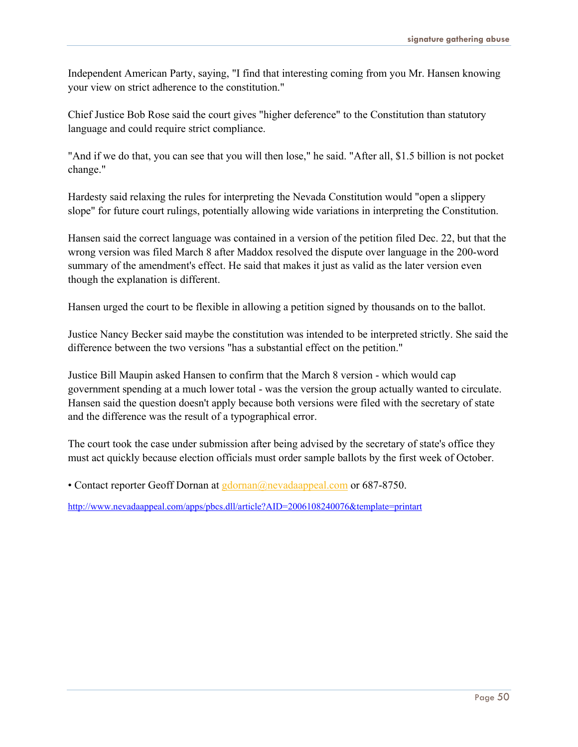Independent American Party, saying, "I find that interesting coming from you Mr. Hansen knowing your view on strict adherence to the constitution."

Chief Justice Bob Rose said the court gives "higher deference" to the Constitution than statutory language and could require strict compliance.

"And if we do that, you can see that you will then lose," he said. "After all, $1.5 billion is not pocket change."

Hardesty said relaxing the rules for interpreting the Nevada Constitution would "open a slippery slope" for future court rulings, potentially allowing wide variations in interpreting the Constitution.

Hansen said the correct language was contained in a version of the petition filed Dec. 22, but that the wrong version was filed March 8 after Maddox resolved the dispute over language in the 200-word summary of the amendment's effect. He said that makes it just as valid as the later version even though the explanation is different.

Hansen urged the court to be flexible in allowing a petition signed by thousands on to the ballot.

Justice Nancy Becker said maybe the constitution was intended to be interpreted strictly. She said the difference between the two versions "has a substantial effect on the petition."

Justice Bill Maupin asked Hansen to confirm that the March 8 version - which would cap government spending at a much lower total - was the version the group actually wanted to circulate. Hansen said the question doesn't apply because both versions were filed with the secretary of state and the difference was the result of a typographical error.

The court took the case under submission after being advised by the secretary of state's office they must act quickly because election officials must order sample ballots by the first week of October.

• Contact reporter Geoff Dornan at gdornan@nevadaappeal.com or 687-8750.

http://www.nevadaappeal.com/apps/pbcs.dll/article?AID=2006108240076&template=printart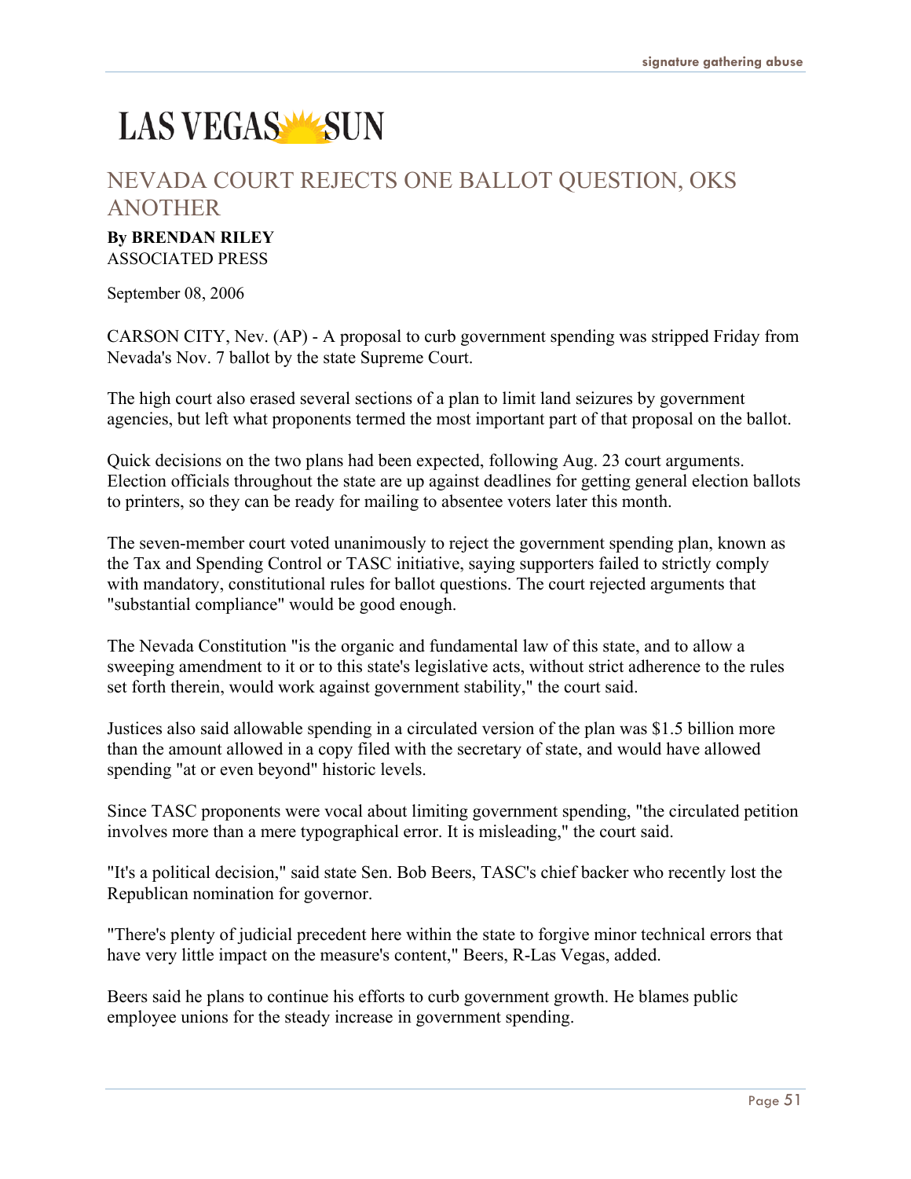LAS VEGAS SUN

## NEVADA COURT REJECTS ONE BALLOT QUESTION, OKS ANOTHER

**By BRENDAN RILEY**
ASSOCIATED PRESS

September 08, 2006

CARSON CITY, Nev. (AP) - A proposal to curb government spending was stripped Friday from Nevada's Nov. 7 ballot by the state Supreme Court.

The high court also erased several sections of a plan to limit land seizures by government agencies, but left what proponents termed the most important part of that proposal on the ballot.

Quick decisions on the two plans had been expected, following Aug. 23 court arguments. Election officials throughout the state are up against deadlines for getting general election ballots to printers, so they can be ready for mailing to absentee voters later this month.

The seven-member court voted unanimously to reject the government spending plan, known as the Tax and Spending Control or TASC initiative, saying supporters failed to strictly comply with mandatory, constitutional rules for ballot questions. The court rejected arguments that "substantial compliance" would be good enough.

The Nevada Constitution "is the organic and fundamental law of this state, and to allow a sweeping amendment to it or to this state's legislative acts, without strict adherence to the rules set forth therein, would work against government stability," the court said.

Justices also said allowable spending in a circulated version of the plan was $1.5 billion more than the amount allowed in a copy filed with the secretary of state, and would have allowed spending "at or even beyond" historic levels.

Since TASC proponents were vocal about limiting government spending, "the circulated petition involves more than a mere typographical error. It is misleading," the court said.

"It's a political decision," said state Sen. Bob Beers, TASC's chief backer who recently lost the Republican nomination for governor.

"There's plenty of judicial precedent here within the state to forgive minor technical errors that have very little impact on the measure's content," Beers, R-Las Vegas, added.

Beers said he plans to continue his efforts to curb government growth. He blames public employee unions for the steady increase in government spending.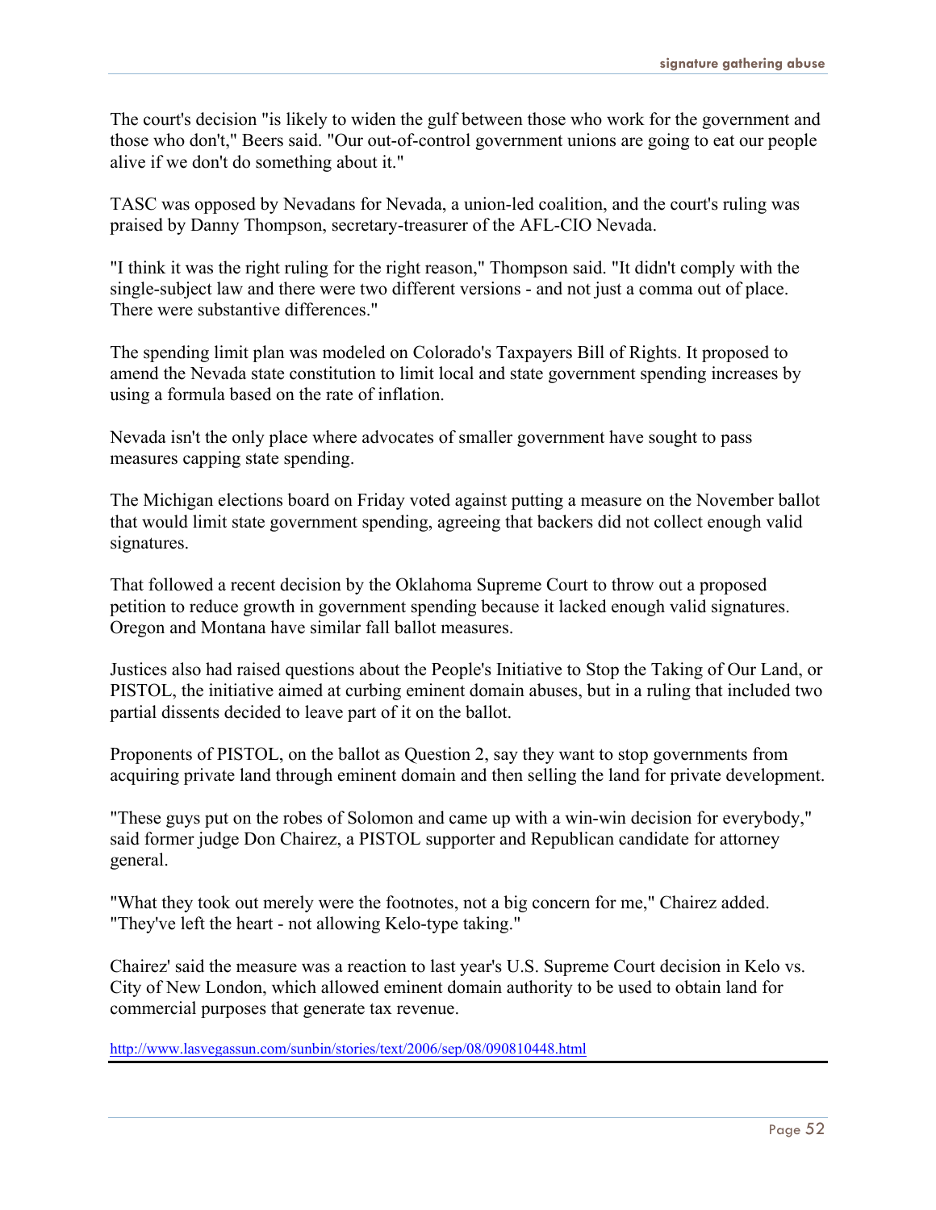The court's decision "is likely to widen the gulf between those who work for the government and those who don't," Beers said. "Our out-of-control government unions are going to eat our people alive if we don't do something about it."

TASC was opposed by Nevadans for Nevada, a union-led coalition, and the court's ruling was praised by Danny Thompson, secretary-treasurer of the AFL-CIO Nevada.

"I think it was the right ruling for the right reason," Thompson said. "It didn't comply with the single-subject law and there were two different versions - and not just a comma out of place. There were substantive differences."

The spending limit plan was modeled on Colorado's Taxpayers Bill of Rights. It proposed to amend the Nevada state constitution to limit local and state government spending increases by using a formula based on the rate of inflation.

Nevada isn't the only place where advocates of smaller government have sought to pass measures capping state spending.

The Michigan elections board on Friday voted against putting a measure on the November ballot that would limit state government spending, agreeing that backers did not collect enough valid signatures.

That followed a recent decision by the Oklahoma Supreme Court to throw out a proposed petition to reduce growth in government spending because it lacked enough valid signatures. Oregon and Montana have similar fall ballot measures.

Justices also had raised questions about the People's Initiative to Stop the Taking of Our Land, or PISTOL, the initiative aimed at curbing eminent domain abuses, but in a ruling that included two partial dissents decided to leave part of it on the ballot.

Proponents of PISTOL, on the ballot as Question 2, say they want to stop governments from acquiring private land through eminent domain and then selling the land for private development.

"These guys put on the robes of Solomon and came up with a win-win decision for everybody," said former judge Don Chairez, a PISTOL supporter and Republican candidate for attorney general.

"What they took out merely were the footnotes, not a big concern for me," Chairez added. "They've left the heart - not allowing Kelo-type taking."

Chairez' said the measure was a reaction to last year's U.S. Supreme Court decision in Kelo vs. City of New London, which allowed eminent domain authority to be used to obtain land for commercial purposes that generate tax revenue.

http://www.lasvegassun.com/sunbin/stories/text/2006/sep/08/090810448.html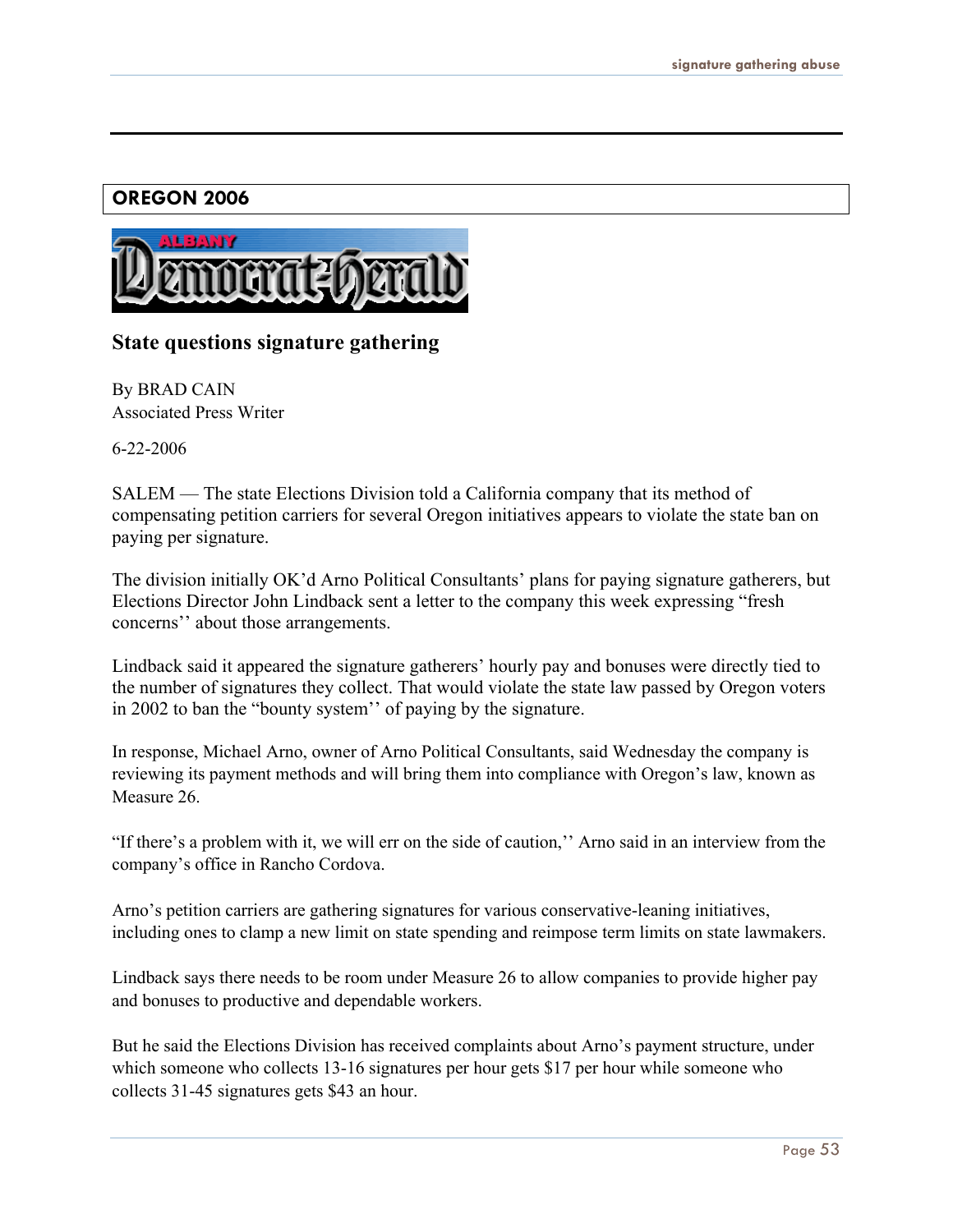## OREGON 2006

Albany Democrat-Herald

### State questions signature gathering

By BRAD CAIN
Associated Press Writer

6-22-2006

SALEM — The state Elections Division told a California company that its method of compensating petition carriers for several Oregon initiatives appears to violate the state ban on paying per signature.

The division initially OK'd Arno Political Consultants' plans for paying signature gatherers, but Elections Director John Lindback sent a letter to the company this week expressing "fresh concerns'' about those arrangements.

Lindback said it appeared the signature gatherers' hourly pay and bonuses were directly tied to the number of signatures they collect. That would violate the state law passed by Oregon voters in 2002 to ban the "bounty system'' of paying by the signature.

In response, Michael Arno, owner of Arno Political Consultants, said Wednesday the company is reviewing its payment methods and will bring them into compliance with Oregon's law, known as Measure 26.

"If there's a problem with it, we will err on the side of caution,'' Arno said in an interview from the company's office in Rancho Cordova.

Arno's petition carriers are gathering signatures for various conservative-leaning initiatives, including ones to clamp a new limit on state spending and reimpose term limits on state lawmakers.

Lindback says there needs to be room under Measure 26 to allow companies to provide higher pay and bonuses to productive and dependable workers.

But he said the Elections Division has received complaints about Arno's payment structure, under which someone who collects 13-16 signatures per hour gets $17 per hour while someone who collects 31-45 signatures gets $43 an hour.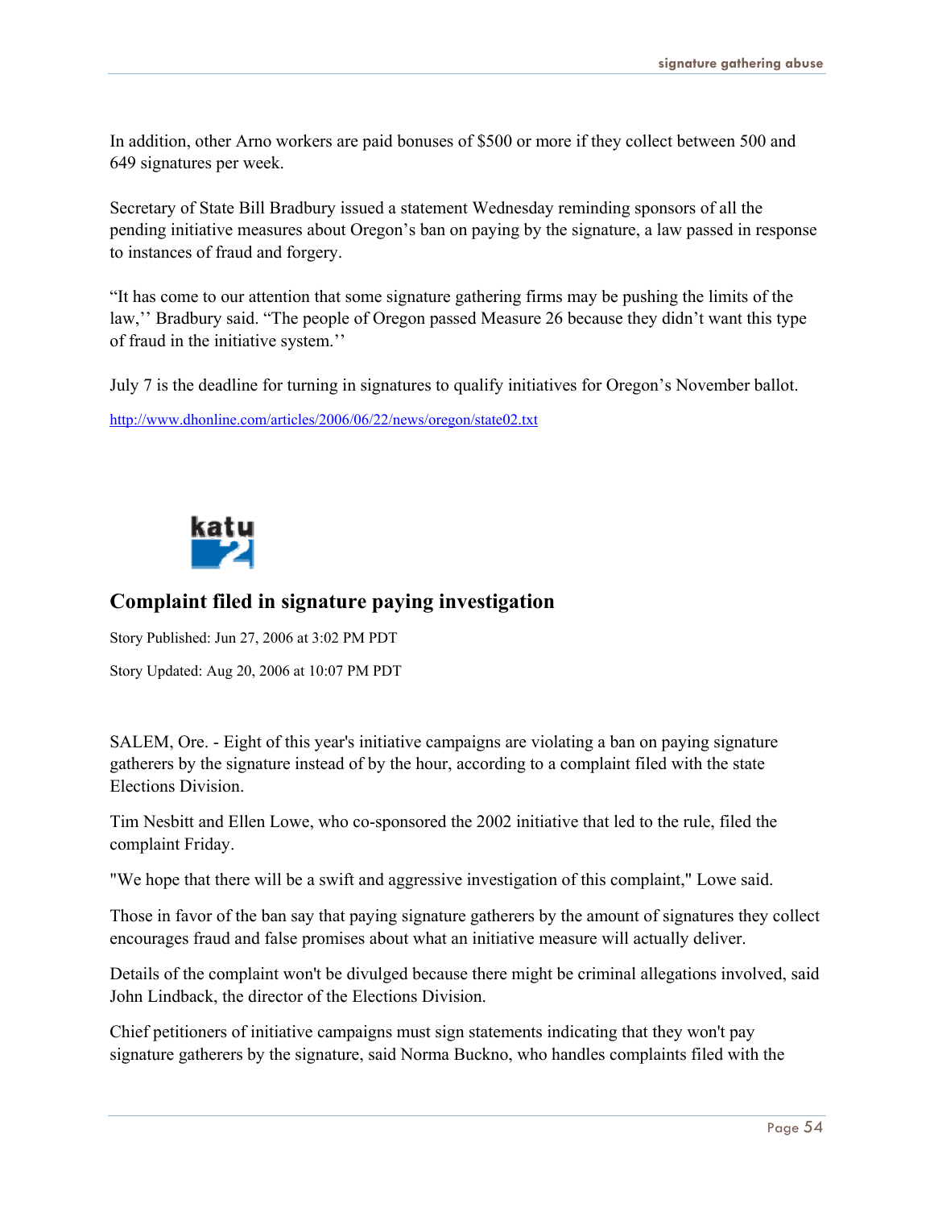In addition, other Arno workers are paid bonuses of $500 or more if they collect between 500 and 649 signatures per week.

Secretary of State Bill Bradbury issued a statement Wednesday reminding sponsors of all the pending initiative measures about Oregon's ban on paying by the signature, a law passed in response to instances of fraud and forgery.

"It has come to our attention that some signature gathering firms may be pushing the limits of the law,'' Bradbury said. "The people of Oregon passed Measure 26 because they didn't want this type of fraud in the initiative system.''

July 7 is the deadline for turning in signatures to qualify initiatives for Oregon's November ballot.

http://www.dhonline.com/articles/2006/06/22/news/oregon/state02.txt

katu 2

## Complaint filed in signature paying investigation

Story Published: Jun 27, 2006 at 3:02 PM PDT

Story Updated: Aug 20, 2006 at 10:07 PM PDT

SALEM, Ore. - Eight of this year's initiative campaigns are violating a ban on paying signature gatherers by the signature instead of by the hour, according to a complaint filed with the state Elections Division.

Tim Nesbitt and Ellen Lowe, who co-sponsored the 2002 initiative that led to the rule, filed the complaint Friday.

"We hope that there will be a swift and aggressive investigation of this complaint," Lowe said.

Those in favor of the ban say that paying signature gatherers by the amount of signatures they collect encourages fraud and false promises about what an initiative measure will actually deliver.

Details of the complaint won't be divulged because there might be criminal allegations involved, said John Lindback, the director of the Elections Division.

Chief petitioners of initiative campaigns must sign statements indicating that they won't pay signature gatherers by the signature, said Norma Buckno, who handles complaints filed with the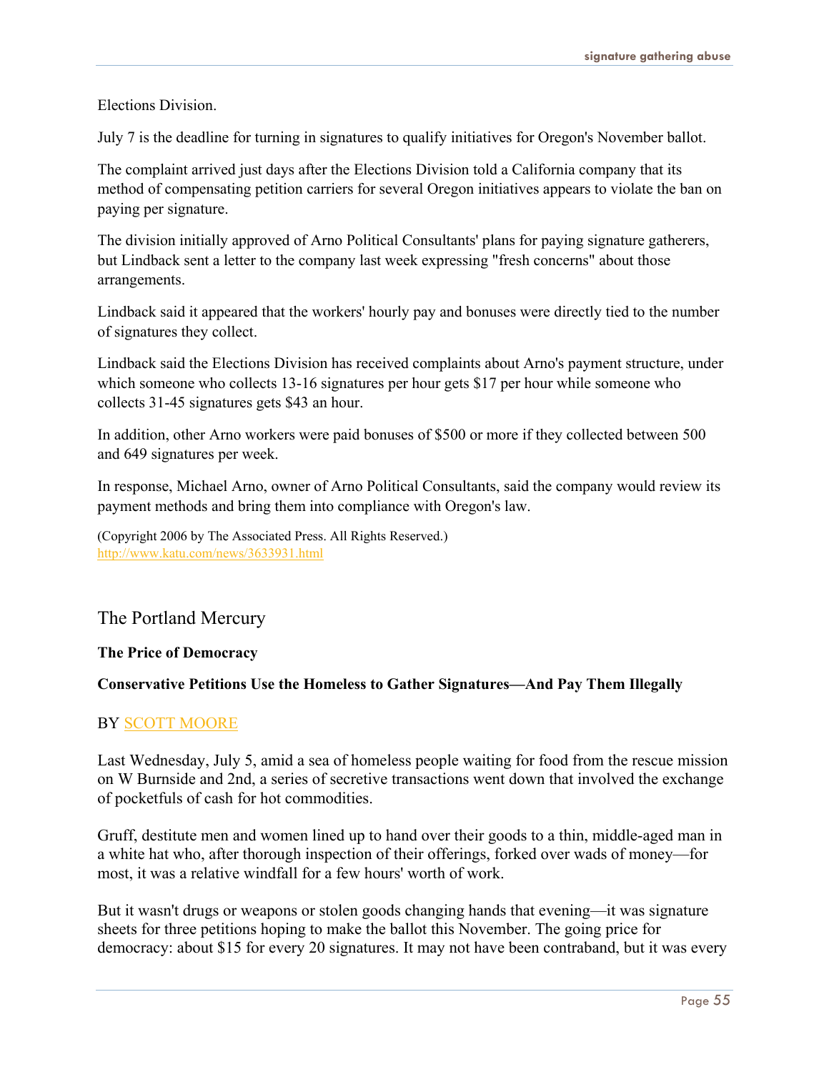Elections Division.

July 7 is the deadline for turning in signatures to qualify initiatives for Oregon's November ballot.

The complaint arrived just days after the Elections Division told a California company that its method of compensating petition carriers for several Oregon initiatives appears to violate the ban on paying per signature.

The division initially approved of Arno Political Consultants' plans for paying signature gatherers, but Lindback sent a letter to the company last week expressing "fresh concerns" about those arrangements.

Lindback said it appeared that the workers' hourly pay and bonuses were directly tied to the number of signatures they collect.

Lindback said the Elections Division has received complaints about Arno's payment structure, under which someone who collects 13-16 signatures per hour gets $17 per hour while someone who collects 31-45 signatures gets $43 an hour.

In addition, other Arno workers were paid bonuses of $500 or more if they collected between 500 and 649 signatures per week.

In response, Michael Arno, owner of Arno Political Consultants, said the company would review its payment methods and bring them into compliance with Oregon's law.

(Copyright 2006 by The Associated Press. All Rights Reserved.)
http://www.katu.com/news/3633931.html

## The Portland Mercury

**The Price of Democracy**

**Conservative Petitions Use the Homeless to Gather Signatures—And Pay Them Illegally**

BY SCOTT MOORE

Last Wednesday, July 5, amid a sea of homeless people waiting for food from the rescue mission on W Burnside and 2nd, a series of secretive transactions went down that involved the exchange of pocketfuls of cash for hot commodities.

Gruff, destitute men and women lined up to hand over their goods to a thin, middle-aged man in a white hat who, after thorough inspection of their offerings, forked over wads of money—for most, it was a relative windfall for a few hours' worth of work.

But it wasn't drugs or weapons or stolen goods changing hands that evening—it was signature sheets for three petitions hoping to make the ballot this November. The going price for democracy: about $15 for every 20 signatures. It may not have been contraband, but it was every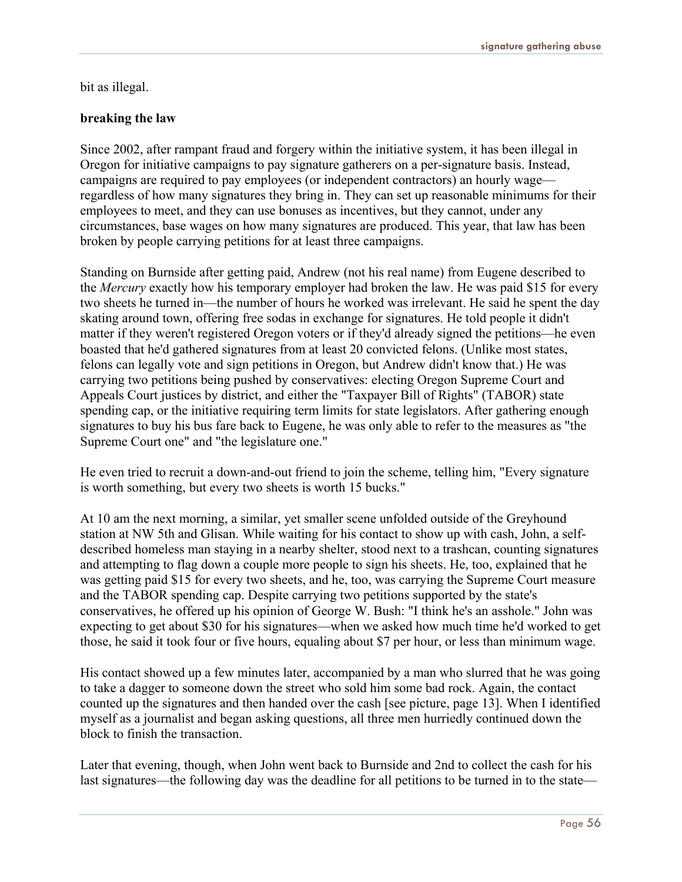bit as illegal.

**breaking the law**

Since 2002, after rampant fraud and forgery within the initiative system, it has been illegal in Oregon for initiative campaigns to pay signature gatherers on a per-signature basis. Instead, campaigns are required to pay employees (or independent contractors) an hourly wage—regardless of how many signatures they bring in. They can set up reasonable minimums for their employees to meet, and they can use bonuses as incentives, but they cannot, under any circumstances, base wages on how many signatures are produced. This year, that law has been broken by people carrying petitions for at least three campaigns.

Standing on Burnside after getting paid, Andrew (not his real name) from Eugene described to the *Mercury* exactly how his temporary employer had broken the law. He was paid $15 for every two sheets he turned in—the number of hours he worked was irrelevant. He said he spent the day skating around town, offering free sodas in exchange for signatures. He told people it didn't matter if they weren't registered Oregon voters or if they'd already signed the petitions—he even boasted that he'd gathered signatures from at least 20 convicted felons. (Unlike most states, felons can legally vote and sign petitions in Oregon, but Andrew didn't know that.) He was carrying two petitions being pushed by conservatives: electing Oregon Supreme Court and Appeals Court justices by district, and either the "Taxpayer Bill of Rights" (TABOR) state spending cap, or the initiative requiring term limits for state legislators. After gathering enough signatures to buy his bus fare back to Eugene, he was only able to refer to the measures as "the Supreme Court one" and "the legislature one."

He even tried to recruit a down-and-out friend to join the scheme, telling him, "Every signature is worth something, but every two sheets is worth 15 bucks."

At 10 am the next morning, a similar, yet smaller scene unfolded outside of the Greyhound station at NW 5th and Glisan. While waiting for his contact to show up with cash, John, a self-described homeless man staying in a nearby shelter, stood next to a trashcan, counting signatures and attempting to flag down a couple more people to sign his sheets. He, too, explained that he was getting paid $15 for every two sheets, and he, too, was carrying the Supreme Court measure and the TABOR spending cap. Despite carrying two petitions supported by the state's conservatives, he offered up his opinion of George W. Bush: "I think he's an asshole." John was expecting to get about $30 for his signatures—when we asked how much time he'd worked to get those, he said it took four or five hours, equaling about $7 per hour, or less than minimum wage.

His contact showed up a few minutes later, accompanied by a man who slurred that he was going to take a dagger to someone down the street who sold him some bad rock. Again, the contact counted up the signatures and then handed over the cash [see picture, page 13]. When I identified myself as a journalist and began asking questions, all three men hurriedly continued down the block to finish the transaction.

Later that evening, though, when John went back to Burnside and 2nd to collect the cash for his last signatures—the following day was the deadline for all petitions to be turned in to the state—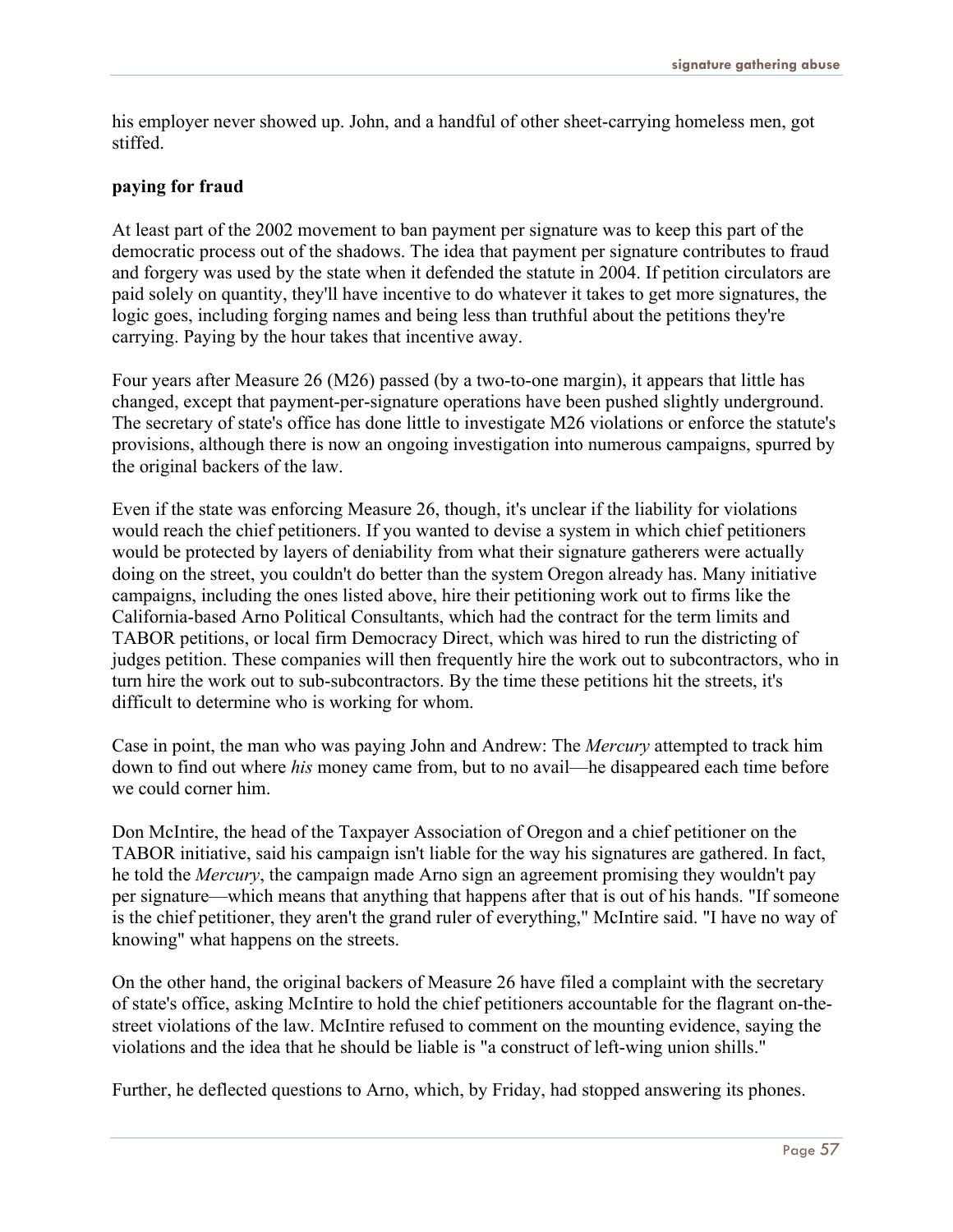his employer never showed up. John, and a handful of other sheet-carrying homeless men, got stiffed.

**paying for fraud**

At least part of the 2002 movement to ban payment per signature was to keep this part of the democratic process out of the shadows. The idea that payment per signature contributes to fraud and forgery was used by the state when it defended the statute in 2004. If petition circulators are paid solely on quantity, they'll have incentive to do whatever it takes to get more signatures, the logic goes, including forging names and being less than truthful about the petitions they're carrying. Paying by the hour takes that incentive away.

Four years after Measure 26 (M26) passed (by a two-to-one margin), it appears that little has changed, except that payment-per-signature operations have been pushed slightly underground. The secretary of state's office has done little to investigate M26 violations or enforce the statute's provisions, although there is now an ongoing investigation into numerous campaigns, spurred by the original backers of the law.

Even if the state was enforcing Measure 26, though, it's unclear if the liability for violations would reach the chief petitioners. If you wanted to devise a system in which chief petitioners would be protected by layers of deniability from what their signature gatherers were actually doing on the street, you couldn't do better than the system Oregon already has. Many initiative campaigns, including the ones listed above, hire their petitioning work out to firms like the California-based Arno Political Consultants, which had the contract for the term limits and TABOR petitions, or local firm Democracy Direct, which was hired to run the districting of judges petition. These companies will then frequently hire the work out to subcontractors, who in turn hire the work out to sub-subcontractors. By the time these petitions hit the streets, it's difficult to determine who is working for whom.

Case in point, the man who was paying John and Andrew: The *Mercury* attempted to track him down to find out where *his* money came from, but to no avail—he disappeared each time before we could corner him.

Don McIntire, the head of the Taxpayer Association of Oregon and a chief petitioner on the TABOR initiative, said his campaign isn't liable for the way his signatures are gathered. In fact, he told the *Mercury*, the campaign made Arno sign an agreement promising they wouldn't pay per signature—which means that anything that happens after that is out of his hands. "If someone is the chief petitioner, they aren't the grand ruler of everything," McIntire said. "I have no way of knowing" what happens on the streets.

On the other hand, the original backers of Measure 26 have filed a complaint with the secretary of state's office, asking McIntire to hold the chief petitioners accountable for the flagrant on-the-street violations of the law. McIntire refused to comment on the mounting evidence, saying the violations and the idea that he should be liable is "a construct of left-wing union shills."

Further, he deflected questions to Arno, which, by Friday, had stopped answering its phones.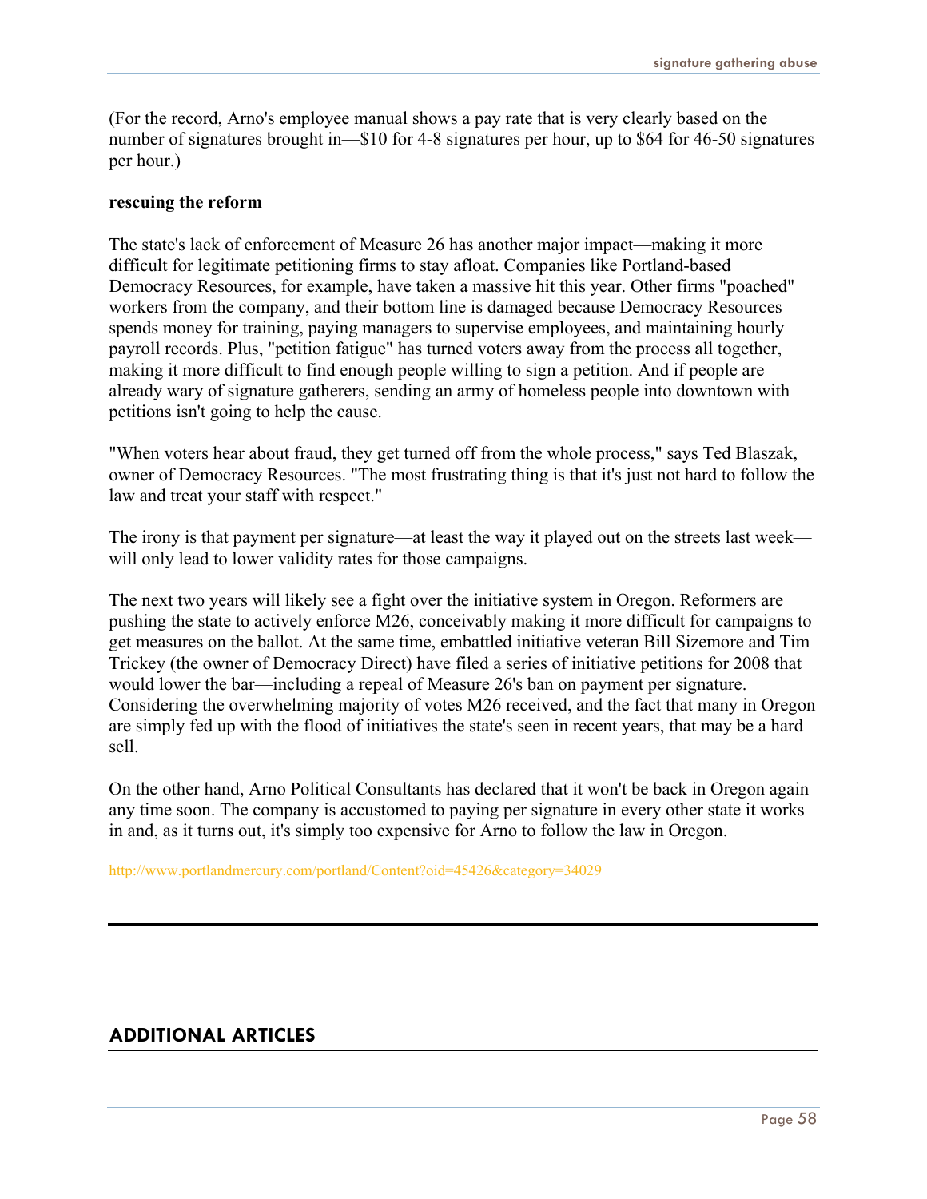(For the record, Arno's employee manual shows a pay rate that is very clearly based on the number of signatures brought in—$10 for 4-8 signatures per hour, up to $64 for 46-50 signatures per hour.)

**rescuing the reform**

The state's lack of enforcement of Measure 26 has another major impact—making it more difficult for legitimate petitioning firms to stay afloat. Companies like Portland-based Democracy Resources, for example, have taken a massive hit this year. Other firms "poached" workers from the company, and their bottom line is damaged because Democracy Resources spends money for training, paying managers to supervise employees, and maintaining hourly payroll records. Plus, "petition fatigue" has turned voters away from the process all together, making it more difficult to find enough people willing to sign a petition. And if people are already wary of signature gatherers, sending an army of homeless people into downtown with petitions isn't going to help the cause.

"When voters hear about fraud, they get turned off from the whole process," says Ted Blaszak, owner of Democracy Resources. "The most frustrating thing is that it's just not hard to follow the law and treat your staff with respect."

The irony is that payment per signature—at least the way it played out on the streets last week—will only lead to lower validity rates for those campaigns.

The next two years will likely see a fight over the initiative system in Oregon. Reformers are pushing the state to actively enforce M26, conceivably making it more difficult for campaigns to get measures on the ballot. At the same time, embattled initiative veteran Bill Sizemore and Tim Trickey (the owner of Democracy Direct) have filed a series of initiative petitions for 2008 that would lower the bar—including a repeal of Measure 26's ban on payment per signature. Considering the overwhelming majority of votes M26 received, and the fact that many in Oregon are simply fed up with the flood of initiatives the state's seen in recent years, that may be a hard sell.

On the other hand, Arno Political Consultants has declared that it won't be back in Oregon again any time soon. The company is accustomed to paying per signature in every other state it works in and, as it turns out, it's simply too expensive for Arno to follow the law in Oregon.

http://www.portlandmercury.com/portland/Content?oid=45426&category=34029

---

## ADDITIONAL ARTICLES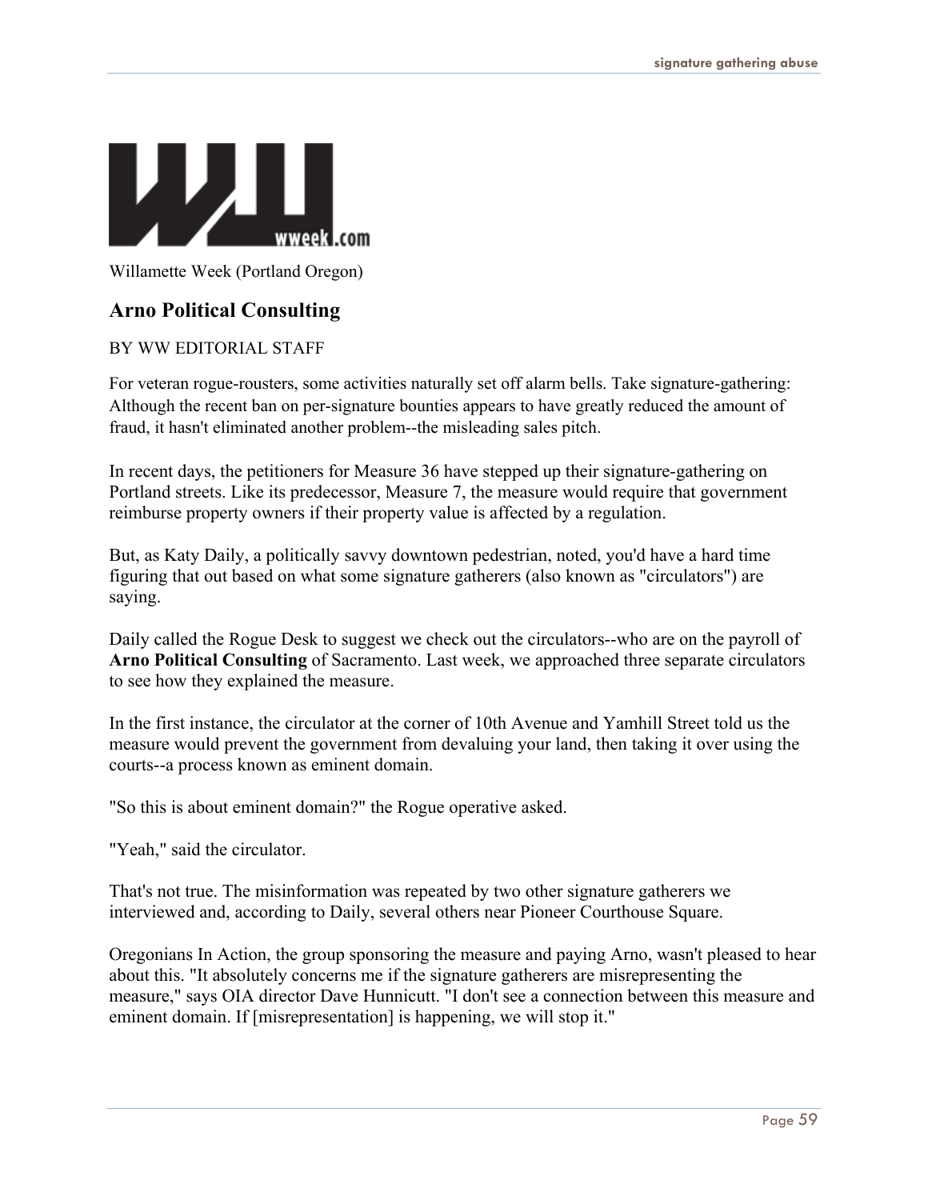Willamette Week (Portland Oregon)

## Arno Political Consulting

BY WW EDITORIAL STAFF

For veteran rogue-rousters, some activities naturally set off alarm bells. Take signature-gathering: Although the recent ban on per-signature bounties appears to have greatly reduced the amount of fraud, it hasn't eliminated another problem--the misleading sales pitch.

In recent days, the petitioners for Measure 36 have stepped up their signature-gathering on Portland streets. Like its predecessor, Measure 7, the measure would require that government reimburse property owners if their property value is affected by a regulation.

But, as Katy Daily, a politically savvy downtown pedestrian, noted, you'd have a hard time figuring that out based on what some signature gatherers (also known as "circulators") are saying.

Daily called the Rogue Desk to suggest we check out the circulators--who are on the payroll of **Arno Political Consulting** of Sacramento. Last week, we approached three separate circulators to see how they explained the measure.

In the first instance, the circulator at the corner of 10th Avenue and Yamhill Street told us the measure would prevent the government from devaluing your land, then taking it over using the courts--a process known as eminent domain.

"So this is about eminent domain?" the Rogue operative asked.

"Yeah," said the circulator.

That's not true. The misinformation was repeated by two other signature gatherers we interviewed and, according to Daily, several others near Pioneer Courthouse Square.

Oregonians In Action, the group sponsoring the measure and paying Arno, wasn't pleased to hear about this. "It absolutely concerns me if the signature gatherers are misrepresenting the measure," says OIA director Dave Hunnicutt. "I don't see a connection between this measure and eminent domain. If [misrepresentation] is happening, we will stop it."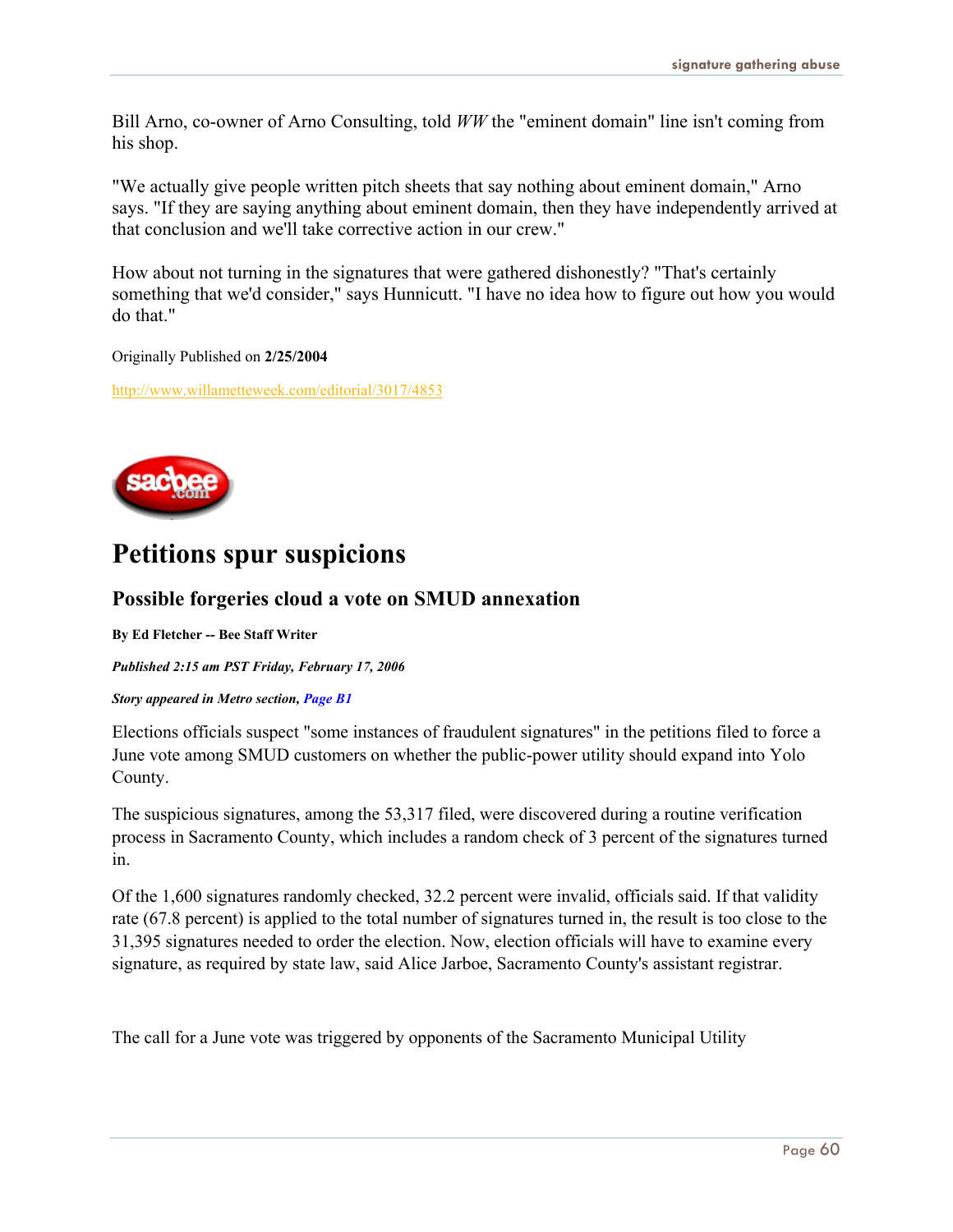Bill Arno, co-owner of Arno Consulting, told *WW* the "eminent domain" line isn't coming from his shop.

"We actually give people written pitch sheets that say nothing about eminent domain," Arno says. "If they are saying anything about eminent domain, then they have independently arrived at that conclusion and we'll take corrective action in our crew."

How about not turning in the signatures that were gathered dishonestly? "That's certainly something that we'd consider," says Hunnicutt. "I have no idea how to figure out how you would do that."

Originally Published on **2/25/2004**

http://www.willametteweek.com/editorial/3017/4853

# Petitions spur suspicions

## Possible forgeries cloud a vote on SMUD annexation

**By Ed Fletcher -- Bee Staff Writer**

***Published 2:15 am PST Friday, February 17, 2006***

***Story appeared in Metro section, Page B1***

Elections officials suspect "some instances of fraudulent signatures" in the petitions filed to force a June vote among SMUD customers on whether the public-power utility should expand into Yolo County.

The suspicious signatures, among the 53,317 filed, were discovered during a routine verification process in Sacramento County, which includes a random check of 3 percent of the signatures turned in.

Of the 1,600 signatures randomly checked, 32.2 percent were invalid, officials said. If that validity rate (67.8 percent) is applied to the total number of signatures turned in, the result is too close to the 31,395 signatures needed to order the election. Now, election officials will have to examine every signature, as required by state law, said Alice Jarboe, Sacramento County's assistant registrar.

The call for a June vote was triggered by opponents of the Sacramento Municipal Utility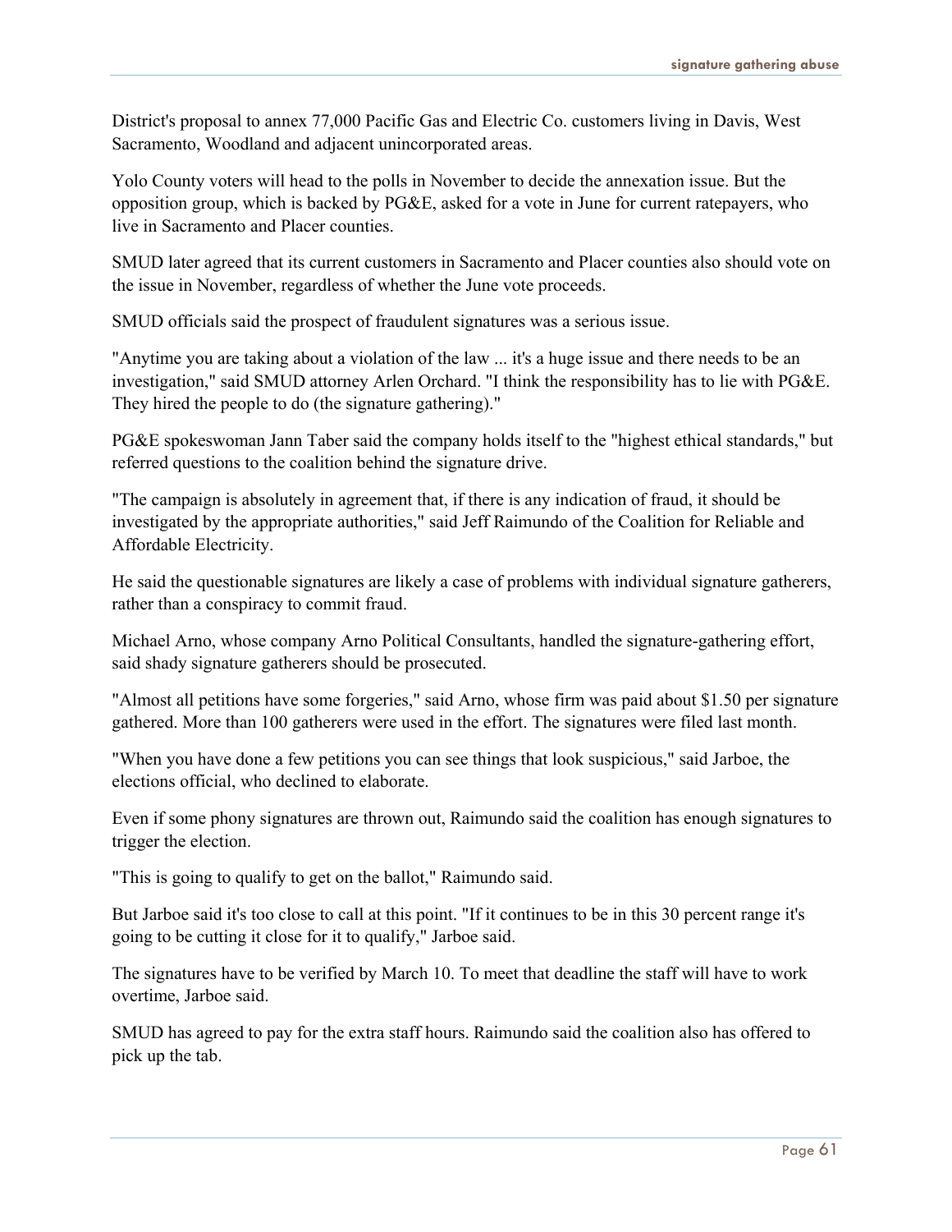District's proposal to annex 77,000 Pacific Gas and Electric Co. customers living in Davis, West Sacramento, Woodland and adjacent unincorporated areas.

Yolo County voters will head to the polls in November to decide the annexation issue. But the opposition group, which is backed by PG&E, asked for a vote in June for current ratepayers, who live in Sacramento and Placer counties.

SMUD later agreed that its current customers in Sacramento and Placer counties also should vote on the issue in November, regardless of whether the June vote proceeds.

SMUD officials said the prospect of fraudulent signatures was a serious issue.

"Anytime you are taking about a violation of the law ... it's a huge issue and there needs to be an investigation," said SMUD attorney Arlen Orchard. "I think the responsibility has to lie with PG&E. They hired the people to do (the signature gathering)."

PG&E spokeswoman Jann Taber said the company holds itself to the "highest ethical standards," but referred questions to the coalition behind the signature drive.

"The campaign is absolutely in agreement that, if there is any indication of fraud, it should be investigated by the appropriate authorities," said Jeff Raimundo of the Coalition for Reliable and Affordable Electricity.

He said the questionable signatures are likely a case of problems with individual signature gatherers, rather than a conspiracy to commit fraud.

Michael Arno, whose company Arno Political Consultants, handled the signature-gathering effort, said shady signature gatherers should be prosecuted.

"Almost all petitions have some forgeries," said Arno, whose firm was paid about $1.50 per signature gathered. More than 100 gatherers were used in the effort. The signatures were filed last month.

"When you have done a few petitions you can see things that look suspicious," said Jarboe, the elections official, who declined to elaborate.

Even if some phony signatures are thrown out, Raimundo said the coalition has enough signatures to trigger the election.

"This is going to qualify to get on the ballot," Raimundo said.

But Jarboe said it's too close to call at this point. "If it continues to be in this 30 percent range it's going to be cutting it close for it to qualify," Jarboe said.

The signatures have to be verified by March 10. To meet that deadline the staff will have to work overtime, Jarboe said.

SMUD has agreed to pay for the extra staff hours. Raimundo said the coalition also has offered to pick up the tab.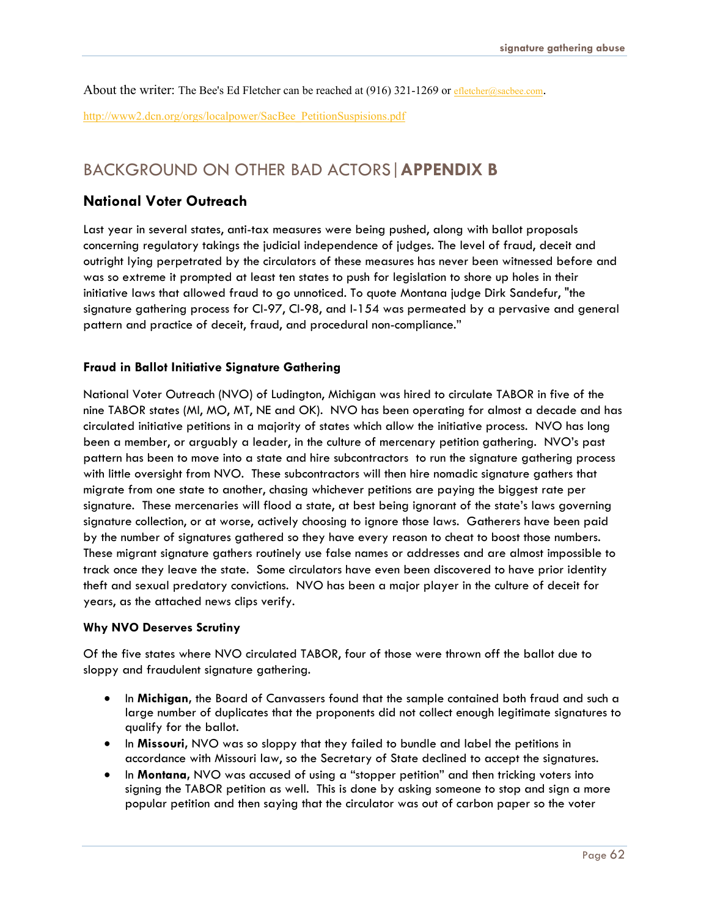About the writer: The Bee's Ed Fletcher can be reached at (916) 321-1269 or efletcher@sacbee.com.

http://www2.dcn.org/orgs/localpower/SacBee_PetitionSuspisions.pdf

## BACKGROUND ON OTHER BAD ACTORS | **APPENDIX B**

### National Voter Outreach

Last year in several states, anti-tax measures were being pushed, along with ballot proposals concerning regulatory takings the judicial independence of judges. The level of fraud, deceit and outright lying perpetrated by the circulators of these measures has never been witnessed before and was so extreme it prompted at least ten states to push for legislation to shore up holes in their initiative laws that allowed fraud to go unnoticed. To quote Montana judge Dirk Sandefur, "the signature gathering process for CI-97, CI-98, and I-154 was permeated by a pervasive and general pattern and practice of deceit, fraud, and procedural non-compliance."

#### Fraud in Ballot Initiative Signature Gathering

National Voter Outreach (NVO) of Ludington, Michigan was hired to circulate TABOR in five of the nine TABOR states (MI, MO, MT, NE and OK). NVO has been operating for almost a decade and has circulated initiative petitions in a majority of states which allow the initiative process. NVO has long been a member, or arguably a leader, in the culture of mercenary petition gathering. NVO's past pattern has been to move into a state and hire subcontractors to run the signature gathering process with little oversight from NVO. These subcontractors will then hire nomadic signature gathers that migrate from one state to another, chasing whichever petitions are paying the biggest rate per signature. These mercenaries will flood a state, at best being ignorant of the state's laws governing signature collection, or at worse, actively choosing to ignore those laws. Gatherers have been paid by the number of signatures gathered so they have every reason to cheat to boost those numbers. These migrant signature gathers routinely use false names or addresses and are almost impossible to track once they leave the state. Some circulators have even been discovered to have prior identity theft and sexual predatory convictions. NVO has been a major player in the culture of deceit for years, as the attached news clips verify.

#### Why NVO Deserves Scrutiny

Of the five states where NVO circulated TABOR, four of those were thrown off the ballot due to sloppy and fraudulent signature gathering.

- In **Michigan**, the Board of Canvassers found that the sample contained both fraud and such a large number of duplicates that the proponents did not collect enough legitimate signatures to qualify for the ballot.
- In **Missouri**, NVO was so sloppy that they failed to bundle and label the petitions in accordance with Missouri law, so the Secretary of State declined to accept the signatures.
- In **Montana**, NVO was accused of using a "stopper petition" and then tricking voters into signing the TABOR petition as well. This is done by asking someone to stop and sign a more popular petition and then saying that the circulator was out of carbon paper so the voter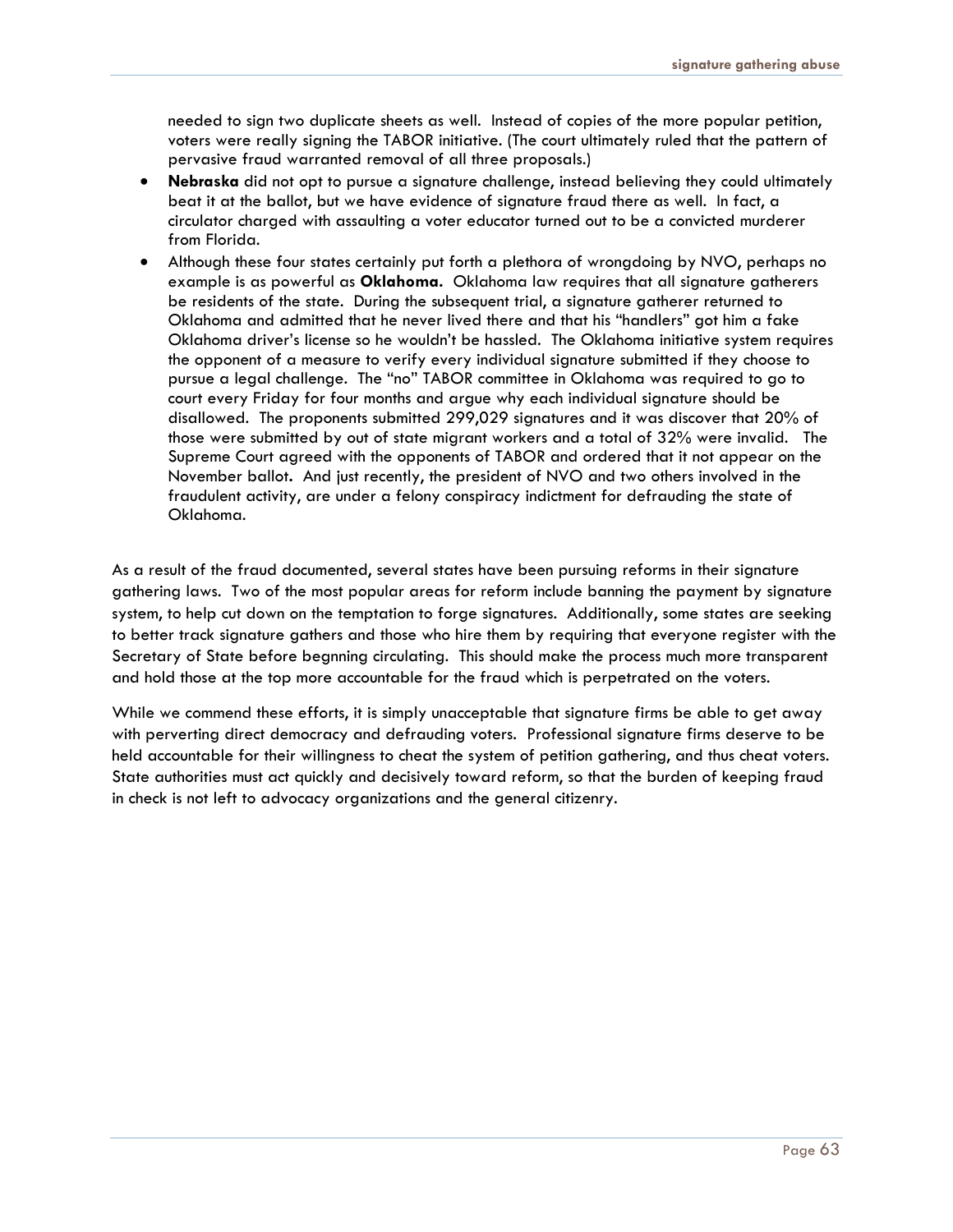needed to sign two duplicate sheets as well. Instead of copies of the more popular petition, voters were really signing the TABOR initiative. (The court ultimately ruled that the pattern of pervasive fraud warranted removal of all three proposals.)

- **Nebraska** did not opt to pursue a signature challenge, instead believing they could ultimately beat it at the ballot, but we have evidence of signature fraud there as well. In fact, a circulator charged with assaulting a voter educator turned out to be a convicted murderer from Florida.
- Although these four states certainly put forth a plethora of wrongdoing by NVO, perhaps no example is as powerful as **Oklahoma.** Oklahoma law requires that all signature gatherers be residents of the state. During the subsequent trial, a signature gatherer returned to Oklahoma and admitted that he never lived there and that his "handlers" got him a fake Oklahoma driver's license so he wouldn't be hassled. The Oklahoma initiative system requires the opponent of a measure to verify every individual signature submitted if they choose to pursue a legal challenge. The "no" TABOR committee in Oklahoma was required to go to court every Friday for four months and argue why each individual signature should be disallowed. The proponents submitted 299,029 signatures and it was discover that 20% of those were submitted by out of state migrant workers and a total of 32% were invalid. The Supreme Court agreed with the opponents of TABOR and ordered that it not appear on the November ballot**.** And just recently, the president of NVO and two others involved in the fraudulent activity, are under a felony conspiracy indictment for defrauding the state of Oklahoma.

As a result of the fraud documented, several states have been pursuing reforms in their signature gathering laws. Two of the most popular areas for reform include banning the payment by signature system, to help cut down on the temptation to forge signatures. Additionally, some states are seeking to better track signature gathers and those who hire them by requiring that everyone register with the Secretary of State before begnning circulating. This should make the process much more transparent and hold those at the top more accountable for the fraud which is perpetrated on the voters.

While we commend these efforts, it is simply unacceptable that signature firms be able to get away with perverting direct democracy and defrauding voters. Professional signature firms deserve to be held accountable for their willingness to cheat the system of petition gathering, and thus cheat voters. State authorities must act quickly and decisively toward reform, so that the burden of keeping fraud in check is not left to advocacy organizations and the general citizenry.